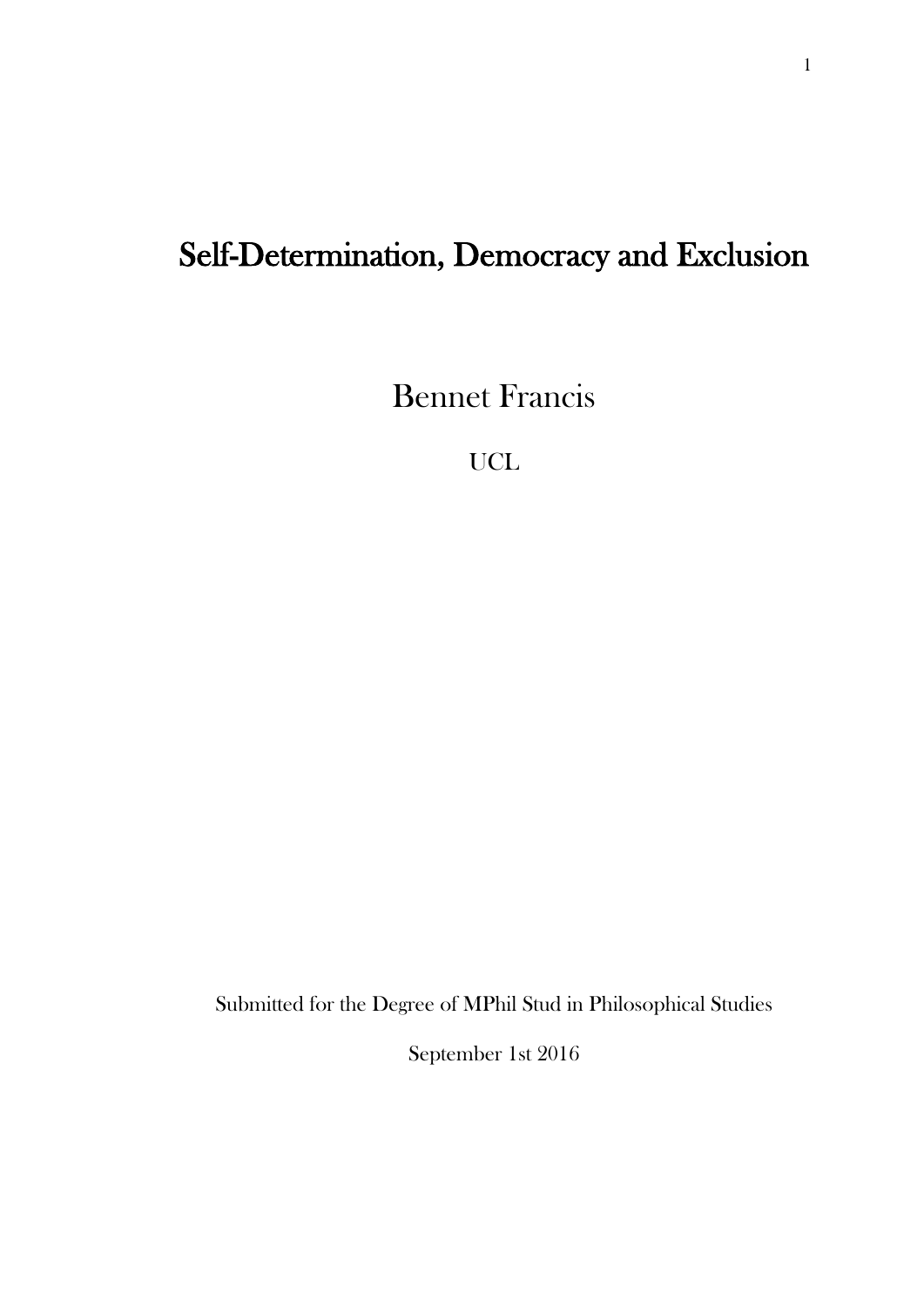# Self-Determination, Democracy and Exclusion

Bennet Francis

UCL

Submitted for the Degree of MPhil Stud in Philosophical Studies

September 1st 2016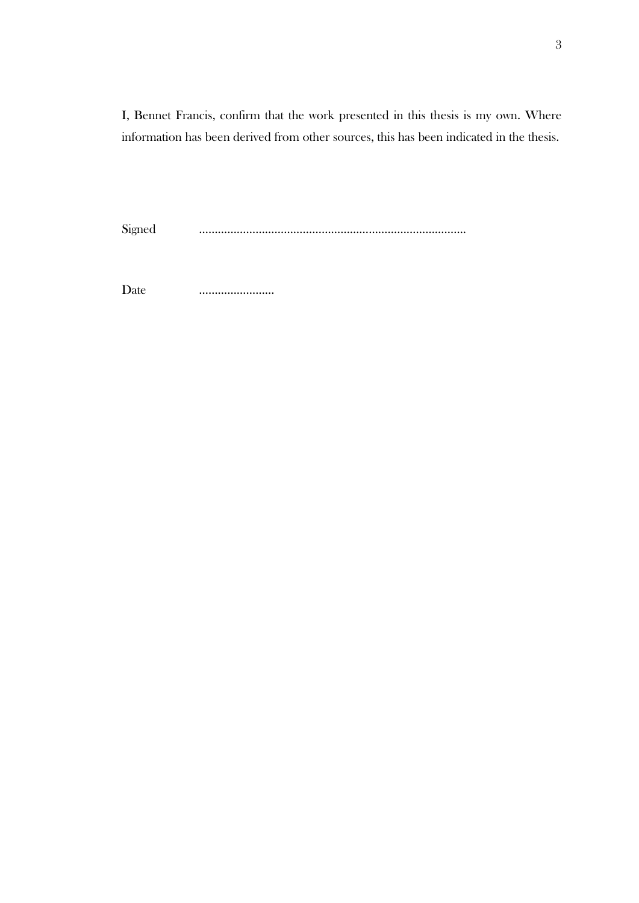I, Bennet Francis, confirm that the work presented in this thesis is my own. Where information has been derived from other sources, this has been indicated in the thesis.

Signed ......................................................................................

Date .........................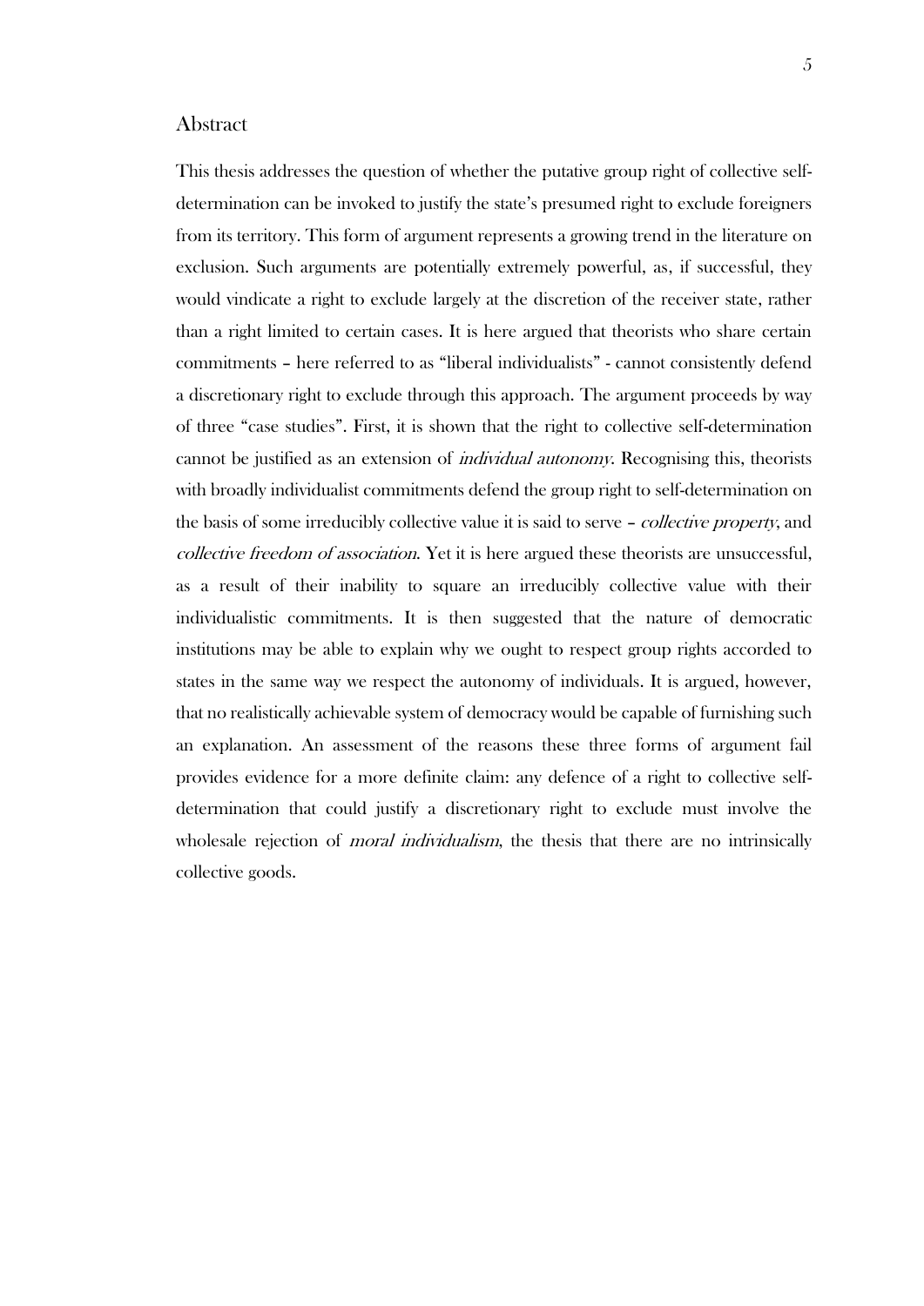## Abstract

This thesis addresses the question of whether the putative group right of collective self-determination can be invoked to justify the state's presumed right to exclude foreigners from its territory. This form of argument represents a growing trend in the literature on exclusion. Such arguments are potentially extremely powerful, as, if successful, they would vindicate a right to exclude largely at the discretion of the receiver state, rather than a right limited to certain cases. It is here argued that theorists who share certain commitments – here referred to as "liberal individualists" - cannot consistently defend a discretionary right to exclude through this approach. The argument proceeds by way of three "case studies". First, it is shown that the right to collective self-determination cannot be justified as an extension of *individual autonomy*. Recognising this, theorists with broadly individualist commitments defend the group right to self-determination on the basis of some irreducibly collective value it is said to serve – *collective property*, and *collective freedom of association*. Yet it is here argued these theorists are unsuccessful, as a result of their inability to square an irreducibly collective value with their individualistic commitments. It is then suggested that the nature of democratic institutions may be able to explain why we ought to respect group rights accorded to states in the same way we respect the autonomy of individuals. It is argued, however, that no realistically achievable system of democracy would be capable of furnishing such an explanation. An assessment of the reasons these three forms of argument fail provides evidence for a more definite claim: any defence of a right to collective self-determination that could justify a discretionary right to exclude must involve the wholesale rejection of *moral individualism*, the thesis that there are no intrinsically collective goods.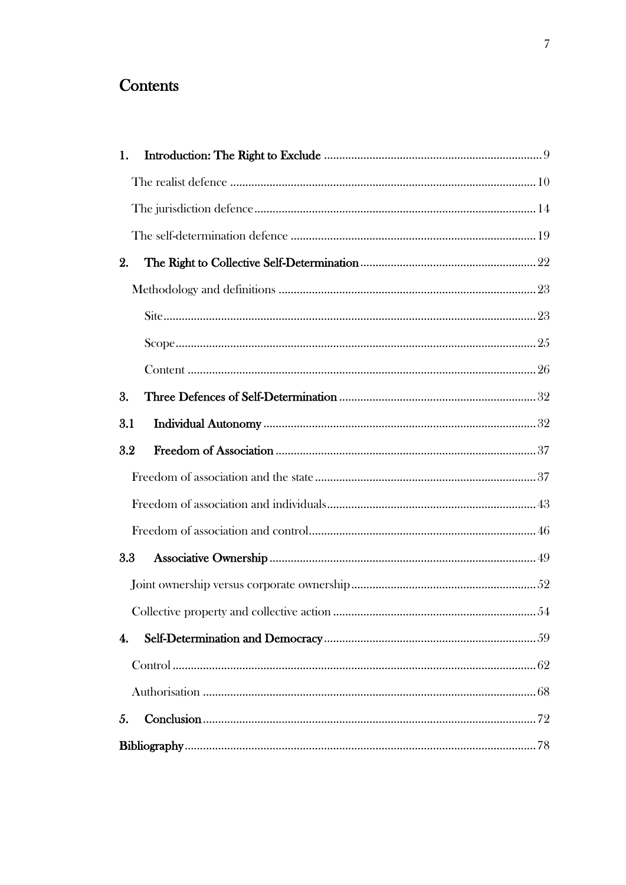# Contents

1. **Introduction: The Right to Exclude** ........ 9
   - The realist defence ........ 10
   - The jurisdiction defence ........ 14
   - The self-determination defence ........ 19
2. **The Right to Collective Self-Determination** ........ 22
   - Methodology and definitions ........ 23
     - Site ........ 23
     - Scope ........ 25
     - Content ........ 26
3. **Three Defences of Self-Determination** ........ 32

   3.1 **Individual Autonomy** ........ 32

   3.2 **Freedom of Association** ........ 37
   - Freedom of association and the state ........ 37
   - Freedom of association and individuals ........ 43
   - Freedom of association and control ........ 46

   3.3 **Associative Ownership** ........ 49
   - Joint ownership versus corporate ownership ........ 52
   - Collective property and collective action ........ 54
4. **Self-Determination and Democracy** ........ 59
   - Control ........ 62
   - Authorisation ........ 68
5. **Conclusion** ........ 72

**Bibliography** ........ 78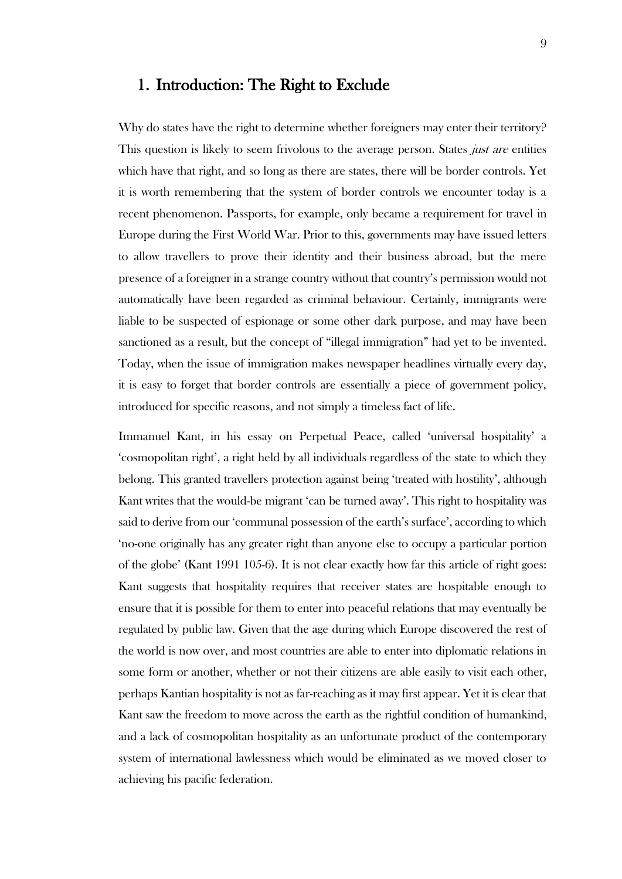# 1. Introduction: The Right to Exclude

Why do states have the right to determine whether foreigners may enter their territory? This question is likely to seem frivolous to the average person. States *just are* entities which have that right, and so long as there are states, there will be border controls. Yet it is worth remembering that the system of border controls we encounter today is a recent phenomenon. Passports, for example, only became a requirement for travel in Europe during the First World War. Prior to this, governments may have issued letters to allow travellers to prove their identity and their business abroad, but the mere presence of a foreigner in a strange country without that country's permission would not automatically have been regarded as criminal behaviour. Certainly, immigrants were liable to be suspected of espionage or some other dark purpose, and may have been sanctioned as a result, but the concept of "illegal immigration" had yet to be invented. Today, when the issue of immigration makes newspaper headlines virtually every day, it is easy to forget that border controls are essentially a piece of government policy, introduced for specific reasons, and not simply a timeless fact of life.

Immanuel Kant, in his essay on Perpetual Peace, called 'universal hospitality' a 'cosmopolitan right', a right held by all individuals regardless of the state to which they belong. This granted travellers protection against being 'treated with hostility', although Kant writes that the would-be migrant 'can be turned away'. This right to hospitality was said to derive from our 'communal possession of the earth's surface', according to which 'no-one originally has any greater right than anyone else to occupy a particular portion of the globe' (Kant 1991 105-6). It is not clear exactly how far this article of right goes: Kant suggests that hospitality requires that receiver states are hospitable enough to ensure that it is possible for them to enter into peaceful relations that may eventually be regulated by public law. Given that the age during which Europe discovered the rest of the world is now over, and most countries are able to enter into diplomatic relations in some form or another, whether or not their citizens are able easily to visit each other, perhaps Kantian hospitality is not as far-reaching as it may first appear. Yet it is clear that Kant saw the freedom to move across the earth as the rightful condition of humankind, and a lack of cosmopolitan hospitality as an unfortunate product of the contemporary system of international lawlessness which would be eliminated as we moved closer to achieving his pacific federation.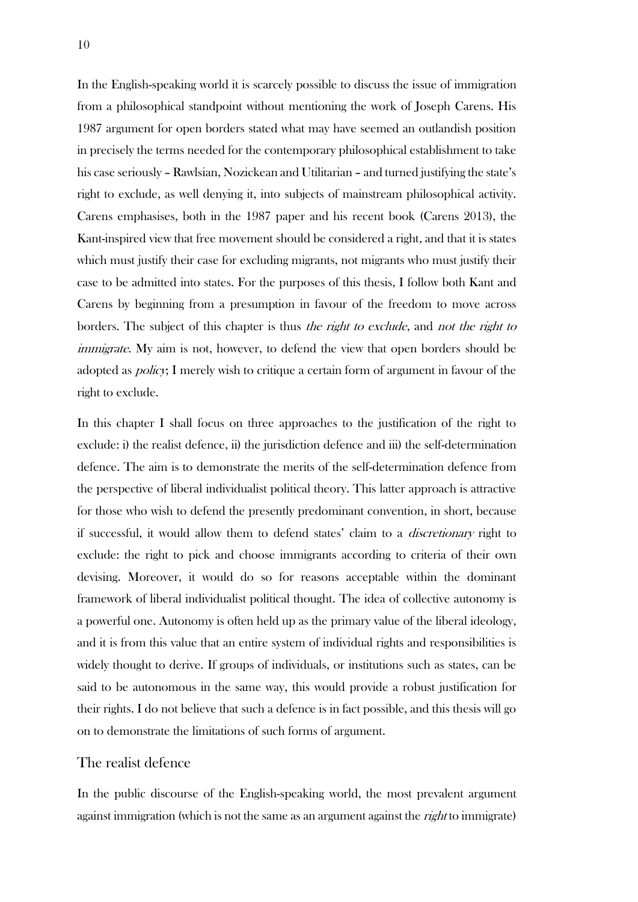In the English-speaking world it is scarcely possible to discuss the issue of immigration from a philosophical standpoint without mentioning the work of Joseph Carens. His 1987 argument for open borders stated what may have seemed an outlandish position in precisely the terms needed for the contemporary philosophical establishment to take his case seriously – Rawlsian, Nozickean and Utilitarian – and turned justifying the state's right to exclude, as well denying it, into subjects of mainstream philosophical activity. Carens emphasises, both in the 1987 paper and his recent book (Carens 2013), the Kant-inspired view that free movement should be considered a right, and that it is states which must justify their case for excluding migrants, not migrants who must justify their case to be admitted into states. For the purposes of this thesis, I follow both Kant and Carens by beginning from a presumption in favour of the freedom to move across borders. The subject of this chapter is thus *the right to exclude*, and *not the right to immigrate*. My aim is not, however, to defend the view that open borders should be adopted as *policy*; I merely wish to critique a certain form of argument in favour of the right to exclude.

In this chapter I shall focus on three approaches to the justification of the right to exclude: i) the realist defence, ii) the jurisdiction defence and iii) the self-determination defence. The aim is to demonstrate the merits of the self-determination defence from the perspective of liberal individualist political theory. This latter approach is attractive for those who wish to defend the presently predominant convention, in short, because if successful, it would allow them to defend states' claim to a *discretionary* right to exclude: the right to pick and choose immigrants according to criteria of their own devising. Moreover, it would do so for reasons acceptable within the dominant framework of liberal individualist political thought. The idea of collective autonomy is a powerful one. Autonomy is often held up as the primary value of the liberal ideology, and it is from this value that an entire system of individual rights and responsibilities is widely thought to derive. If groups of individuals, or institutions such as states, can be said to be autonomous in the same way, this would provide a robust justification for their rights. I do not believe that such a defence is in fact possible, and this thesis will go on to demonstrate the limitations of such forms of argument.

## The realist defence

In the public discourse of the English-speaking world, the most prevalent argument against immigration (which is not the same as an argument against the *right* to immigrate)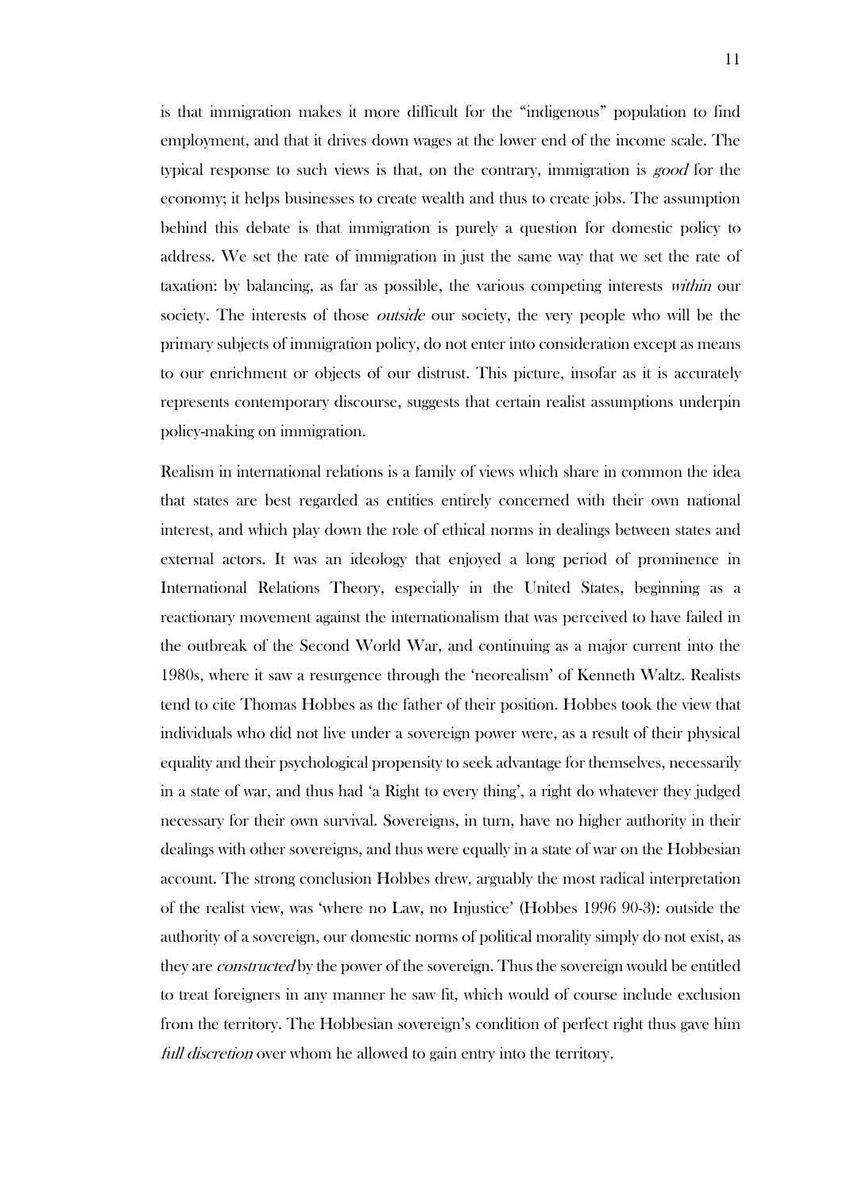is that immigration makes it more difficult for the "indigenous" population to find employment, and that it drives down wages at the lower end of the income scale. The typical response to such views is that, on the contrary, immigration is *good* for the economy; it helps businesses to create wealth and thus to create jobs. The assumption behind this debate is that immigration is purely a question for domestic policy to address. We set the rate of immigration in just the same way that we set the rate of taxation: by balancing, as far as possible, the various competing interests *within* our society. The interests of those *outside* our society, the very people who will be the primary subjects of immigration policy, do not enter into consideration except as means to our enrichment or objects of our distrust. This picture, insofar as it is accurately represents contemporary discourse, suggests that certain realist assumptions underpin policy-making on immigration.

Realism in international relations is a family of views which share in common the idea that states are best regarded as entities entirely concerned with their own national interest, and which play down the role of ethical norms in dealings between states and external actors. It was an ideology that enjoyed a long period of prominence in International Relations Theory, especially in the United States, beginning as a reactionary movement against the internationalism that was perceived to have failed in the outbreak of the Second World War, and continuing as a major current into the 1980s, where it saw a resurgence through the 'neorealism' of Kenneth Waltz. Realists tend to cite Thomas Hobbes as the father of their position. Hobbes took the view that individuals who did not live under a sovereign power were, as a result of their physical equality and their psychological propensity to seek advantage for themselves, necessarily in a state of war, and thus had 'a Right to every thing', a right do whatever they judged necessary for their own survival. Sovereigns, in turn, have no higher authority in their dealings with other sovereigns, and thus were equally in a state of war on the Hobbesian account. The strong conclusion Hobbes drew, arguably the most radical interpretation of the realist view, was 'where no Law, no Injustice' (Hobbes 1996 90-3): outside the authority of a sovereign, our domestic norms of political morality simply do not exist, as they are *constructed* by the power of the sovereign. Thus the sovereign would be entitled to treat foreigners in any manner he saw fit, which would of course include exclusion from the territory. The Hobbesian sovereign's condition of perfect right thus gave him *full discretion* over whom he allowed to gain entry into the territory.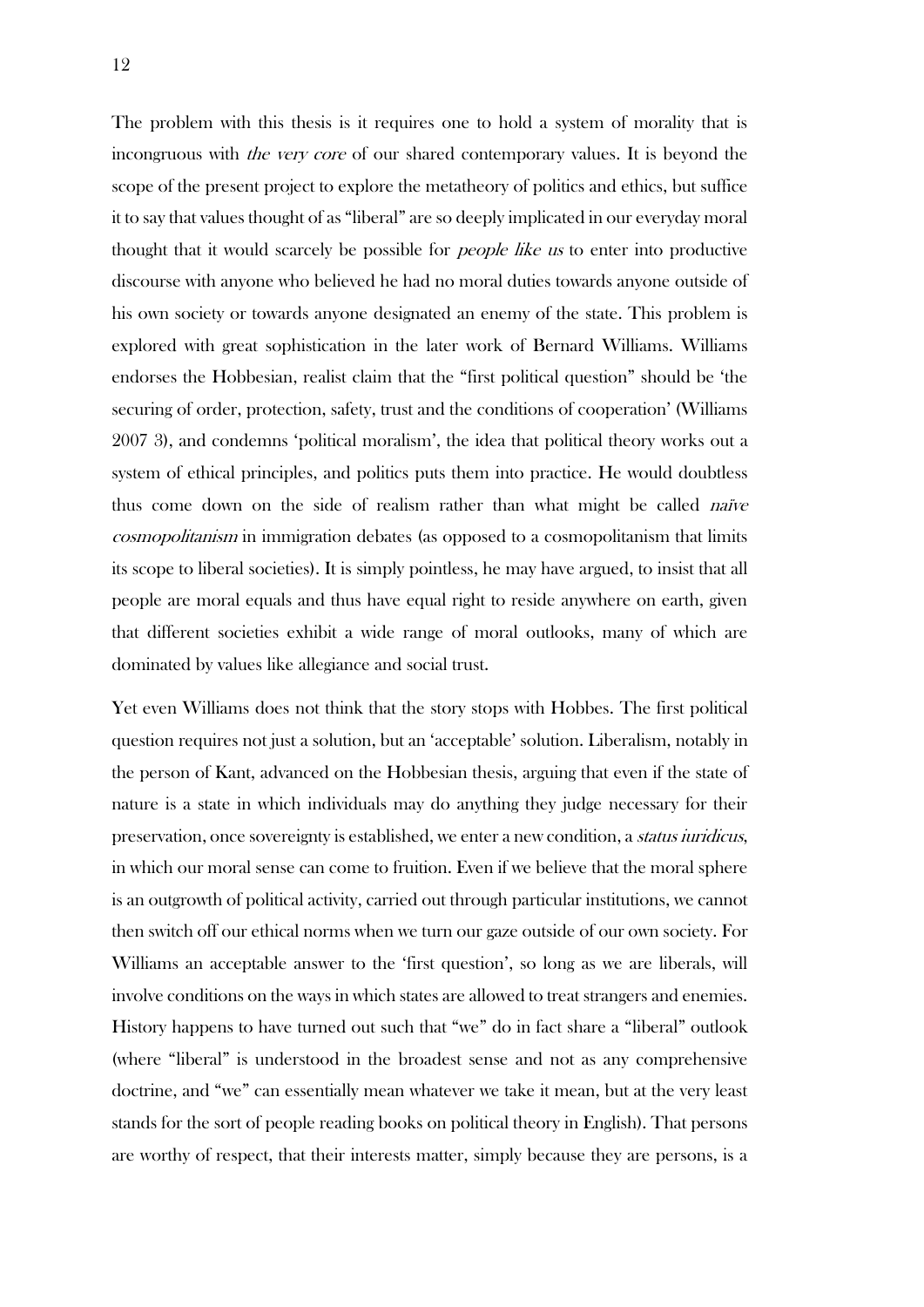The problem with this thesis is it requires one to hold a system of morality that is incongruous with *the very core* of our shared contemporary values. It is beyond the scope of the present project to explore the metatheory of politics and ethics, but suffice it to say that values thought of as "liberal" are so deeply implicated in our everyday moral thought that it would scarcely be possible for *people like us* to enter into productive discourse with anyone who believed he had no moral duties towards anyone outside of his own society or towards anyone designated an enemy of the state. This problem is explored with great sophistication in the later work of Bernard Williams. Williams endorses the Hobbesian, realist claim that the "first political question" should be 'the securing of order, protection, safety, trust and the conditions of cooperation' (Williams 2007 3), and condemns 'political moralism', the idea that political theory works out a system of ethical principles, and politics puts them into practice. He would doubtless thus come down on the side of realism rather than what might be called *naïve cosmopolitanism* in immigration debates (as opposed to a cosmopolitanism that limits its scope to liberal societies). It is simply pointless, he may have argued, to insist that all people are moral equals and thus have equal right to reside anywhere on earth, given that different societies exhibit a wide range of moral outlooks, many of which are dominated by values like allegiance and social trust.

Yet even Williams does not think that the story stops with Hobbes. The first political question requires not just a solution, but an 'acceptable' solution. Liberalism, notably in the person of Kant, advanced on the Hobbesian thesis, arguing that even if the state of nature is a state in which individuals may do anything they judge necessary for their preservation, once sovereignty is established, we enter a new condition, a *status iuridicus*, in which our moral sense can come to fruition. Even if we believe that the moral sphere is an outgrowth of political activity, carried out through particular institutions, we cannot then switch off our ethical norms when we turn our gaze outside of our own society. For Williams an acceptable answer to the 'first question', so long as we are liberals, will involve conditions on the ways in which states are allowed to treat strangers and enemies. History happens to have turned out such that "we" do in fact share a "liberal" outlook (where "liberal" is understood in the broadest sense and not as any comprehensive doctrine, and "we" can essentially mean whatever we take it mean, but at the very least stands for the sort of people reading books on political theory in English). That persons are worthy of respect, that their interests matter, simply because they are persons, is a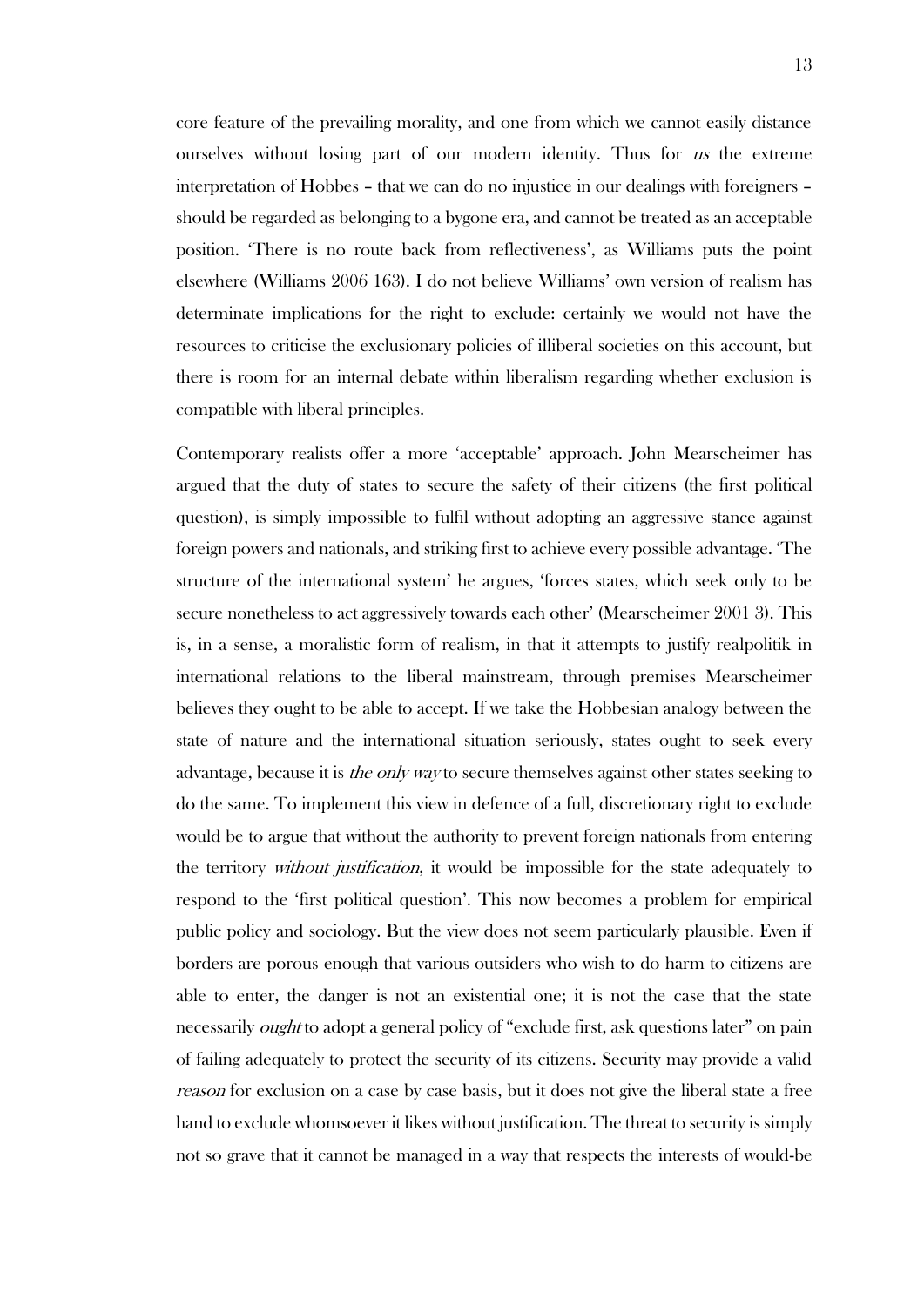core feature of the prevailing morality, and one from which we cannot easily distance ourselves without losing part of our modern identity. Thus for *us* the extreme interpretation of Hobbes – that we can do no injustice in our dealings with foreigners – should be regarded as belonging to a bygone era, and cannot be treated as an acceptable position. 'There is no route back from reflectiveness', as Williams puts the point elsewhere (Williams 2006 163). I do not believe Williams' own version of realism has determinate implications for the right to exclude: certainly we would not have the resources to criticise the exclusionary policies of illiberal societies on this account, but there is room for an internal debate within liberalism regarding whether exclusion is compatible with liberal principles.

Contemporary realists offer a more 'acceptable' approach. John Mearscheimer has argued that the duty of states to secure the safety of their citizens (the first political question), is simply impossible to fulfil without adopting an aggressive stance against foreign powers and nationals, and striking first to achieve every possible advantage. 'The structure of the international system' he argues, 'forces states, which seek only to be secure nonetheless to act aggressively towards each other' (Mearscheimer 2001 3). This is, in a sense, a moralistic form of realism, in that it attempts to justify realpolitik in international relations to the liberal mainstream, through premises Mearscheimer believes they ought to be able to accept. If we take the Hobbesian analogy between the state of nature and the international situation seriously, states ought to seek every advantage, because it is *the only way* to secure themselves against other states seeking to do the same. To implement this view in defence of a full, discretionary right to exclude would be to argue that without the authority to prevent foreign nationals from entering the territory *without justification*, it would be impossible for the state adequately to respond to the 'first political question'. This now becomes a problem for empirical public policy and sociology. But the view does not seem particularly plausible. Even if borders are porous enough that various outsiders who wish to do harm to citizens are able to enter, the danger is not an existential one; it is not the case that the state necessarily *ought* to adopt a general policy of "exclude first, ask questions later" on pain of failing adequately to protect the security of its citizens. Security may provide a valid *reason* for exclusion on a case by case basis, but it does not give the liberal state a free hand to exclude whomsoever it likes without justification. The threat to security is simply not so grave that it cannot be managed in a way that respects the interests of would-be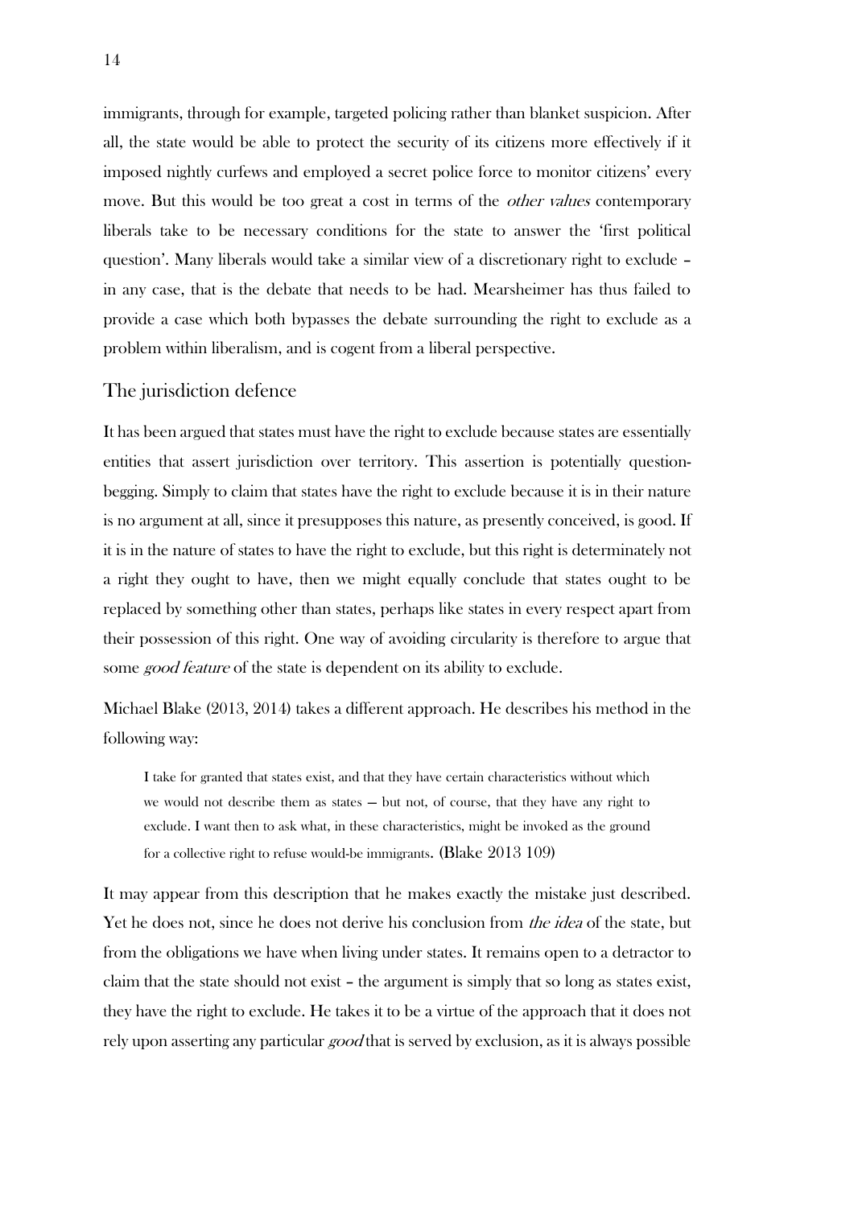immigrants, through for example, targeted policing rather than blanket suspicion. After all, the state would be able to protect the security of its citizens more effectively if it imposed nightly curfews and employed a secret police force to monitor citizens' every move. But this would be too great a cost in terms of the *other values* contemporary liberals take to be necessary conditions for the state to answer the 'first political question'. Many liberals would take a similar view of a discretionary right to exclude – in any case, that is the debate that needs to be had. Mearsheimer has thus failed to provide a case which both bypasses the debate surrounding the right to exclude as a problem within liberalism, and is cogent from a liberal perspective.

## The jurisdiction defence

It has been argued that states must have the right to exclude because states are essentially entities that assert jurisdiction over territory. This assertion is potentially question-begging. Simply to claim that states have the right to exclude because it is in their nature is no argument at all, since it presupposes this nature, as presently conceived, is good. If it is in the nature of states to have the right to exclude, but this right is determinately not a right they ought to have, then we might equally conclude that states ought to be replaced by something other than states, perhaps like states in every respect apart from their possession of this right. One way of avoiding circularity is therefore to argue that some *good feature* of the state is dependent on its ability to exclude.

Michael Blake (2013, 2014) takes a different approach. He describes his method in the following way:

> I take for granted that states exist, and that they have certain characteristics without which we would not describe them as states — but not, of course, that they have any right to exclude. I want then to ask what, in these characteristics, might be invoked as the ground for a collective right to refuse would-be immigrants. (Blake 2013 109)

It may appear from this description that he makes exactly the mistake just described. Yet he does not, since he does not derive his conclusion from *the idea* of the state, but from the obligations we have when living under states. It remains open to a detractor to claim that the state should not exist – the argument is simply that so long as states exist, they have the right to exclude. He takes it to be a virtue of the approach that it does not rely upon asserting any particular *good* that is served by exclusion, as it is always possible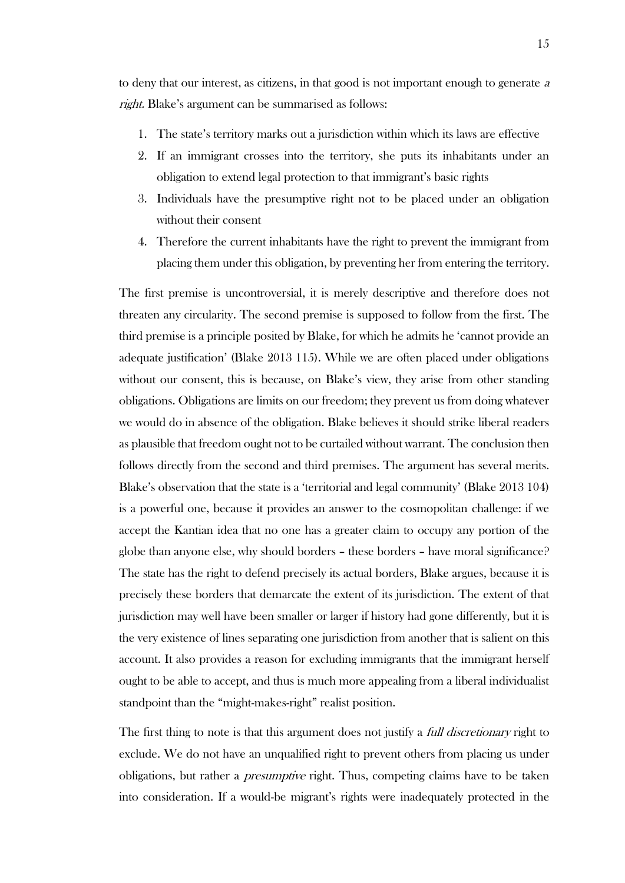to deny that our interest, as citizens, in that good is not important enough to generate *a right*. Blake's argument can be summarised as follows:

1. The state's territory marks out a jurisdiction within which its laws are effective
2. If an immigrant crosses into the territory, she puts its inhabitants under an obligation to extend legal protection to that immigrant's basic rights
3. Individuals have the presumptive right not to be placed under an obligation without their consent
4. Therefore the current inhabitants have the right to prevent the immigrant from placing them under this obligation, by preventing her from entering the territory.

The first premise is uncontroversial, it is merely descriptive and therefore does not threaten any circularity. The second premise is supposed to follow from the first. The third premise is a principle posited by Blake, for which he admits he 'cannot provide an adequate justification' (Blake 2013 115). While we are often placed under obligations without our consent, this is because, on Blake's view, they arise from other standing obligations. Obligations are limits on our freedom; they prevent us from doing whatever we would do in absence of the obligation. Blake believes it should strike liberal readers as plausible that freedom ought not to be curtailed without warrant. The conclusion then follows directly from the second and third premises. The argument has several merits. Blake's observation that the state is a 'territorial and legal community' (Blake 2013 104) is a powerful one, because it provides an answer to the cosmopolitan challenge: if we accept the Kantian idea that no one has a greater claim to occupy any portion of the globe than anyone else, why should borders – these borders – have moral significance? The state has the right to defend precisely its actual borders, Blake argues, because it is precisely these borders that demarcate the extent of its jurisdiction. The extent of that jurisdiction may well have been smaller or larger if history had gone differently, but it is the very existence of lines separating one jurisdiction from another that is salient on this account. It also provides a reason for excluding immigrants that the immigrant herself ought to be able to accept, and thus is much more appealing from a liberal individualist standpoint than the "might-makes-right" realist position.

The first thing to note is that this argument does not justify a *full discretionary* right to exclude. We do not have an unqualified right to prevent others from placing us under obligations, but rather a *presumptive* right. Thus, competing claims have to be taken into consideration. If a would-be migrant's rights were inadequately protected in the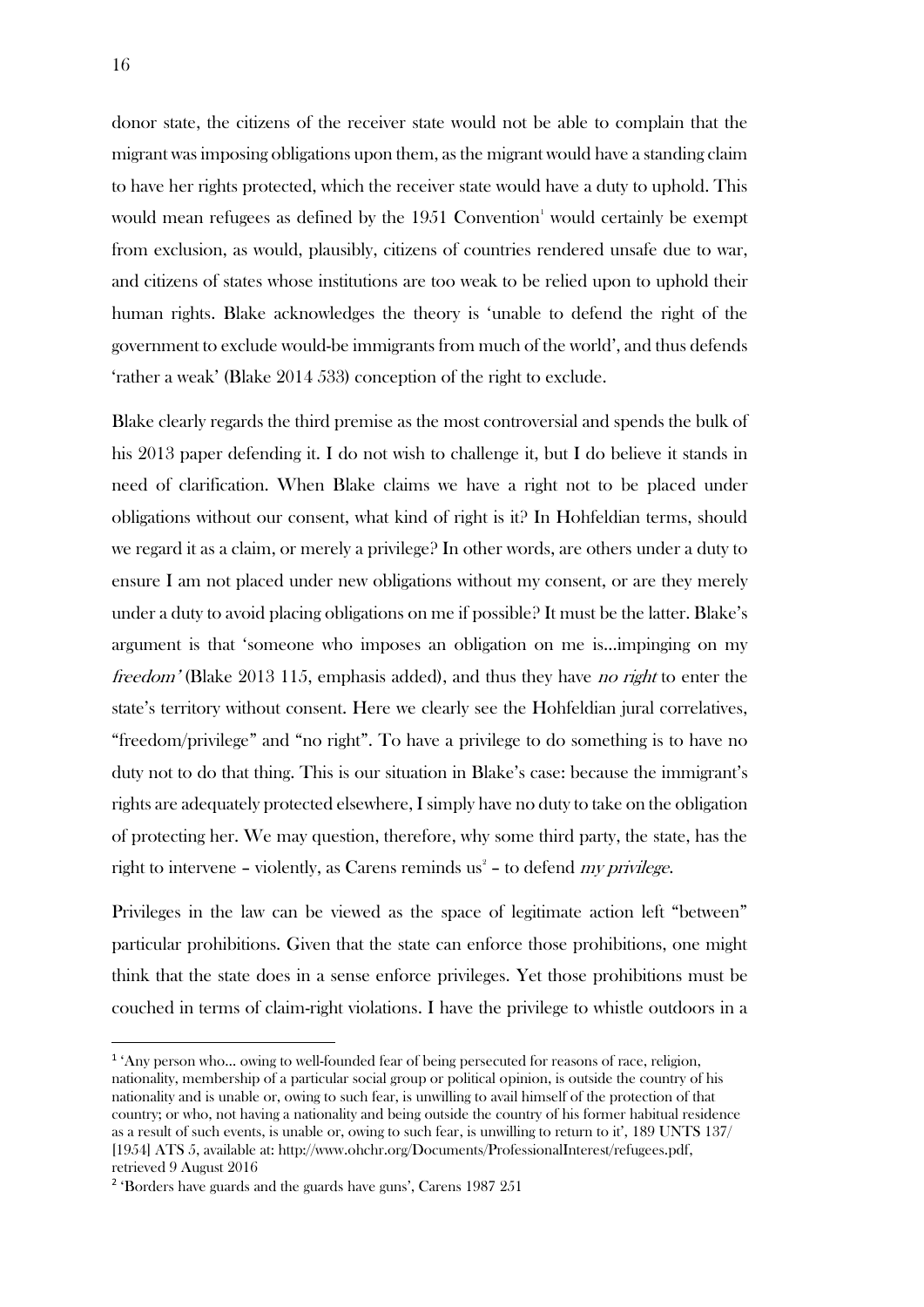donor state, the citizens of the receiver state would not be able to complain that the migrant was imposing obligations upon them, as the migrant would have a standing claim to have her rights protected, which the receiver state would have a duty to uphold. This would mean refugees as defined by the 1951 Convention[1] would certainly be exempt from exclusion, as would, plausibly, citizens of countries rendered unsafe due to war, and citizens of states whose institutions are too weak to be relied upon to uphold their human rights. Blake acknowledges the theory is 'unable to defend the right of the government to exclude would-be immigrants from much of the world', and thus defends 'rather a weak' (Blake 2014 533) conception of the right to exclude.

Blake clearly regards the third premise as the most controversial and spends the bulk of his 2013 paper defending it. I do not wish to challenge it, but I do believe it stands in need of clarification. When Blake claims we have a right not to be placed under obligations without our consent, what kind of right is it? In Hohfeldian terms, should we regard it as a claim, or merely a privilege? In other words, are others under a duty to ensure I am not placed under new obligations without my consent, or are they merely under a duty to avoid placing obligations on me if possible? It must be the latter. Blake's argument is that 'someone who imposes an obligation on me is…impinging on my *freedom'* (Blake 2013 115, emphasis added), and thus they have *no right* to enter the state's territory without consent. Here we clearly see the Hohfeldian jural correlatives, "freedom/privilege" and "no right". To have a privilege to do something is to have no duty not to do that thing. This is our situation in Blake's case: because the immigrant's rights are adequately protected elsewhere, I simply have no duty to take on the obligation of protecting her. We may question, therefore, why some third party, the state, has the right to intervene – violently, as Carens reminds us[2] – to defend *my privilege*.

Privileges in the law can be viewed as the space of legitimate action left "between" particular prohibitions. Given that the state can enforce those prohibitions, one might think that the state does in a sense enforce privileges. Yet those prohibitions must be couched in terms of claim-right violations. I have the privilege to whistle outdoors in a

---

[1] 'Any person who… owing to well-founded fear of being persecuted for reasons of race, religion, nationality, membership of a particular social group or political opinion, is outside the country of his nationality and is unable or, owing to such fear, is unwilling to avail himself of the protection of that country; or who, not having a nationality and being outside the country of his former habitual residence as a result of such events, is unable or, owing to such fear, is unwilling to return to it', 189 UNTS 137/ [1954] ATS 5, available at: http://www.ohchr.org/Documents/ProfessionalInterest/refugees.pdf, retrieved 9 August 2016

[2] 'Borders have guards and the guards have guns', Carens 1987 251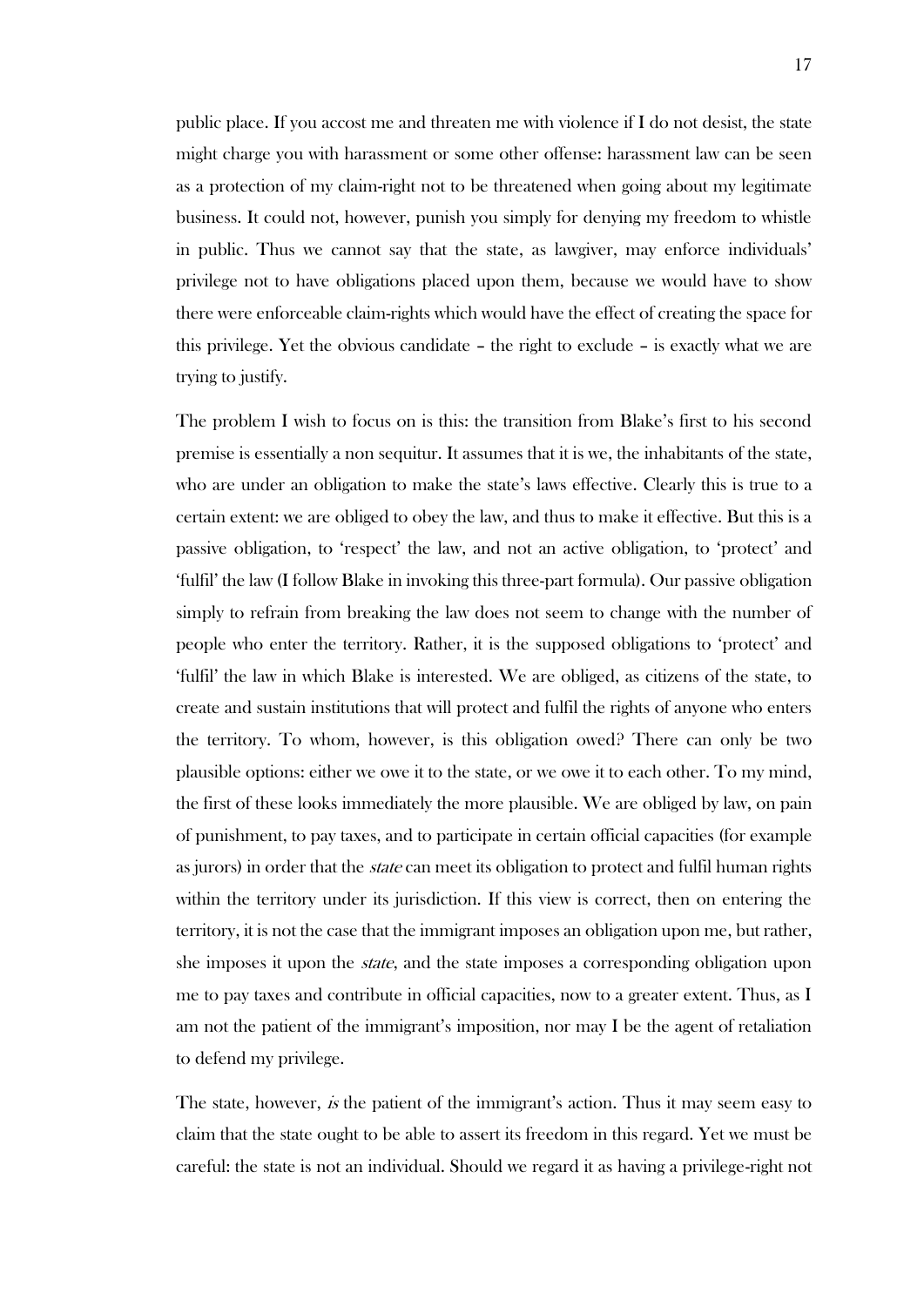public place. If you accost me and threaten me with violence if I do not desist, the state might charge you with harassment or some other offense: harassment law can be seen as a protection of my claim-right not to be threatened when going about my legitimate business. It could not, however, punish you simply for denying my freedom to whistle in public. Thus we cannot say that the state, as lawgiver, may enforce individuals' privilege not to have obligations placed upon them, because we would have to show there were enforceable claim-rights which would have the effect of creating the space for this privilege. Yet the obvious candidate – the right to exclude – is exactly what we are trying to justify.

The problem I wish to focus on is this: the transition from Blake's first to his second premise is essentially a non sequitur. It assumes that it is we, the inhabitants of the state, who are under an obligation to make the state's laws effective. Clearly this is true to a certain extent: we are obliged to obey the law, and thus to make it effective. But this is a passive obligation, to 'respect' the law, and not an active obligation, to 'protect' and 'fulfil' the law (I follow Blake in invoking this three-part formula). Our passive obligation simply to refrain from breaking the law does not seem to change with the number of people who enter the territory. Rather, it is the supposed obligations to 'protect' and 'fulfil' the law in which Blake is interested. We are obliged, as citizens of the state, to create and sustain institutions that will protect and fulfil the rights of anyone who enters the territory. To whom, however, is this obligation owed? There can only be two plausible options: either we owe it to the state, or we owe it to each other. To my mind, the first of these looks immediately the more plausible. We are obliged by law, on pain of punishment, to pay taxes, and to participate in certain official capacities (for example as jurors) in order that the *state* can meet its obligation to protect and fulfil human rights within the territory under its jurisdiction. If this view is correct, then on entering the territory, it is not the case that the immigrant imposes an obligation upon me, but rather, she imposes it upon the *state*, and the state imposes a corresponding obligation upon me to pay taxes and contribute in official capacities, now to a greater extent. Thus, as I am not the patient of the immigrant's imposition, nor may I be the agent of retaliation to defend my privilege.

The state, however, *is* the patient of the immigrant's action. Thus it may seem easy to claim that the state ought to be able to assert its freedom in this regard. Yet we must be careful: the state is not an individual. Should we regard it as having a privilege-right not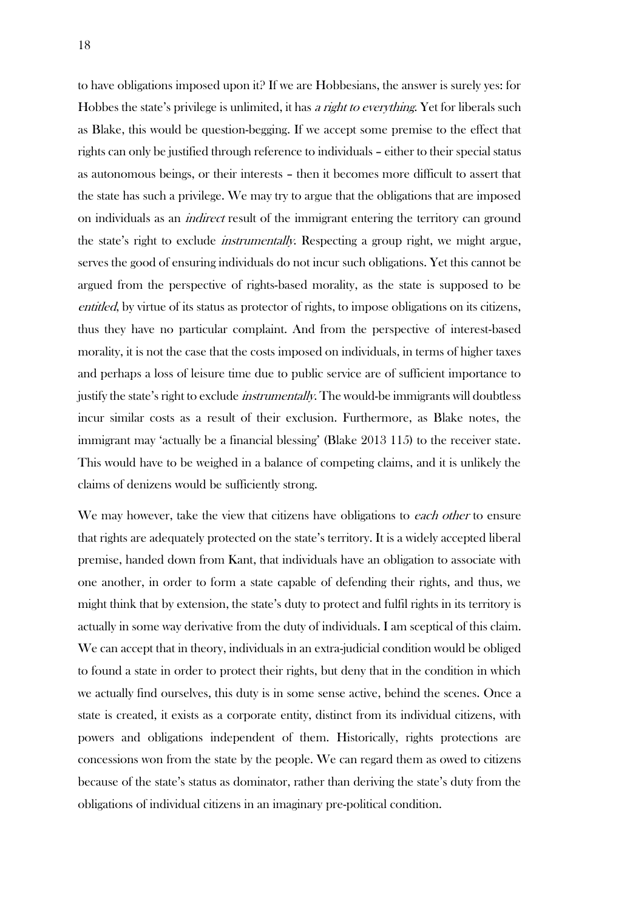to have obligations imposed upon it? If we are Hobbesians, the answer is surely yes: for Hobbes the state's privilege is unlimited, it has *a right to everything*. Yet for liberals such as Blake, this would be question-begging. If we accept some premise to the effect that rights can only be justified through reference to individuals – either to their special status as autonomous beings, or their interests – then it becomes more difficult to assert that the state has such a privilege. We may try to argue that the obligations that are imposed on individuals as an *indirect* result of the immigrant entering the territory can ground the state's right to exclude *instrumentally*. Respecting a group right, we might argue, serves the good of ensuring individuals do not incur such obligations. Yet this cannot be argued from the perspective of rights-based morality, as the state is supposed to be *entitled*, by virtue of its status as protector of rights, to impose obligations on its citizens, thus they have no particular complaint. And from the perspective of interest-based morality, it is not the case that the costs imposed on individuals, in terms of higher taxes and perhaps a loss of leisure time due to public service are of sufficient importance to justify the state's right to exclude *instrumentally*. The would-be immigrants will doubtless incur similar costs as a result of their exclusion. Furthermore, as Blake notes, the immigrant may 'actually be a financial blessing' (Blake 2013 115) to the receiver state. This would have to be weighed in a balance of competing claims, and it is unlikely the claims of denizens would be sufficiently strong.

We may however, take the view that citizens have obligations to *each other* to ensure that rights are adequately protected on the state's territory. It is a widely accepted liberal premise, handed down from Kant, that individuals have an obligation to associate with one another, in order to form a state capable of defending their rights, and thus, we might think that by extension, the state's duty to protect and fulfil rights in its territory is actually in some way derivative from the duty of individuals. I am sceptical of this claim. We can accept that in theory, individuals in an extra-judicial condition would be obliged to found a state in order to protect their rights, but deny that in the condition in which we actually find ourselves, this duty is in some sense active, behind the scenes. Once a state is created, it exists as a corporate entity, distinct from its individual citizens, with powers and obligations independent of them. Historically, rights protections are concessions won from the state by the people. We can regard them as owed to citizens because of the state's status as dominator, rather than deriving the state's duty from the obligations of individual citizens in an imaginary pre-political condition.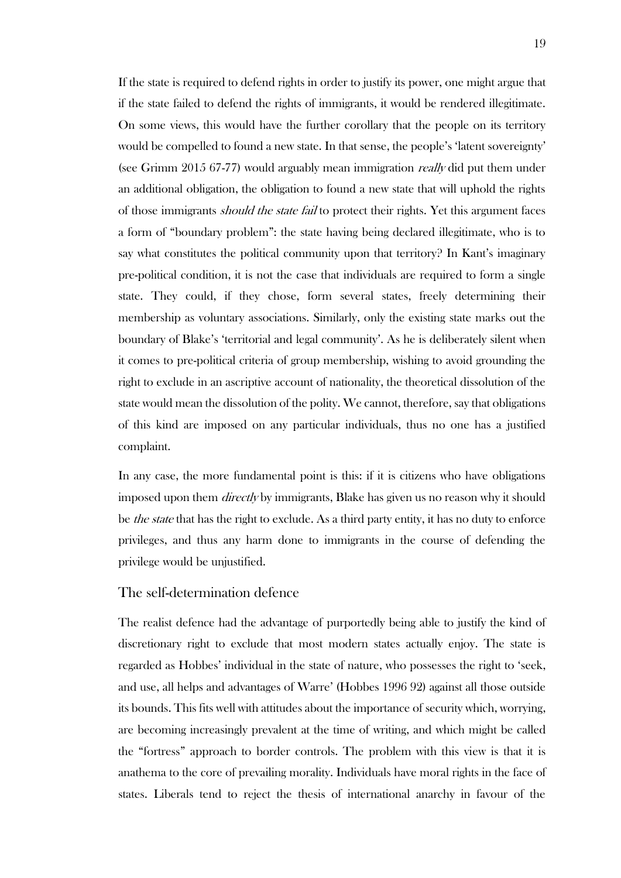If the state is required to defend rights in order to justify its power, one might argue that if the state failed to defend the rights of immigrants, it would be rendered illegitimate. On some views, this would have the further corollary that the people on its territory would be compelled to found a new state. In that sense, the people's 'latent sovereignty' (see Grimm 2015 67-77) would arguably mean immigration *really* did put them under an additional obligation, the obligation to found a new state that will uphold the rights of those immigrants *should the state fail* to protect their rights. Yet this argument faces a form of "boundary problem": the state having being declared illegitimate, who is to say what constitutes the political community upon that territory? In Kant's imaginary pre-political condition, it is not the case that individuals are required to form a single state. They could, if they chose, form several states, freely determining their membership as voluntary associations. Similarly, only the existing state marks out the boundary of Blake's 'territorial and legal community'. As he is deliberately silent when it comes to pre-political criteria of group membership, wishing to avoid grounding the right to exclude in an ascriptive account of nationality, the theoretical dissolution of the state would mean the dissolution of the polity. We cannot, therefore, say that obligations of this kind are imposed on any particular individuals, thus no one has a justified complaint.

In any case, the more fundamental point is this: if it is citizens who have obligations imposed upon them *directly* by immigrants, Blake has given us no reason why it should be *the state* that has the right to exclude. As a third party entity, it has no duty to enforce privileges, and thus any harm done to immigrants in the course of defending the privilege would be unjustified.

## The self-determination defence

The realist defence had the advantage of purportedly being able to justify the kind of discretionary right to exclude that most modern states actually enjoy. The state is regarded as Hobbes' individual in the state of nature, who possesses the right to 'seek, and use, all helps and advantages of Warre' (Hobbes 1996 92) against all those outside its bounds. This fits well with attitudes about the importance of security which, worrying, are becoming increasingly prevalent at the time of writing, and which might be called the "fortress" approach to border controls. The problem with this view is that it is anathema to the core of prevailing morality. Individuals have moral rights in the face of states. Liberals tend to reject the thesis of international anarchy in favour of the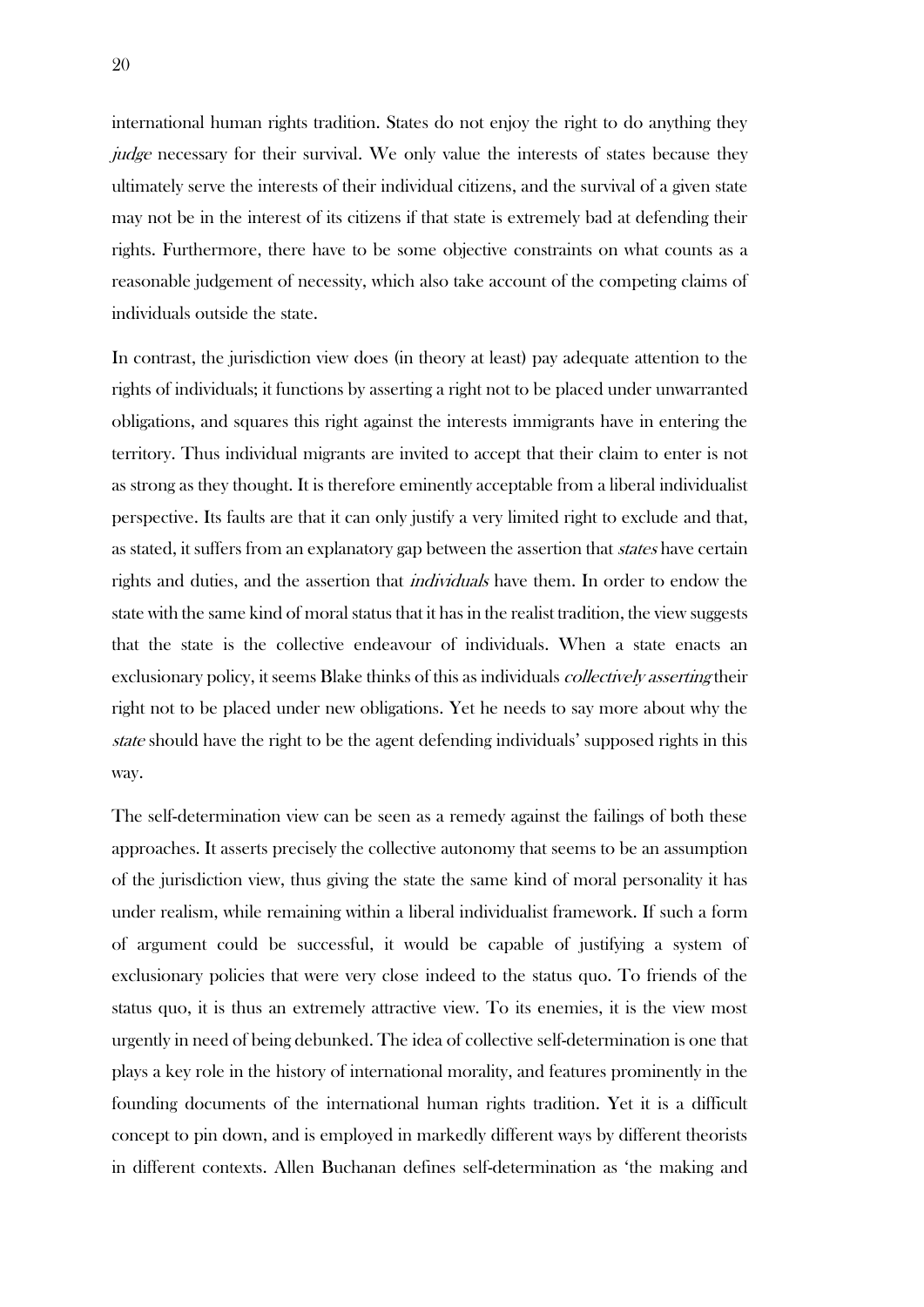international human rights tradition. States do not enjoy the right to do anything they *judge* necessary for their survival. We only value the interests of states because they ultimately serve the interests of their individual citizens, and the survival of a given state may not be in the interest of its citizens if that state is extremely bad at defending their rights. Furthermore, there have to be some objective constraints on what counts as a reasonable judgement of necessity, which also take account of the competing claims of individuals outside the state.

In contrast, the jurisdiction view does (in theory at least) pay adequate attention to the rights of individuals; it functions by asserting a right not to be placed under unwarranted obligations, and squares this right against the interests immigrants have in entering the territory. Thus individual migrants are invited to accept that their claim to enter is not as strong as they thought. It is therefore eminently acceptable from a liberal individualist perspective. Its faults are that it can only justify a very limited right to exclude and that, as stated, it suffers from an explanatory gap between the assertion that *states* have certain rights and duties, and the assertion that *individuals* have them. In order to endow the state with the same kind of moral status that it has in the realist tradition, the view suggests that the state is the collective endeavour of individuals. When a state enacts an exclusionary policy, it seems Blake thinks of this as individuals *collectively asserting* their right not to be placed under new obligations. Yet he needs to say more about why the *state* should have the right to be the agent defending individuals' supposed rights in this way.

The self-determination view can be seen as a remedy against the failings of both these approaches. It asserts precisely the collective autonomy that seems to be an assumption of the jurisdiction view, thus giving the state the same kind of moral personality it has under realism, while remaining within a liberal individualist framework. If such a form of argument could be successful, it would be capable of justifying a system of exclusionary policies that were very close indeed to the status quo. To friends of the status quo, it is thus an extremely attractive view. To its enemies, it is the view most urgently in need of being debunked. The idea of collective self-determination is one that plays a key role in the history of international morality, and features prominently in the founding documents of the international human rights tradition. Yet it is a difficult concept to pin down, and is employed in markedly different ways by different theorists in different contexts. Allen Buchanan defines self-determination as 'the making and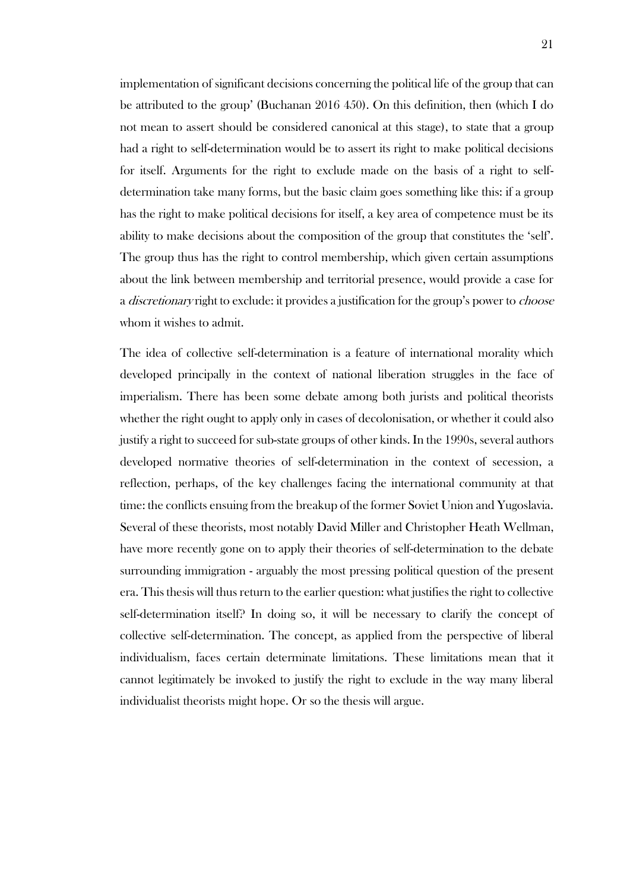implementation of significant decisions concerning the political life of the group that can be attributed to the group' (Buchanan 2016 450). On this definition, then (which I do not mean to assert should be considered canonical at this stage), to state that a group had a right to self-determination would be to assert its right to make political decisions for itself. Arguments for the right to exclude made on the basis of a right to self-determination take many forms, but the basic claim goes something like this: if a group has the right to make political decisions for itself, a key area of competence must be its ability to make decisions about the composition of the group that constitutes the 'self'. The group thus has the right to control membership, which given certain assumptions about the link between membership and territorial presence, would provide a case for a *discretionary* right to exclude: it provides a justification for the group's power to *choose* whom it wishes to admit.

The idea of collective self-determination is a feature of international morality which developed principally in the context of national liberation struggles in the face of imperialism. There has been some debate among both jurists and political theorists whether the right ought to apply only in cases of decolonisation, or whether it could also justify a right to succeed for sub-state groups of other kinds. In the 1990s, several authors developed normative theories of self-determination in the context of secession, a reflection, perhaps, of the key challenges facing the international community at that time: the conflicts ensuing from the breakup of the former Soviet Union and Yugoslavia. Several of these theorists, most notably David Miller and Christopher Heath Wellman, have more recently gone on to apply their theories of self-determination to the debate surrounding immigration - arguably the most pressing political question of the present era. This thesis will thus return to the earlier question: what justifies the right to collective self-determination itself? In doing so, it will be necessary to clarify the concept of collective self-determination. The concept, as applied from the perspective of liberal individualism, faces certain determinate limitations. These limitations mean that it cannot legitimately be invoked to justify the right to exclude in the way many liberal individualist theorists might hope. Or so the thesis will argue.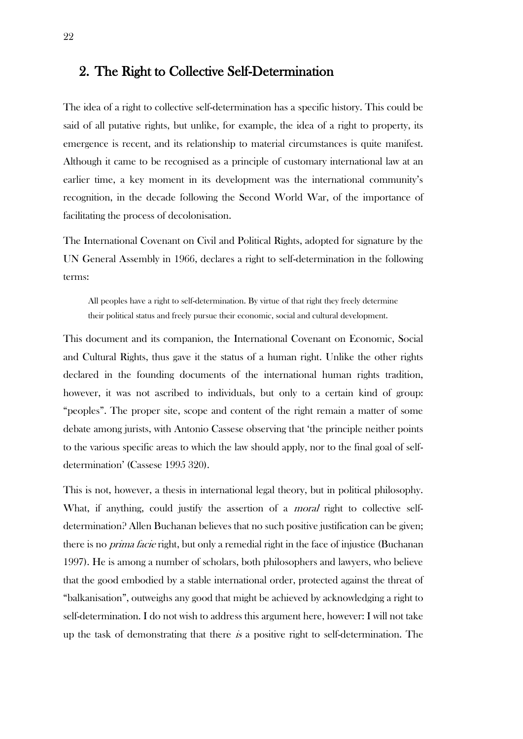## 2. The Right to Collective Self-Determination

The idea of a right to collective self-determination has a specific history. This could be said of all putative rights, but unlike, for example, the idea of a right to property, its emergence is recent, and its relationship to material circumstances is quite manifest. Although it came to be recognised as a principle of customary international law at an earlier time, a key moment in its development was the international community's recognition, in the decade following the Second World War, of the importance of facilitating the process of decolonisation.

The International Covenant on Civil and Political Rights, adopted for signature by the UN General Assembly in 1966, declares a right to self-determination in the following terms:

> All peoples have a right to self-determination. By virtue of that right they freely determine their political status and freely pursue their economic, social and cultural development.

This document and its companion, the International Covenant on Economic, Social and Cultural Rights, thus gave it the status of a human right. Unlike the other rights declared in the founding documents of the international human rights tradition, however, it was not ascribed to individuals, but only to a certain kind of group: "peoples". The proper site, scope and content of the right remain a matter of some debate among jurists, with Antonio Cassese observing that 'the principle neither points to the various specific areas to which the law should apply, nor to the final goal of self-determination' (Cassese 1995 320).

This is not, however, a thesis in international legal theory, but in political philosophy. What, if anything, could justify the assertion of a *moral* right to collective self-determination? Allen Buchanan believes that no such positive justification can be given; there is no *prima facie* right, but only a remedial right in the face of injustice (Buchanan 1997). He is among a number of scholars, both philosophers and lawyers, who believe that the good embodied by a stable international order, protected against the threat of "balkanisation", outweighs any good that might be achieved by acknowledging a right to self-determination. I do not wish to address this argument here, however: I will not take up the task of demonstrating that there *is* a positive right to self-determination. The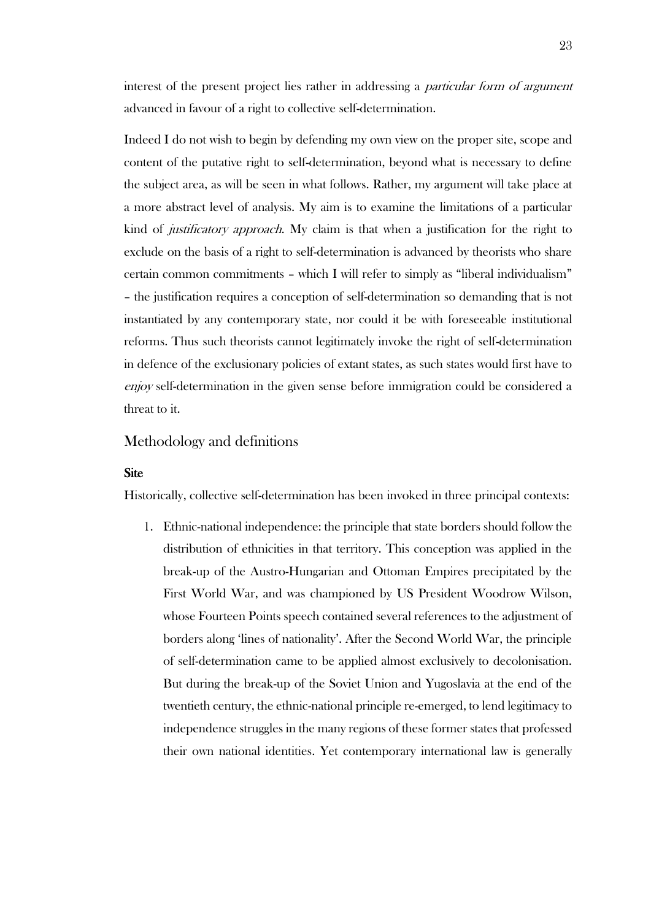interest of the present project lies rather in addressing a *particular form of argument* advanced in favour of a right to collective self-determination.

Indeed I do not wish to begin by defending my own view on the proper site, scope and content of the putative right to self-determination, beyond what is necessary to define the subject area, as will be seen in what follows. Rather, my argument will take place at a more abstract level of analysis. My aim is to examine the limitations of a particular kind of *justificatory approach*. My claim is that when a justification for the right to exclude on the basis of a right to self-determination is advanced by theorists who share certain common commitments – which I will refer to simply as "liberal individualism" – the justification requires a conception of self-determination so demanding that is not instantiated by any contemporary state, nor could it be with foreseeable institutional reforms. Thus such theorists cannot legitimately invoke the right of self-determination in defence of the exclusionary policies of extant states, as such states would first have to *enjoy* self-determination in the given sense before immigration could be considered a threat to it.

## Methodology and definitions

### Site

Historically, collective self-determination has been invoked in three principal contexts:

1. Ethnic-national independence: the principle that state borders should follow the distribution of ethnicities in that territory. This conception was applied in the break-up of the Austro-Hungarian and Ottoman Empires precipitated by the First World War, and was championed by US President Woodrow Wilson, whose Fourteen Points speech contained several references to the adjustment of borders along 'lines of nationality'. After the Second World War, the principle of self-determination came to be applied almost exclusively to decolonisation. But during the break-up of the Soviet Union and Yugoslavia at the end of the twentieth century, the ethnic-national principle re-emerged, to lend legitimacy to independence struggles in the many regions of these former states that professed their own national identities. Yet contemporary international law is generally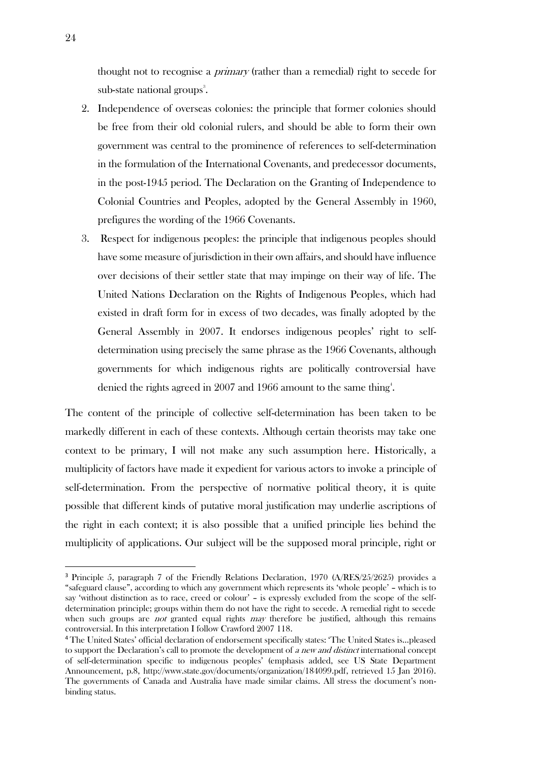thought not to recognise a *primary* (rather than a remedial) right to secede for sub-state national groups[3].

2. Independence of overseas colonies: the principle that former colonies should be free from their old colonial rulers, and should be able to form their own government was central to the prominence of references to self-determination in the formulation of the International Covenants, and predecessor documents, in the post-1945 period. The Declaration on the Granting of Independence to Colonial Countries and Peoples, adopted by the General Assembly in 1960, prefigures the wording of the 1966 Covenants.
3. Respect for indigenous peoples: the principle that indigenous peoples should have some measure of jurisdiction in their own affairs, and should have influence over decisions of their settler state that may impinge on their way of life. The United Nations Declaration on the Rights of Indigenous Peoples, which had existed in draft form for in excess of two decades, was finally adopted by the General Assembly in 2007. It endorses indigenous peoples' right to self-determination using precisely the same phrase as the 1966 Covenants, although governments for which indigenous rights are politically controversial have denied the rights agreed in 2007 and 1966 amount to the same thing[4].

The content of the principle of collective self-determination has been taken to be markedly different in each of these contexts. Although certain theorists may take one context to be primary, I will not make any such assumption here. Historically, a multiplicity of factors have made it expedient for various actors to invoke a principle of self-determination. From the perspective of normative political theory, it is quite possible that different kinds of putative moral justification may underlie ascriptions of the right in each context; it is also possible that a unified principle lies behind the multiplicity of applications. Our subject will be the supposed moral principle, right or

---

[3] Principle 5, paragraph 7 of the Friendly Relations Declaration, 1970 (A/RES/25/2625) provides a "safeguard clause", according to which any government which represents its 'whole people' – which is to say 'without distinction as to race, creed or colour' – is expressly excluded from the scope of the self-determination principle; groups within them do not have the right to secede. A remedial right to secede when such groups are *not* granted equal rights *may* therefore be justified, although this remains controversial. In this interpretation I follow Crawford 2007 118.

[4] The United States' official declaration of endorsement specifically states: 'The United States is…pleased to support the Declaration's call to promote the development of *a new and distinct* international concept of self-determination specific to indigenous peoples' (emphasis added, see US State Department Announcement, p.8, http://www.state.gov/documents/organization/184099.pdf, retrieved 15 Jan 2016). The governments of Canada and Australia have made similar claims. All stress the document's non-binding status.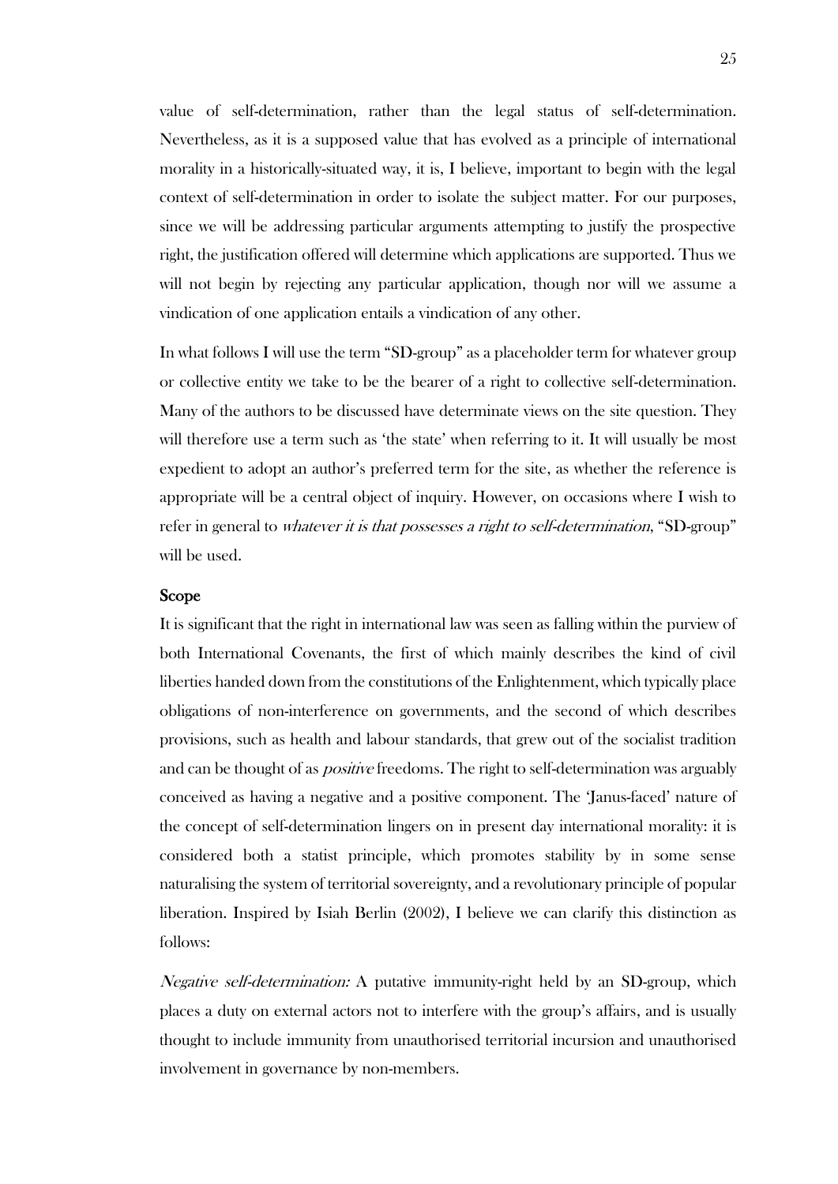value of self-determination, rather than the legal status of self-determination. Nevertheless, as it is a supposed value that has evolved as a principle of international morality in a historically-situated way, it is, I believe, important to begin with the legal context of self-determination in order to isolate the subject matter. For our purposes, since we will be addressing particular arguments attempting to justify the prospective right, the justification offered will determine which applications are supported. Thus we will not begin by rejecting any particular application, though nor will we assume a vindication of one application entails a vindication of any other.

In what follows I will use the term "SD-group" as a placeholder term for whatever group or collective entity we take to be the bearer of a right to collective self-determination. Many of the authors to be discussed have determinate views on the site question. They will therefore use a term such as 'the state' when referring to it. It will usually be most expedient to adopt an author's preferred term for the site, as whether the reference is appropriate will be a central object of inquiry. However, on occasions where I wish to refer in general to *whatever it is that possesses a right to self-determination*, "SD-group" will be used.

### Scope

It is significant that the right in international law was seen as falling within the purview of both International Covenants, the first of which mainly describes the kind of civil liberties handed down from the constitutions of the Enlightenment, which typically place obligations of non-interference on governments, and the second of which describes provisions, such as health and labour standards, that grew out of the socialist tradition and can be thought of as *positive* freedoms. The right to self-determination was arguably conceived as having a negative and a positive component. The 'Janus-faced' nature of the concept of self-determination lingers on in present day international morality: it is considered both a statist principle, which promotes stability by in some sense naturalising the system of territorial sovereignty, and a revolutionary principle of popular liberation. Inspired by Isiah Berlin (2002), I believe we can clarify this distinction as follows:

*Negative self-determination:* A putative immunity-right held by an SD-group, which places a duty on external actors not to interfere with the group's affairs, and is usually thought to include immunity from unauthorised territorial incursion and unauthorised involvement in governance by non-members.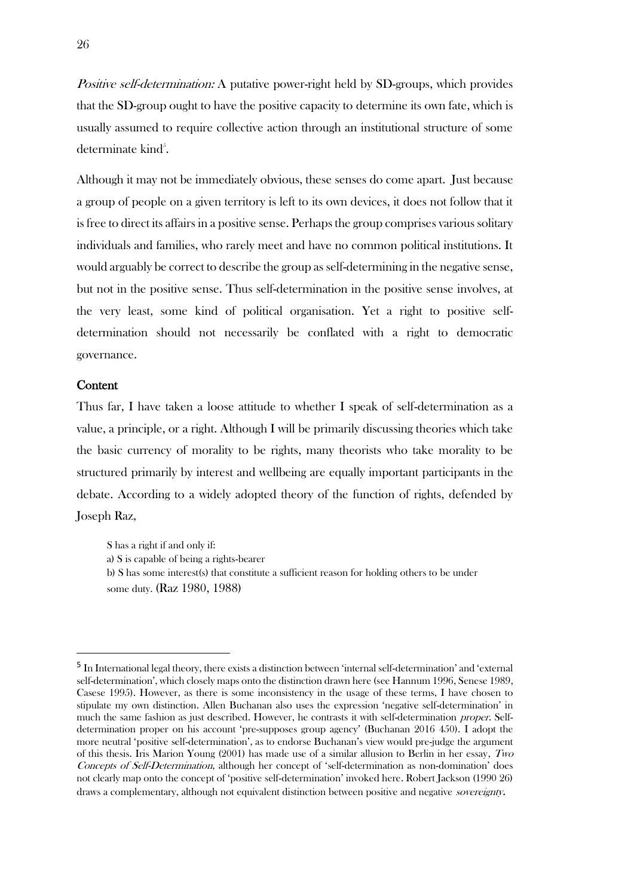*Positive self-determination:* A putative power-right held by SD-groups, which provides that the SD-group ought to have the positive capacity to determine its own fate, which is usually assumed to require collective action through an institutional structure of some determinate kind[5].

Although it may not be immediately obvious, these senses do come apart. Just because a group of people on a given territory is left to its own devices, it does not follow that it is free to direct its affairs in a positive sense. Perhaps the group comprises various solitary individuals and families, who rarely meet and have no common political institutions. It would arguably be correct to describe the group as self-determining in the negative sense, but not in the positive sense. Thus self-determination in the positive sense involves, at the very least, some kind of political organisation. Yet a right to positive self-determination should not necessarily be conflated with a right to democratic governance.

### Content

Thus far, I have taken a loose attitude to whether I speak of self-determination as a value, a principle, or a right. Although I will be primarily discussing theories which take the basic currency of morality to be rights, many theorists who take morality to be structured primarily by interest and wellbeing are equally important participants in the debate. According to a widely adopted theory of the function of rights, defended by Joseph Raz,

> S has a right if and only if:
> a) S is capable of being a rights-bearer
> b) S has some interest(s) that constitute a sufficient reason for holding others to be under some duty. (Raz 1980, 1988)

---

[5] In International legal theory, there exists a distinction between 'internal self-determination' and 'external self-determination', which closely maps onto the distinction drawn here (see Hannum 1996, Senese 1989, Casese 1995). However, as there is some inconsistency in the usage of these terms, I have chosen to stipulate my own distinction. Allen Buchanan also uses the expression 'negative self-determination' in much the same fashion as just described. However, he contrasts it with self-determination *proper*. Self-determination proper on his account 'pre-supposes group agency' (Buchanan 2016 450). I adopt the more neutral 'positive self-determination', as to endorse Buchanan's view would pre-judge the argument of this thesis. Iris Marion Young (2001) has made use of a similar allusion to Berlin in her essay, *Two Concepts of Self-Determination*, although her concept of 'self-determination as non-domination' does not clearly map onto the concept of 'positive self-determination' invoked here. Robert Jackson (1990 26) draws a complementary, although not equivalent distinction between positive and negative *sovereignty*.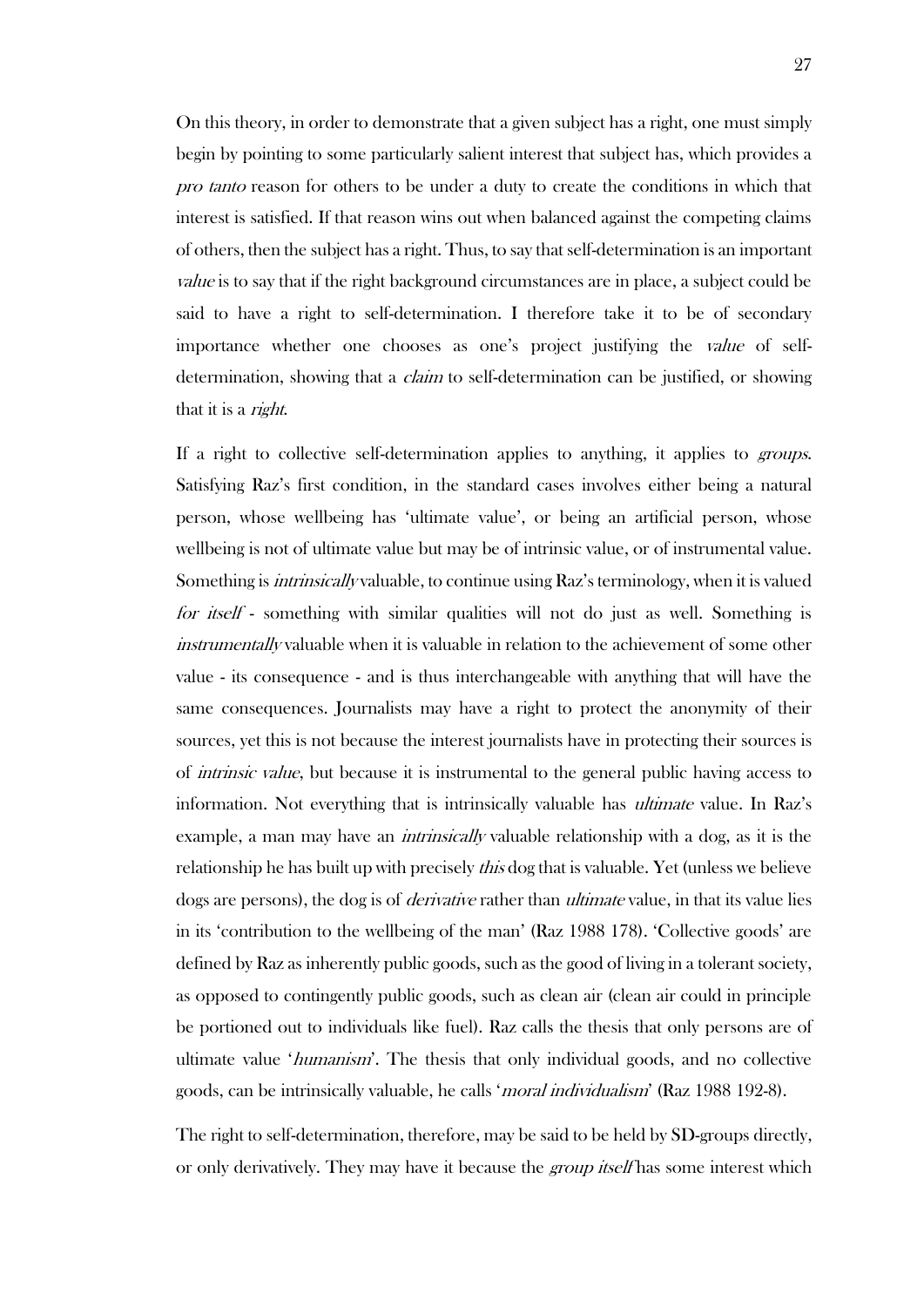On this theory, in order to demonstrate that a given subject has a right, one must simply begin by pointing to some particularly salient interest that subject has, which provides a *pro tanto* reason for others to be under a duty to create the conditions in which that interest is satisfied. If that reason wins out when balanced against the competing claims of others, then the subject has a right. Thus, to say that self-determination is an important *value* is to say that if the right background circumstances are in place, a subject could be said to have a right to self-determination. I therefore take it to be of secondary importance whether one chooses as one's project justifying the *value* of self-determination, showing that a *claim* to self-determination can be justified, or showing that it is a *right*.

If a right to collective self-determination applies to anything, it applies to *groups*. Satisfying Raz's first condition, in the standard cases involves either being a natural person, whose wellbeing has 'ultimate value', or being an artificial person, whose wellbeing is not of ultimate value but may be of intrinsic value, or of instrumental value. Something is *intrinsically* valuable, to continue using Raz's terminology, when it is valued *for itself* - something with similar qualities will not do just as well. Something is *instrumentally* valuable when it is valuable in relation to the achievement of some other value - its consequence - and is thus interchangeable with anything that will have the same consequences. Journalists may have a right to protect the anonymity of their sources, yet this is not because the interest journalists have in protecting their sources is of *intrinsic value*, but because it is instrumental to the general public having access to information. Not everything that is intrinsically valuable has *ultimate* value. In Raz's example, a man may have an *intrinsically* valuable relationship with a dog, as it is the relationship he has built up with precisely *this* dog that is valuable. Yet (unless we believe dogs are persons), the dog is of *derivative* rather than *ultimate* value, in that its value lies in its 'contribution to the wellbeing of the man' (Raz 1988 178). 'Collective goods' are defined by Raz as inherently public goods, such as the good of living in a tolerant society, as opposed to contingently public goods, such as clean air (clean air could in principle be portioned out to individuals like fuel). Raz calls the thesis that only persons are of ultimate value '*humanism*'. The thesis that only individual goods, and no collective goods, can be intrinsically valuable, he calls '*moral individualism*' (Raz 1988 192-8).

The right to self-determination, therefore, may be said to be held by SD-groups directly, or only derivatively. They may have it because the *group itself* has some interest which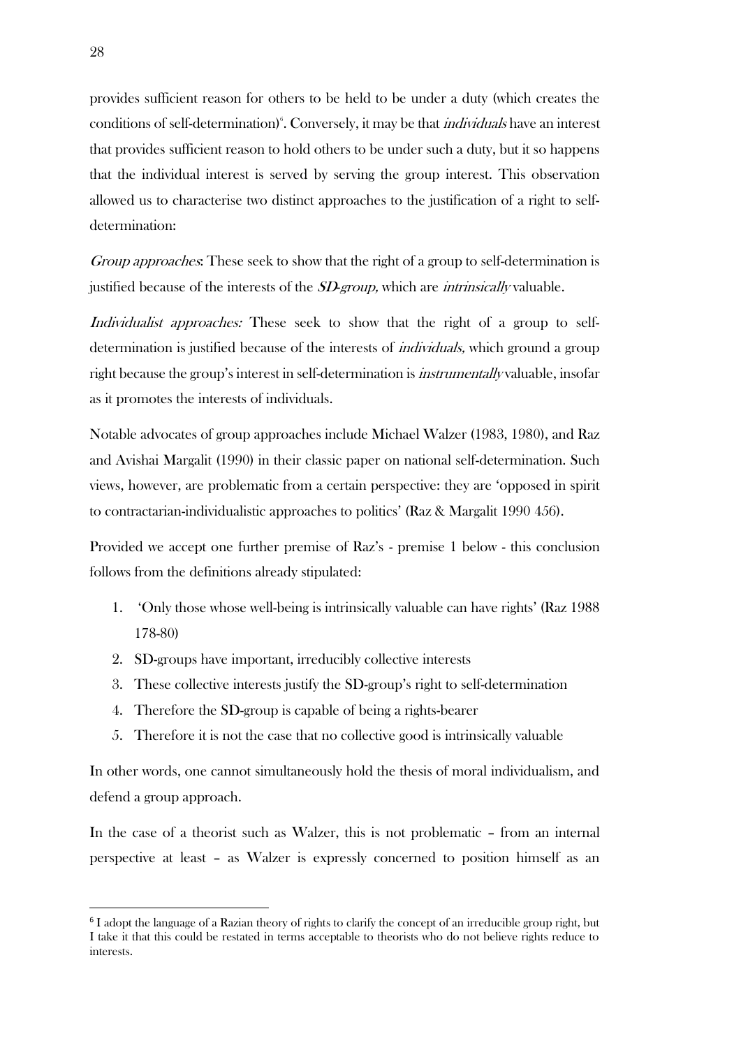provides sufficient reason for others to be held to be under a duty (which creates the conditions of self-determination)[6]. Conversely, it may be that *individuals* have an interest that provides sufficient reason to hold others to be under such a duty, but it so happens that the individual interest is served by serving the group interest. This observation allowed us to characterise two distinct approaches to the justification of a right to self-determination:

*Group approaches*: These seek to show that the right of a group to self-determination is justified because of the interests of the *SD-group,* which are *intrinsically* valuable.

*Individualist approaches:* These seek to show that the right of a group to self-determination is justified because of the interests of *individuals,* which ground a group right because the group's interest in self-determination is *instrumentally* valuable, insofar as it promotes the interests of individuals.

Notable advocates of group approaches include Michael Walzer (1983, 1980), and Raz and Avishai Margalit (1990) in their classic paper on national self-determination. Such views, however, are problematic from a certain perspective: they are 'opposed in spirit to contractarian-individualistic approaches to politics' (Raz & Margalit 1990 456).

Provided we accept one further premise of Raz's - premise 1 below - this conclusion follows from the definitions already stipulated:

1. 'Only those whose well-being is intrinsically valuable can have rights' (Raz 1988 178-80)
2. SD-groups have important, irreducibly collective interests
3. These collective interests justify the SD-group's right to self-determination
4. Therefore the SD-group is capable of being a rights-bearer
5. Therefore it is not the case that no collective good is intrinsically valuable

In other words, one cannot simultaneously hold the thesis of moral individualism, and defend a group approach.

In the case of a theorist such as Walzer, this is not problematic – from an internal perspective at least – as Walzer is expressly concerned to position himself as an

---

[6] I adopt the language of a Razian theory of rights to clarify the concept of an irreducible group right, but I take it that this could be restated in terms acceptable to theorists who do not believe rights reduce to interests.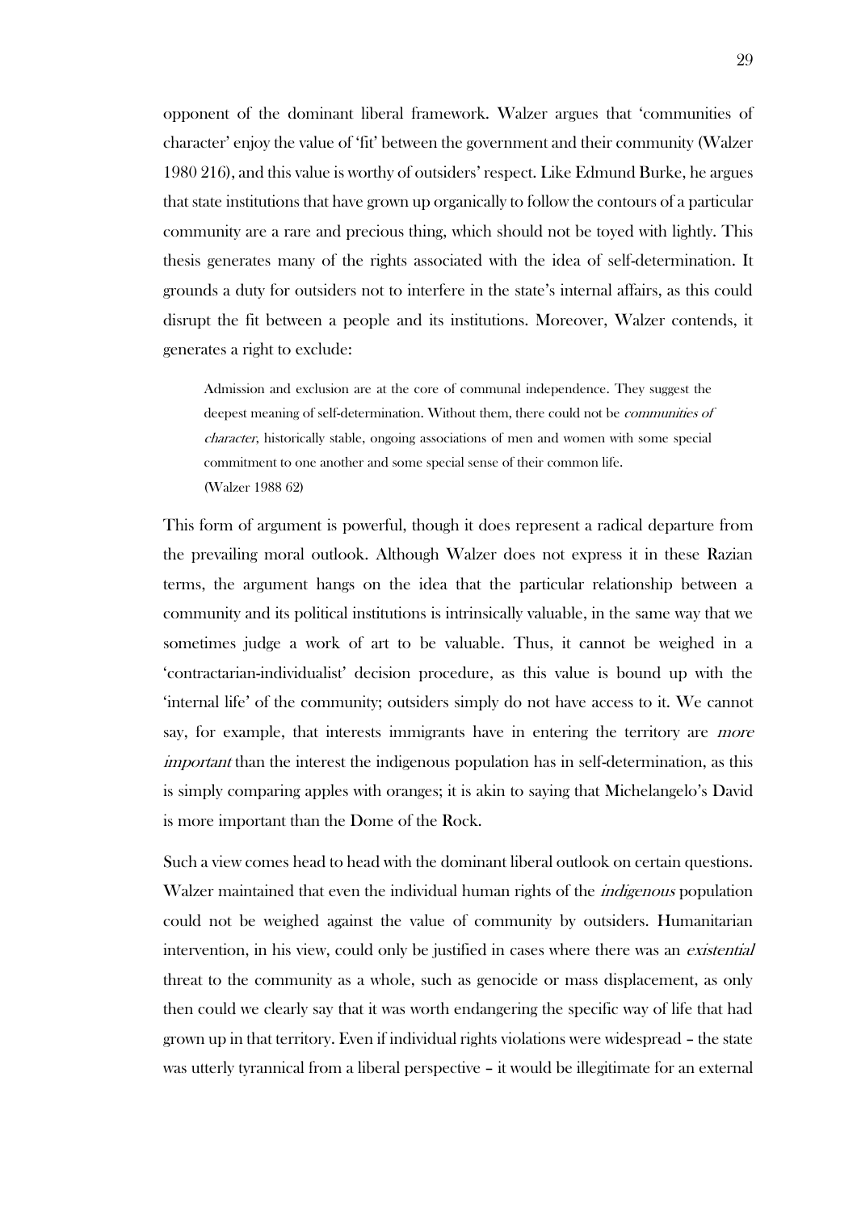opponent of the dominant liberal framework. Walzer argues that 'communities of character' enjoy the value of 'fit' between the government and their community (Walzer 1980 216), and this value is worthy of outsiders' respect. Like Edmund Burke, he argues that state institutions that have grown up organically to follow the contours of a particular community are a rare and precious thing, which should not be toyed with lightly. This thesis generates many of the rights associated with the idea of self-determination. It grounds a duty for outsiders not to interfere in the state's internal affairs, as this could disrupt the fit between a people and its institutions. Moreover, Walzer contends, it generates a right to exclude:

> Admission and exclusion are at the core of communal independence. They suggest the deepest meaning of self-determination. Without them, there could not be *communities of character*, historically stable, ongoing associations of men and women with some special commitment to one another and some special sense of their common life.
> (Walzer 1988 62)

This form of argument is powerful, though it does represent a radical departure from the prevailing moral outlook. Although Walzer does not express it in these Razian terms, the argument hangs on the idea that the particular relationship between a community and its political institutions is intrinsically valuable, in the same way that we sometimes judge a work of art to be valuable. Thus, it cannot be weighed in a 'contractarian-individualist' decision procedure, as this value is bound up with the 'internal life' of the community; outsiders simply do not have access to it. We cannot say, for example, that interests immigrants have in entering the territory are *more important* than the interest the indigenous population has in self-determination, as this is simply comparing apples with oranges; it is akin to saying that Michelangelo's David is more important than the Dome of the Rock.

Such a view comes head to head with the dominant liberal outlook on certain questions. Walzer maintained that even the individual human rights of the *indigenous* population could not be weighed against the value of community by outsiders. Humanitarian intervention, in his view, could only be justified in cases where there was an *existential* threat to the community as a whole, such as genocide or mass displacement, as only then could we clearly say that it was worth endangering the specific way of life that had grown up in that territory. Even if individual rights violations were widespread – the state was utterly tyrannical from a liberal perspective – it would be illegitimate for an external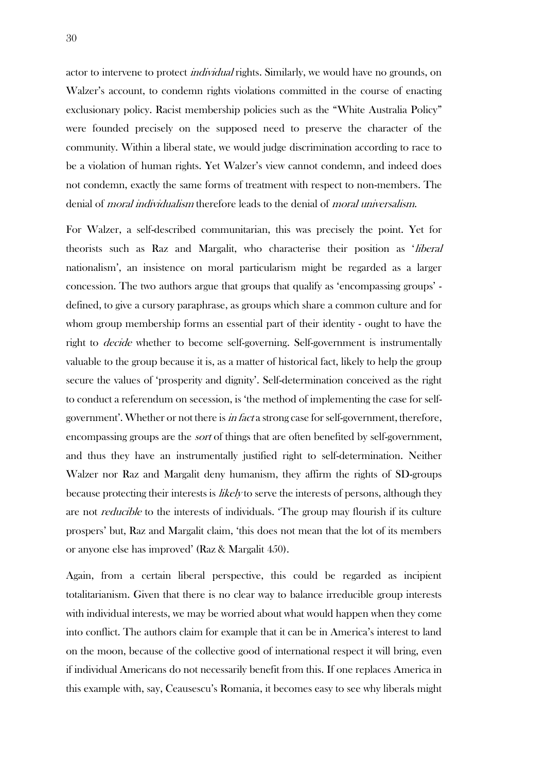actor to intervene to protect *individual* rights. Similarly, we would have no grounds, on Walzer's account, to condemn rights violations committed in the course of enacting exclusionary policy. Racist membership policies such as the "White Australia Policy" were founded precisely on the supposed need to preserve the character of the community. Within a liberal state, we would judge discrimination according to race to be a violation of human rights. Yet Walzer's view cannot condemn, and indeed does not condemn, exactly the same forms of treatment with respect to non-members. The denial of *moral individualism* therefore leads to the denial of *moral universalism*.

For Walzer, a self-described communitarian, this was precisely the point. Yet for theorists such as Raz and Margalit, who characterise their position as '*liberal* nationalism', an insistence on moral particularism might be regarded as a larger concession. The two authors argue that groups that qualify as 'encompassing groups' - defined, to give a cursory paraphrase, as groups which share a common culture and for whom group membership forms an essential part of their identity - ought to have the right to *decide* whether to become self-governing. Self-government is instrumentally valuable to the group because it is, as a matter of historical fact, likely to help the group secure the values of 'prosperity and dignity'. Self-determination conceived as the right to conduct a referendum on secession, is 'the method of implementing the case for self-government'. Whether or not there is *in fact* a strong case for self-government, therefore, encompassing groups are the *sort* of things that are often benefited by self-government, and thus they have an instrumentally justified right to self-determination. Neither Walzer nor Raz and Margalit deny humanism, they affirm the rights of SD-groups because protecting their interests is *likely* to serve the interests of persons, although they are not *reducible* to the interests of individuals. 'The group may flourish if its culture prospers' but, Raz and Margalit claim, 'this does not mean that the lot of its members or anyone else has improved' (Raz & Margalit 450).

Again, from a certain liberal perspective, this could be regarded as incipient totalitarianism. Given that there is no clear way to balance irreducible group interests with individual interests, we may be worried about what would happen when they come into conflict. The authors claim for example that it can be in America's interest to land on the moon, because of the collective good of international respect it will bring, even if individual Americans do not necessarily benefit from this. If one replaces America in this example with, say, Ceausescu's Romania, it becomes easy to see why liberals might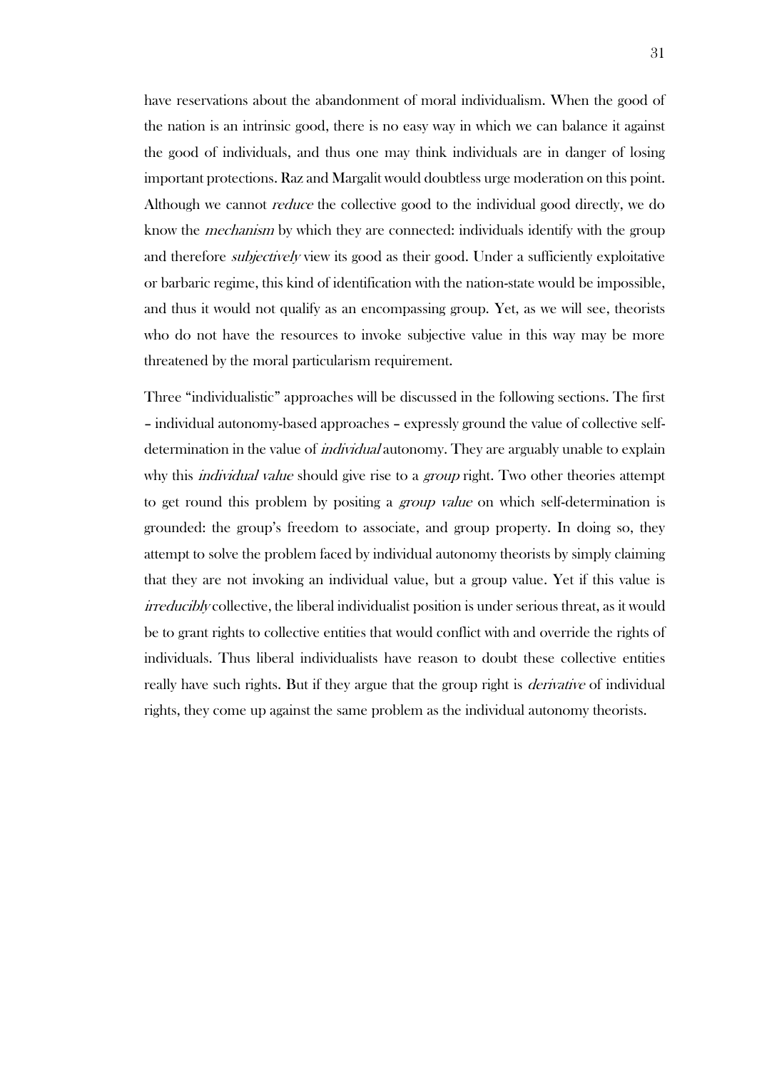have reservations about the abandonment of moral individualism. When the good of the nation is an intrinsic good, there is no easy way in which we can balance it against the good of individuals, and thus one may think individuals are in danger of losing important protections. Raz and Margalit would doubtless urge moderation on this point. Although we cannot *reduce* the collective good to the individual good directly, we do know the *mechanism* by which they are connected: individuals identify with the group and therefore *subjectively* view its good as their good. Under a sufficiently exploitative or barbaric regime, this kind of identification with the nation-state would be impossible, and thus it would not qualify as an encompassing group. Yet, as we will see, theorists who do not have the resources to invoke subjective value in this way may be more threatened by the moral particularism requirement.

Three "individualistic" approaches will be discussed in the following sections. The first – individual autonomy-based approaches – expressly ground the value of collective self-determination in the value of *individual* autonomy. They are arguably unable to explain why this *individual value* should give rise to a *group* right. Two other theories attempt to get round this problem by positing a *group value* on which self-determination is grounded: the group's freedom to associate, and group property. In doing so, they attempt to solve the problem faced by individual autonomy theorists by simply claiming that they are not invoking an individual value, but a group value. Yet if this value is *irreducibly* collective, the liberal individualist position is under serious threat, as it would be to grant rights to collective entities that would conflict with and override the rights of individuals. Thus liberal individualists have reason to doubt these collective entities really have such rights. But if they argue that the group right is *derivative* of individual rights, they come up against the same problem as the individual autonomy theorists.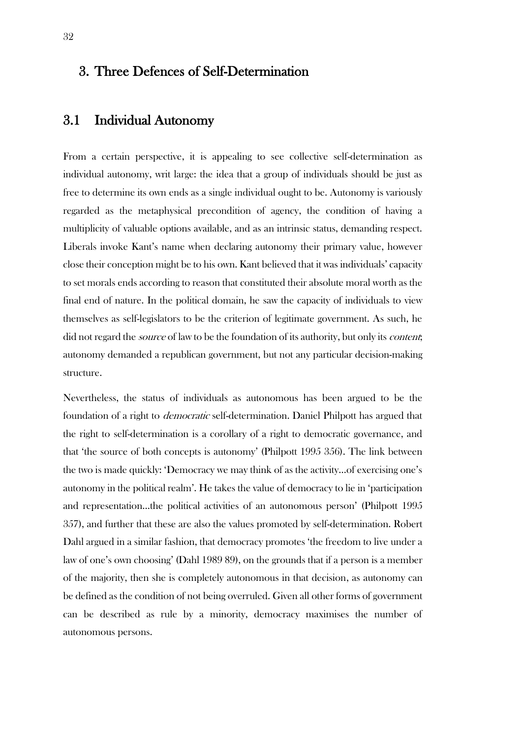# 3. Three Defences of Self-Determination

## 3.1 Individual Autonomy

From a certain perspective, it is appealing to see collective self-determination as individual autonomy, writ large: the idea that a group of individuals should be just as free to determine its own ends as a single individual ought to be. Autonomy is variously regarded as the metaphysical precondition of agency, the condition of having a multiplicity of valuable options available, and as an intrinsic status, demanding respect. Liberals invoke Kant's name when declaring autonomy their primary value, however close their conception might be to his own. Kant believed that it was individuals' capacity to set morals ends according to reason that constituted their absolute moral worth as the final end of nature. In the political domain, he saw the capacity of individuals to view themselves as self-legislators to be the criterion of legitimate government. As such, he did not regard the *source* of law to be the foundation of its authority, but only its *content*; autonomy demanded a republican government, but not any particular decision-making structure.

Nevertheless, the status of individuals as autonomous has been argued to be the foundation of a right to *democratic* self-determination. Daniel Philpott has argued that the right to self-determination is a corollary of a right to democratic governance, and that 'the source of both concepts is autonomy' (Philpott 1995 356). The link between the two is made quickly: 'Democracy we may think of as the activity…of exercising one's autonomy in the political realm'. He takes the value of democracy to lie in 'participation and representation…the political activities of an autonomous person' (Philpott 1995 357), and further that these are also the values promoted by self-determination. Robert Dahl argued in a similar fashion, that democracy promotes 'the freedom to live under a law of one's own choosing' (Dahl 1989 89), on the grounds that if a person is a member of the majority, then she is completely autonomous in that decision, as autonomy can be defined as the condition of not being overruled. Given all other forms of government can be described as rule by a minority, democracy maximises the number of autonomous persons.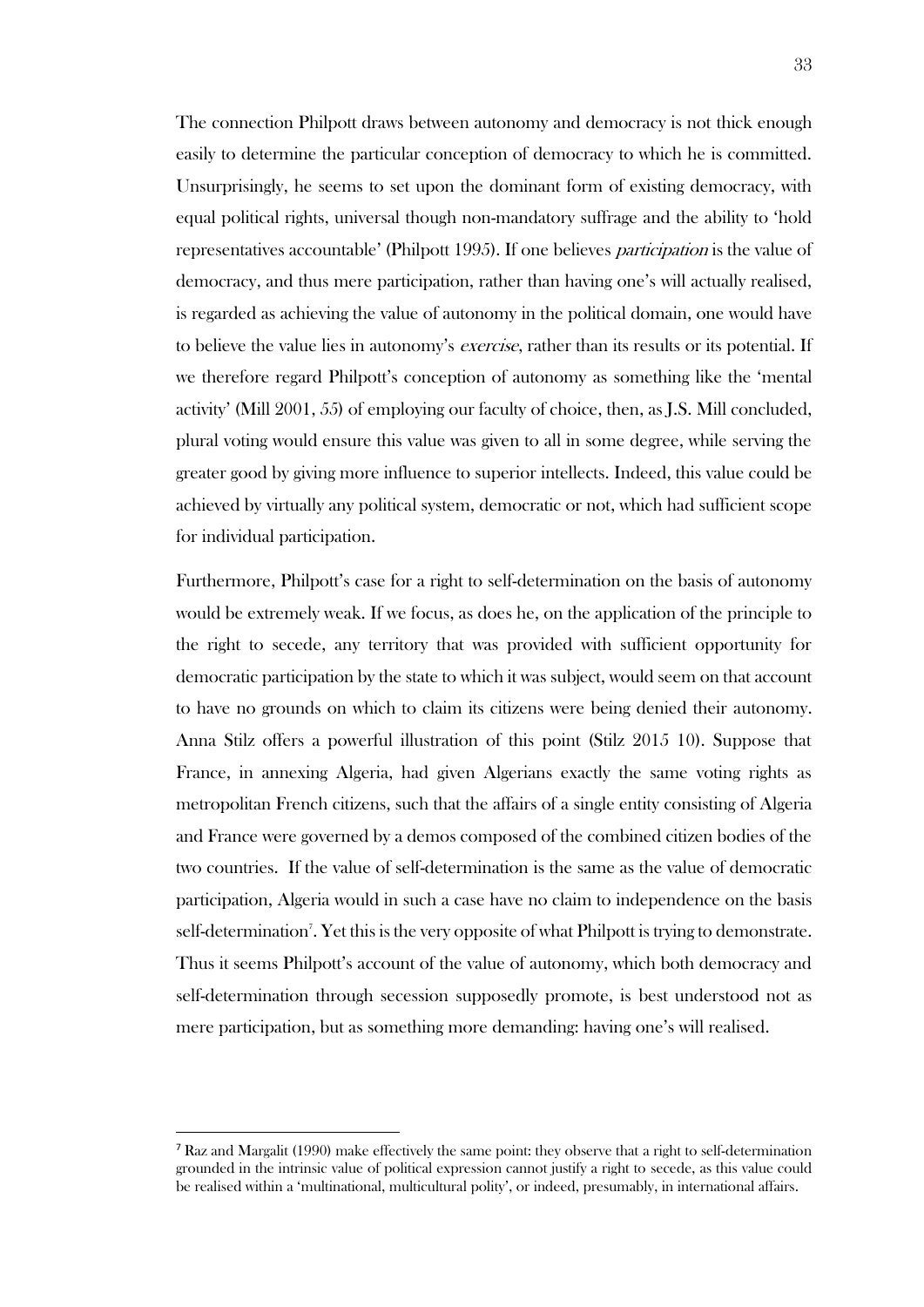The connection Philpott draws between autonomy and democracy is not thick enough easily to determine the particular conception of democracy to which he is committed. Unsurprisingly, he seems to set upon the dominant form of existing democracy, with equal political rights, universal though non-mandatory suffrage and the ability to 'hold representatives accountable' (Philpott 1995). If one believes *participation* is the value of democracy, and thus mere participation, rather than having one's will actually realised, is regarded as achieving the value of autonomy in the political domain, one would have to believe the value lies in autonomy's *exercise*, rather than its results or its potential. If we therefore regard Philpott's conception of autonomy as something like the 'mental activity' (Mill 2001, 55) of employing our faculty of choice, then, as J.S. Mill concluded, plural voting would ensure this value was given to all in some degree, while serving the greater good by giving more influence to superior intellects. Indeed, this value could be achieved by virtually any political system, democratic or not, which had sufficient scope for individual participation.

Furthermore, Philpott's case for a right to self-determination on the basis of autonomy would be extremely weak. If we focus, as does he, on the application of the principle to the right to secede, any territory that was provided with sufficient opportunity for democratic participation by the state to which it was subject, would seem on that account to have no grounds on which to claim its citizens were being denied their autonomy. Anna Stilz offers a powerful illustration of this point (Stilz 2015 10). Suppose that France, in annexing Algeria, had given Algerians exactly the same voting rights as metropolitan French citizens, such that the affairs of a single entity consisting of Algeria and France were governed by a demos composed of the combined citizen bodies of the two countries. If the value of self-determination is the same as the value of democratic participation, Algeria would in such a case have no claim to independence on the basis self-determination[7]. Yet this is the very opposite of what Philpott is trying to demonstrate. Thus it seems Philpott's account of the value of autonomy, which both democracy and self-determination through secession supposedly promote, is best understood not as mere participation, but as something more demanding: having one's will realised.

---

[7] Raz and Margalit (1990) make effectively the same point: they observe that a right to self-determination grounded in the intrinsic value of political expression cannot justify a right to secede, as this value could be realised within a 'multinational, multicultural polity', or indeed, presumably, in international affairs.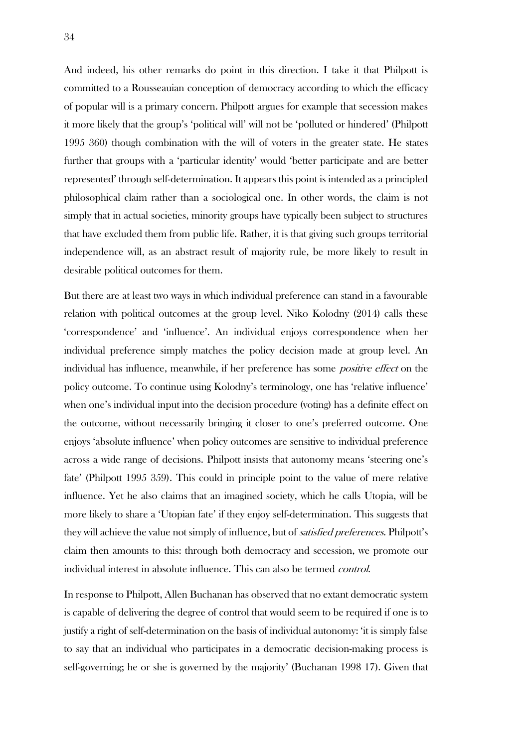And indeed, his other remarks do point in this direction. I take it that Philpott is committed to a Rousseauian conception of democracy according to which the efficacy of popular will is a primary concern. Philpott argues for example that secession makes it more likely that the group's 'political will' will not be 'polluted or hindered' (Philpott 1995 360) though combination with the will of voters in the greater state. He states further that groups with a 'particular identity' would 'better participate and are better represented' through self-determination. It appears this point is intended as a principled philosophical claim rather than a sociological one. In other words, the claim is not simply that in actual societies, minority groups have typically been subject to structures that have excluded them from public life. Rather, it is that giving such groups territorial independence will, as an abstract result of majority rule, be more likely to result in desirable political outcomes for them.

But there are at least two ways in which individual preference can stand in a favourable relation with political outcomes at the group level. Niko Kolodny (2014) calls these 'correspondence' and 'influence'. An individual enjoys correspondence when her individual preference simply matches the policy decision made at group level. An individual has influence, meanwhile, if her preference has some *positive effect* on the policy outcome. To continue using Kolodny's terminology, one has 'relative influence' when one's individual input into the decision procedure (voting) has a definite effect on the outcome, without necessarily bringing it closer to one's preferred outcome. One enjoys 'absolute influence' when policy outcomes are sensitive to individual preference across a wide range of decisions. Philpott insists that autonomy means 'steering one's fate' (Philpott 1995 359). This could in principle point to the value of mere relative influence. Yet he also claims that an imagined society, which he calls Utopia, will be more likely to share a 'Utopian fate' if they enjoy self-determination. This suggests that they will achieve the value not simply of influence, but of *satisfied preferences*. Philpott's claim then amounts to this: through both democracy and secession, we promote our individual interest in absolute influence. This can also be termed *control*.

In response to Philpott, Allen Buchanan has observed that no extant democratic system is capable of delivering the degree of control that would seem to be required if one is to justify a right of self-determination on the basis of individual autonomy: 'it is simply false to say that an individual who participates in a democratic decision-making process is self-governing; he or she is governed by the majority' (Buchanan 1998 17). Given that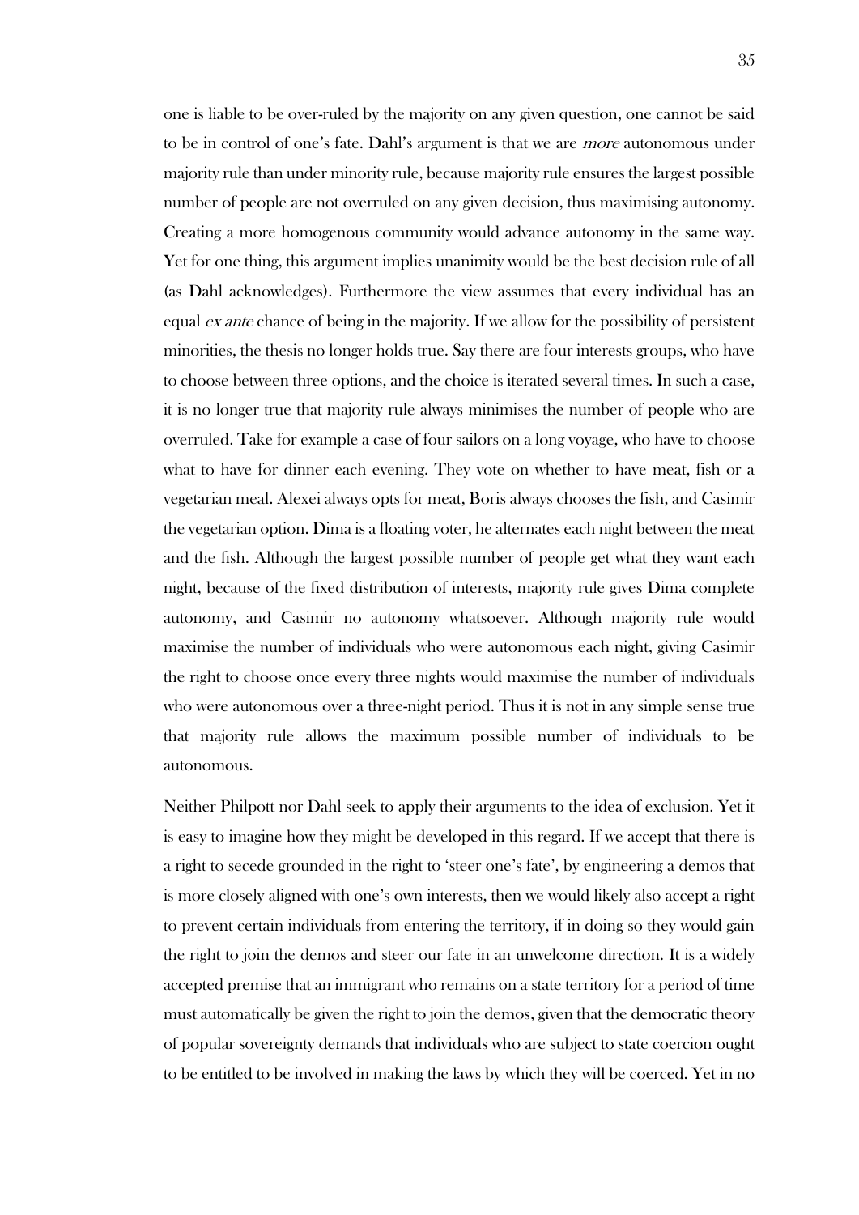one is liable to be over-ruled by the majority on any given question, one cannot be said to be in control of one's fate. Dahl's argument is that we are *more* autonomous under majority rule than under minority rule, because majority rule ensures the largest possible number of people are not overruled on any given decision, thus maximising autonomy. Creating a more homogenous community would advance autonomy in the same way. Yet for one thing, this argument implies unanimity would be the best decision rule of all (as Dahl acknowledges). Furthermore the view assumes that every individual has an equal *ex ante* chance of being in the majority. If we allow for the possibility of persistent minorities, the thesis no longer holds true. Say there are four interests groups, who have to choose between three options, and the choice is iterated several times. In such a case, it is no longer true that majority rule always minimises the number of people who are overruled. Take for example a case of four sailors on a long voyage, who have to choose what to have for dinner each evening. They vote on whether to have meat, fish or a vegetarian meal. Alexei always opts for meat, Boris always chooses the fish, and Casimir the vegetarian option. Dima is a floating voter, he alternates each night between the meat and the fish. Although the largest possible number of people get what they want each night, because of the fixed distribution of interests, majority rule gives Dima complete autonomy, and Casimir no autonomy whatsoever. Although majority rule would maximise the number of individuals who were autonomous each night, giving Casimir the right to choose once every three nights would maximise the number of individuals who were autonomous over a three-night period. Thus it is not in any simple sense true that majority rule allows the maximum possible number of individuals to be autonomous.

Neither Philpott nor Dahl seek to apply their arguments to the idea of exclusion. Yet it is easy to imagine how they might be developed in this regard. If we accept that there is a right to secede grounded in the right to 'steer one's fate', by engineering a demos that is more closely aligned with one's own interests, then we would likely also accept a right to prevent certain individuals from entering the territory, if in doing so they would gain the right to join the demos and steer our fate in an unwelcome direction. It is a widely accepted premise that an immigrant who remains on a state territory for a period of time must automatically be given the right to join the demos, given that the democratic theory of popular sovereignty demands that individuals who are subject to state coercion ought to be entitled to be involved in making the laws by which they will be coerced. Yet in no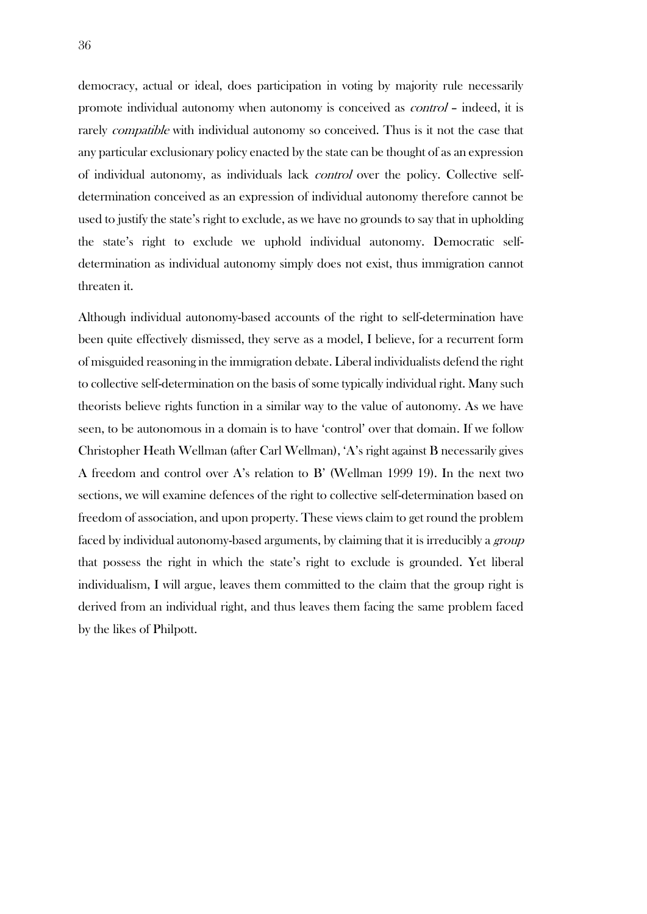democracy, actual or ideal, does participation in voting by majority rule necessarily promote individual autonomy when autonomy is conceived as *control* – indeed, it is rarely *compatible* with individual autonomy so conceived. Thus is it not the case that any particular exclusionary policy enacted by the state can be thought of as an expression of individual autonomy, as individuals lack *control* over the policy. Collective self-determination conceived as an expression of individual autonomy therefore cannot be used to justify the state's right to exclude, as we have no grounds to say that in upholding the state's right to exclude we uphold individual autonomy. Democratic self-determination as individual autonomy simply does not exist, thus immigration cannot threaten it.

Although individual autonomy-based accounts of the right to self-determination have been quite effectively dismissed, they serve as a model, I believe, for a recurrent form of misguided reasoning in the immigration debate. Liberal individualists defend the right to collective self-determination on the basis of some typically individual right. Many such theorists believe rights function in a similar way to the value of autonomy. As we have seen, to be autonomous in a domain is to have 'control' over that domain. If we follow Christopher Heath Wellman (after Carl Wellman), 'A's right against B necessarily gives A freedom and control over A's relation to B' (Wellman 1999 19). In the next two sections, we will examine defences of the right to collective self-determination based on freedom of association, and upon property. These views claim to get round the problem faced by individual autonomy-based arguments, by claiming that it is irreducibly a *group* that possess the right in which the state's right to exclude is grounded. Yet liberal individualism, I will argue, leaves them committed to the claim that the group right is derived from an individual right, and thus leaves them facing the same problem faced by the likes of Philpott.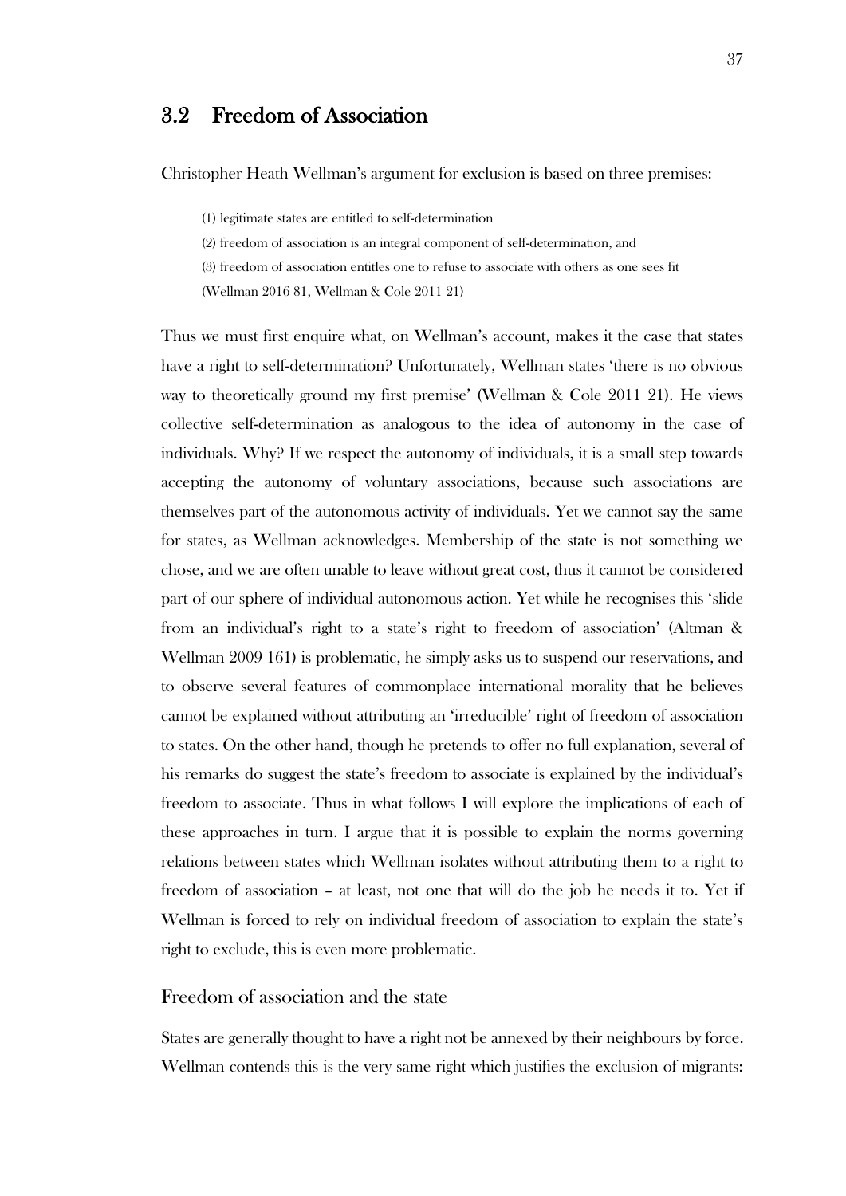## 3.2 Freedom of Association

Christopher Heath Wellman's argument for exclusion is based on three premises:

> (1) legitimate states are entitled to self-determination
>
> (2) freedom of association is an integral component of self-determination, and
>
> (3) freedom of association entitles one to refuse to associate with others as one sees fit
>
> (Wellman 2016 81, Wellman & Cole 2011 21)

Thus we must first enquire what, on Wellman's account, makes it the case that states have a right to self-determination? Unfortunately, Wellman states 'there is no obvious way to theoretically ground my first premise' (Wellman & Cole 2011 21). He views collective self-determination as analogous to the idea of autonomy in the case of individuals. Why? If we respect the autonomy of individuals, it is a small step towards accepting the autonomy of voluntary associations, because such associations are themselves part of the autonomous activity of individuals. Yet we cannot say the same for states, as Wellman acknowledges. Membership of the state is not something we chose, and we are often unable to leave without great cost, thus it cannot be considered part of our sphere of individual autonomous action. Yet while he recognises this 'slide from an individual's right to a state's right to freedom of association' (Altman & Wellman 2009 161) is problematic, he simply asks us to suspend our reservations, and to observe several features of commonplace international morality that he believes cannot be explained without attributing an 'irreducible' right of freedom of association to states. On the other hand, though he pretends to offer no full explanation, several of his remarks do suggest the state's freedom to associate is explained by the individual's freedom to associate. Thus in what follows I will explore the implications of each of these approaches in turn. I argue that it is possible to explain the norms governing relations between states which Wellman isolates without attributing them to a right to freedom of association – at least, not one that will do the job he needs it to. Yet if Wellman is forced to rely on individual freedom of association to explain the state's right to exclude, this is even more problematic.

### Freedom of association and the state

States are generally thought to have a right not be annexed by their neighbours by force. Wellman contends this is the very same right which justifies the exclusion of migrants: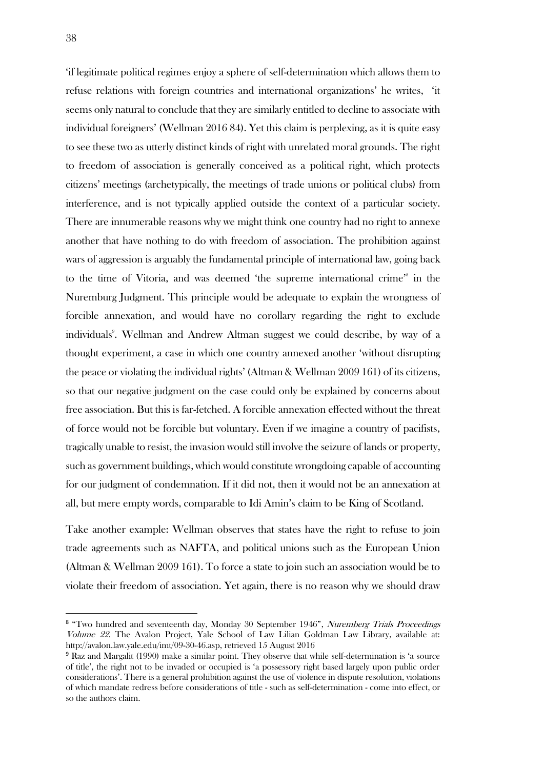'if legitimate political regimes enjoy a sphere of self-determination which allows them to refuse relations with foreign countries and international organizations' he writes, 'it seems only natural to conclude that they are similarly entitled to decline to associate with individual foreigners' (Wellman 2016 84). Yet this claim is perplexing, as it is quite easy to see these two as utterly distinct kinds of right with unrelated moral grounds. The right to freedom of association is generally conceived as a political right, which protects citizens' meetings (archetypically, the meetings of trade unions or political clubs) from interference, and is not typically applied outside the context of a particular society. There are innumerable reasons why we might think one country had no right to annexe another that have nothing to do with freedom of association. The prohibition against wars of aggression is arguably the fundamental principle of international law, going back to the time of Vitoria, and was deemed 'the supreme international crime'[8] in the Nuremburg Judgment. This principle would be adequate to explain the wrongness of forcible annexation, and would have no corollary regarding the right to exclude individuals[9]. Wellman and Andrew Altman suggest we could describe, by way of a thought experiment, a case in which one country annexed another 'without disrupting the peace or violating the individual rights' (Altman & Wellman 2009 161) of its citizens, so that our negative judgment on the case could only be explained by concerns about free association. But this is far-fetched. A forcible annexation effected without the threat of force would not be forcible but voluntary. Even if we imagine a country of pacifists, tragically unable to resist, the invasion would still involve the seizure of lands or property, such as government buildings, which would constitute wrongdoing capable of accounting for our judgment of condemnation. If it did not, then it would not be an annexation at all, but mere empty words, comparable to Idi Amin's claim to be King of Scotland.

Take another example: Wellman observes that states have the right to refuse to join trade agreements such as NAFTA, and political unions such as the European Union (Altman & Wellman 2009 161). To force a state to join such an association would be to violate their freedom of association. Yet again, there is no reason why we should draw

---

[8] "Two hundred and seventeenth day, Monday 30 September 1946", *Nuremberg Trials Proceedings Volume 22*. The Avalon Project, Yale School of Law Lilian Goldman Law Library, available at: http://avalon.law.yale.edu/imt/09-30-46.asp, retrieved 15 August 2016

[9] Raz and Margalit (1990) make a similar point. They observe that while self-determination is 'a source of title', the right not to be invaded or occupied is 'a possessory right based largely upon public order considerations'. There is a general prohibition against the use of violence in dispute resolution, violations of which mandate redress before considerations of title - such as self-determination - come into effect, or so the authors claim.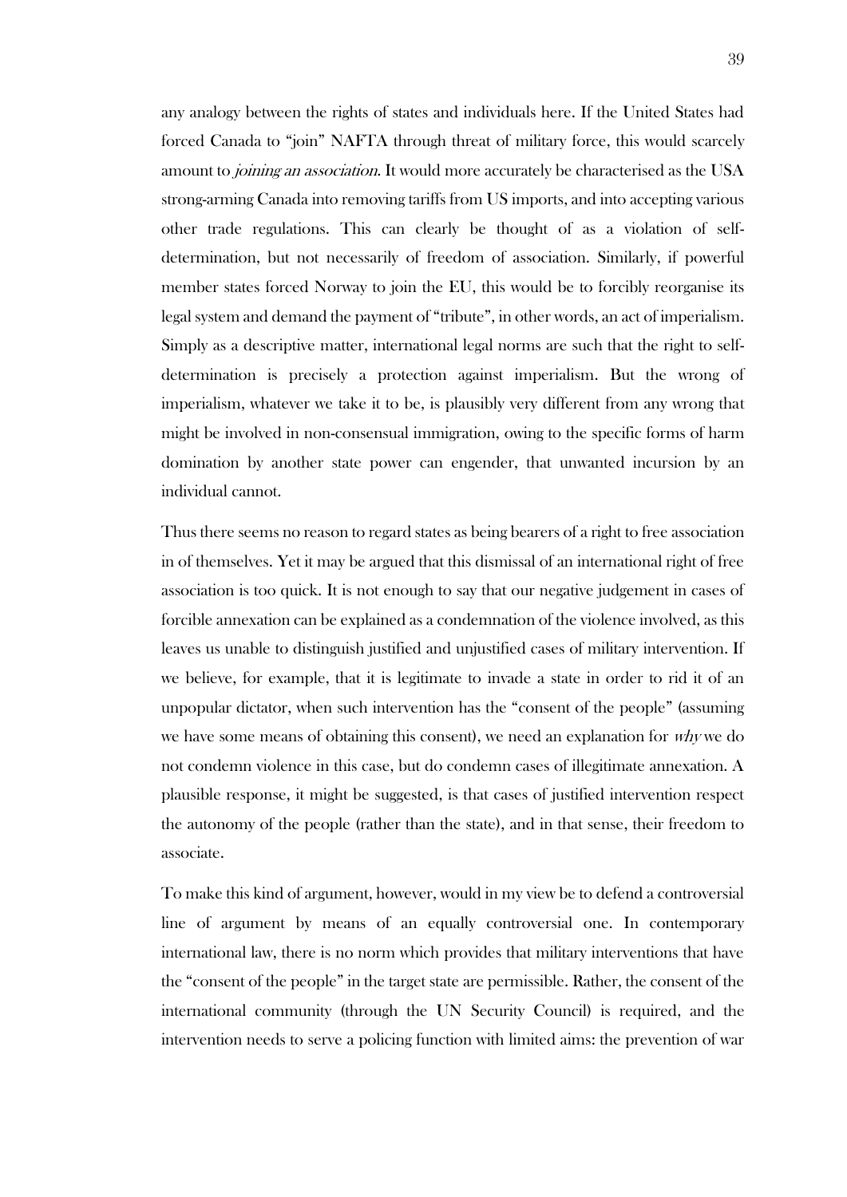any analogy between the rights of states and individuals here. If the United States had forced Canada to "join" NAFTA through threat of military force, this would scarcely amount to *joining an association*. It would more accurately be characterised as the USA strong-arming Canada into removing tariffs from US imports, and into accepting various other trade regulations. This can clearly be thought of as a violation of self-determination, but not necessarily of freedom of association. Similarly, if powerful member states forced Norway to join the EU, this would be to forcibly reorganise its legal system and demand the payment of "tribute", in other words, an act of imperialism. Simply as a descriptive matter, international legal norms are such that the right to self-determination is precisely a protection against imperialism. But the wrong of imperialism, whatever we take it to be, is plausibly very different from any wrong that might be involved in non-consensual immigration, owing to the specific forms of harm domination by another state power can engender, that unwanted incursion by an individual cannot.

Thus there seems no reason to regard states as being bearers of a right to free association in of themselves. Yet it may be argued that this dismissal of an international right of free association is too quick. It is not enough to say that our negative judgement in cases of forcible annexation can be explained as a condemnation of the violence involved, as this leaves us unable to distinguish justified and unjustified cases of military intervention. If we believe, for example, that it is legitimate to invade a state in order to rid it of an unpopular dictator, when such intervention has the "consent of the people" (assuming we have some means of obtaining this consent), we need an explanation for *why* we do not condemn violence in this case, but do condemn cases of illegitimate annexation. A plausible response, it might be suggested, is that cases of justified intervention respect the autonomy of the people (rather than the state), and in that sense, their freedom to associate.

To make this kind of argument, however, would in my view be to defend a controversial line of argument by means of an equally controversial one. In contemporary international law, there is no norm which provides that military interventions that have the "consent of the people" in the target state are permissible. Rather, the consent of the international community (through the UN Security Council) is required, and the intervention needs to serve a policing function with limited aims: the prevention of war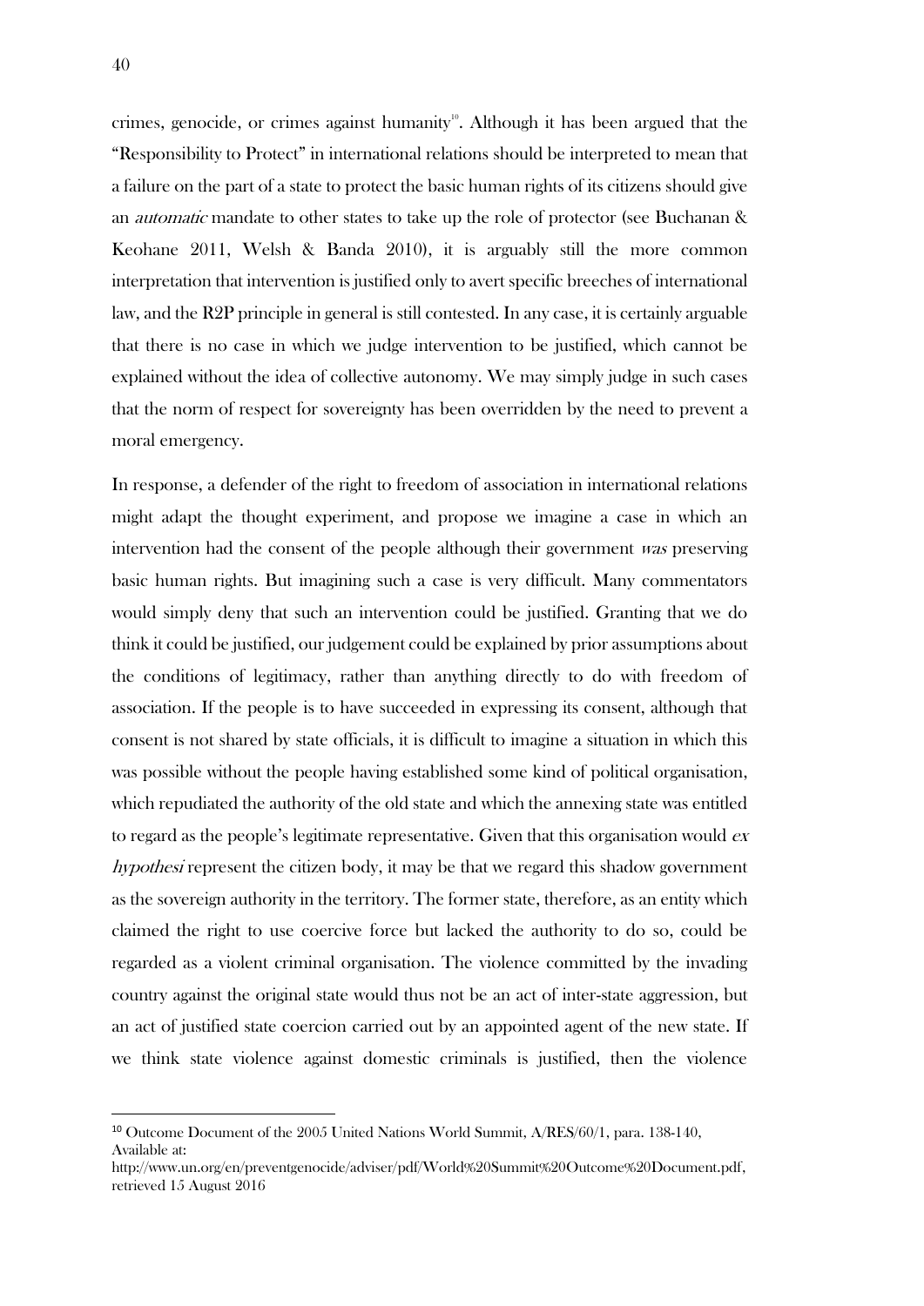crimes, genocide, or crimes against humanity[10]. Although it has been argued that the "Responsibility to Protect" in international relations should be interpreted to mean that a failure on the part of a state to protect the basic human rights of its citizens should give an *automatic* mandate to other states to take up the role of protector (see Buchanan & Keohane 2011, Welsh & Banda 2010), it is arguably still the more common interpretation that intervention is justified only to avert specific breeches of international law, and the R2P principle in general is still contested. In any case, it is certainly arguable that there is no case in which we judge intervention to be justified, which cannot be explained without the idea of collective autonomy. We may simply judge in such cases that the norm of respect for sovereignty has been overridden by the need to prevent a moral emergency.

In response, a defender of the right to freedom of association in international relations might adapt the thought experiment, and propose we imagine a case in which an intervention had the consent of the people although their government *was* preserving basic human rights. But imagining such a case is very difficult. Many commentators would simply deny that such an intervention could be justified. Granting that we do think it could be justified, our judgement could be explained by prior assumptions about the conditions of legitimacy, rather than anything directly to do with freedom of association. If the people is to have succeeded in expressing its consent, although that consent is not shared by state officials, it is difficult to imagine a situation in which this was possible without the people having established some kind of political organisation, which repudiated the authority of the old state and which the annexing state was entitled to regard as the people's legitimate representative. Given that this organisation would *ex hypothesi* represent the citizen body, it may be that we regard this shadow government as the sovereign authority in the territory. The former state, therefore, as an entity which claimed the right to use coercive force but lacked the authority to do so, could be regarded as a violent criminal organisation. The violence committed by the invading country against the original state would thus not be an act of inter-state aggression, but an act of justified state coercion carried out by an appointed agent of the new state. If we think state violence against domestic criminals is justified, then the violence

---

[10] Outcome Document of the 2005 United Nations World Summit, A/RES/60/1, para. 138-140, Available at: http://www.un.org/en/preventgenocide/adviser/pdf/World%20Summit%20Outcome%20Document.pdf, retrieved 15 August 2016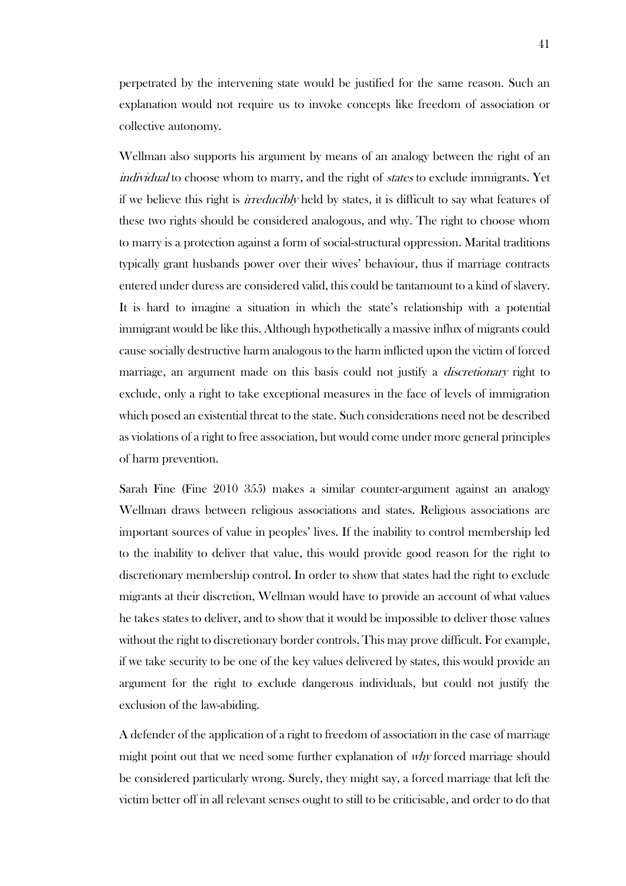perpetrated by the intervening state would be justified for the same reason. Such an explanation would not require us to invoke concepts like freedom of association or collective autonomy.

Wellman also supports his argument by means of an analogy between the right of an *individual* to choose whom to marry, and the right of *states* to exclude immigrants. Yet if we believe this right is *irreducibly* held by states, it is difficult to say what features of these two rights should be considered analogous, and why. The right to choose whom to marry is a protection against a form of social-structural oppression. Marital traditions typically grant husbands power over their wives' behaviour, thus if marriage contracts entered under duress are considered valid, this could be tantamount to a kind of slavery. It is hard to imagine a situation in which the state's relationship with a potential immigrant would be like this. Although hypothetically a massive influx of migrants could cause socially destructive harm analogous to the harm inflicted upon the victim of forced marriage, an argument made on this basis could not justify a *discretionary* right to exclude, only a right to take exceptional measures in the face of levels of immigration which posed an existential threat to the state. Such considerations need not be described as violations of a right to free association, but would come under more general principles of harm prevention.

Sarah Fine (Fine 2010 355) makes a similar counter-argument against an analogy Wellman draws between religious associations and states. Religious associations are important sources of value in peoples' lives. If the inability to control membership led to the inability to deliver that value, this would provide good reason for the right to discretionary membership control. In order to show that states had the right to exclude migrants at their discretion, Wellman would have to provide an account of what values he takes states to deliver, and to show that it would be impossible to deliver those values without the right to discretionary border controls. This may prove difficult. For example, if we take security to be one of the key values delivered by states, this would provide an argument for the right to exclude dangerous individuals, but could not justify the exclusion of the law-abiding.

A defender of the application of a right to freedom of association in the case of marriage might point out that we need some further explanation of *why* forced marriage should be considered particularly wrong. Surely, they might say, a forced marriage that left the victim better off in all relevant senses ought to still to be criticisable, and order to do that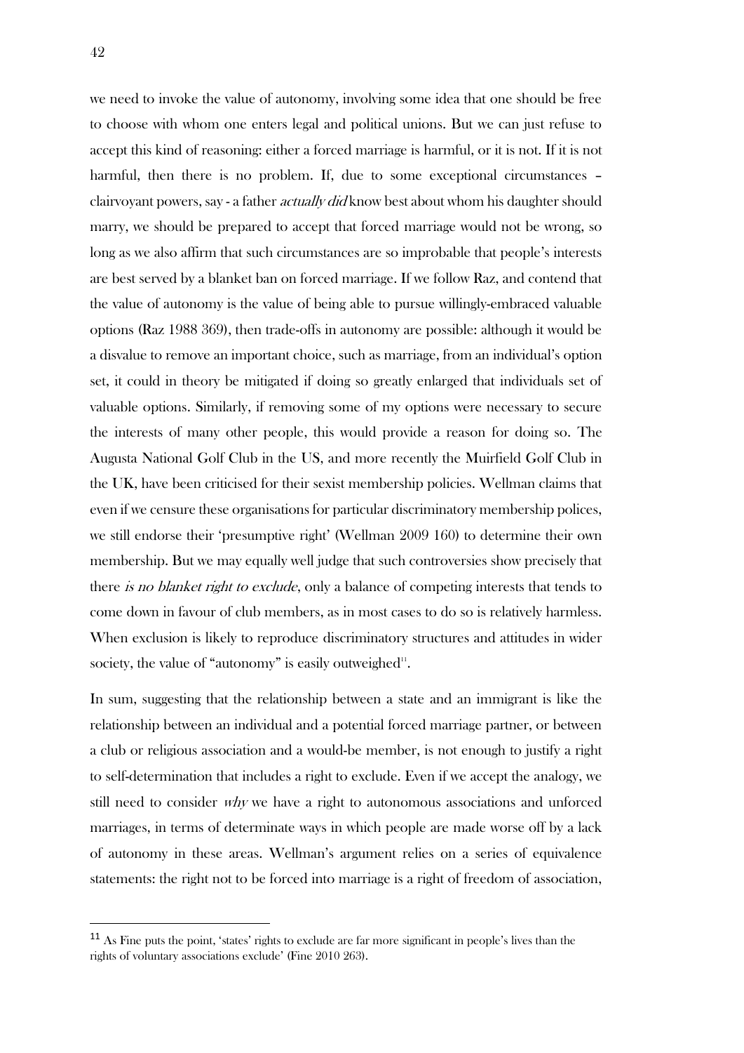we need to invoke the value of autonomy, involving some idea that one should be free to choose with whom one enters legal and political unions. But we can just refuse to accept this kind of reasoning: either a forced marriage is harmful, or it is not. If it is not harmful, then there is no problem. If, due to some exceptional circumstances – clairvoyant powers, say - a father *actually did* know best about whom his daughter should marry, we should be prepared to accept that forced marriage would not be wrong, so long as we also affirm that such circumstances are so improbable that people's interests are best served by a blanket ban on forced marriage. If we follow Raz, and contend that the value of autonomy is the value of being able to pursue willingly-embraced valuable options (Raz 1988 369), then trade-offs in autonomy are possible: although it would be a disvalue to remove an important choice, such as marriage, from an individual's option set, it could in theory be mitigated if doing so greatly enlarged that individuals set of valuable options. Similarly, if removing some of my options were necessary to secure the interests of many other people, this would provide a reason for doing so. The Augusta National Golf Club in the US, and more recently the Muirfield Golf Club in the UK, have been criticised for their sexist membership policies. Wellman claims that even if we censure these organisations for particular discriminatory membership polices, we still endorse their 'presumptive right' (Wellman 2009 160) to determine their own membership. But we may equally well judge that such controversies show precisely that there *is no blanket right to exclude*, only a balance of competing interests that tends to come down in favour of club members, as in most cases to do so is relatively harmless. When exclusion is likely to reproduce discriminatory structures and attitudes in wider society, the value of "autonomy" is easily outweighed[11].

In sum, suggesting that the relationship between a state and an immigrant is like the relationship between an individual and a potential forced marriage partner, or between a club or religious association and a would-be member, is not enough to justify a right to self-determination that includes a right to exclude. Even if we accept the analogy, we still need to consider *why* we have a right to autonomous associations and unforced marriages, in terms of determinate ways in which people are made worse off by a lack of autonomy in these areas. Wellman's argument relies on a series of equivalence statements: the right not to be forced into marriage is a right of freedom of association,

---

[11] As Fine puts the point, 'states' rights to exclude are far more significant in people's lives than the rights of voluntary associations exclude' (Fine 2010 263).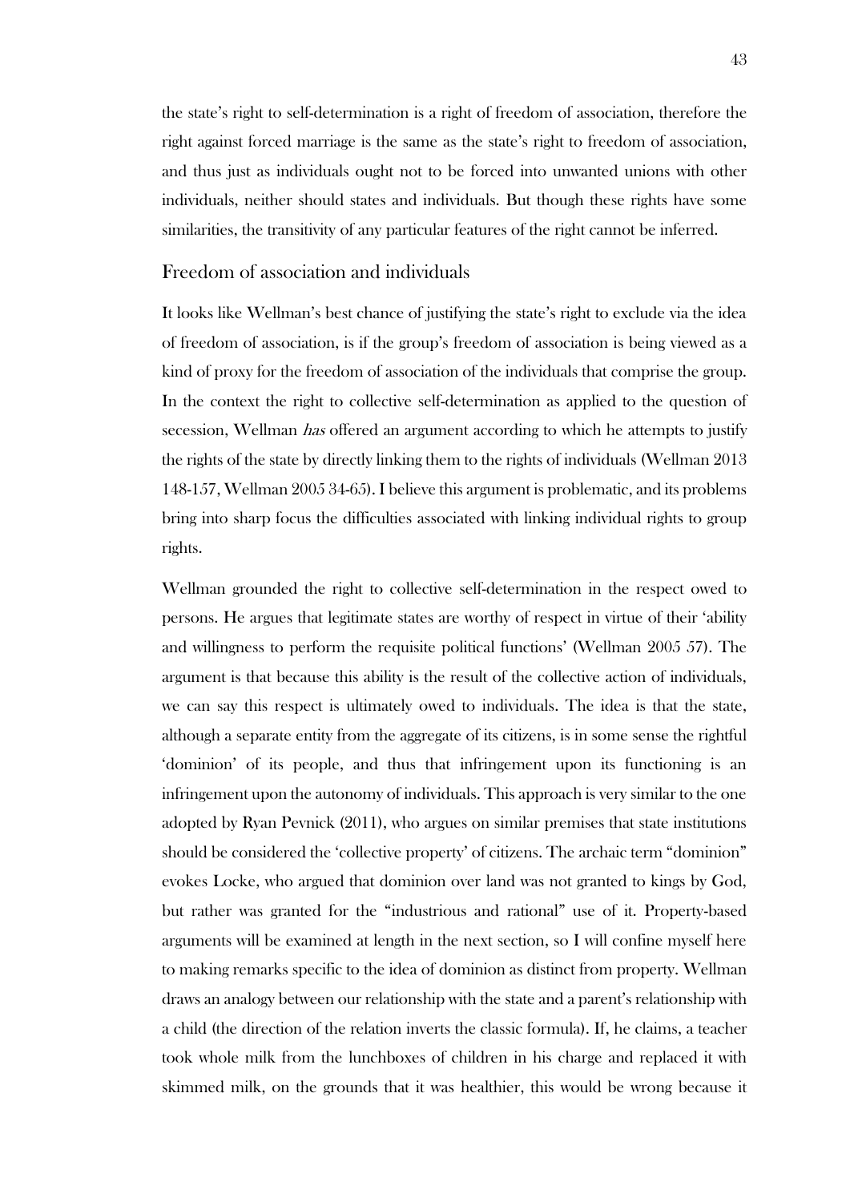the state's right to self-determination is a right of freedom of association, therefore the right against forced marriage is the same as the state's right to freedom of association, and thus just as individuals ought not to be forced into unwanted unions with other individuals, neither should states and individuals. But though these rights have some similarities, the transitivity of any particular features of the right cannot be inferred.

## Freedom of association and individuals

It looks like Wellman's best chance of justifying the state's right to exclude via the idea of freedom of association, is if the group's freedom of association is being viewed as a kind of proxy for the freedom of association of the individuals that comprise the group. In the context the right to collective self-determination as applied to the question of secession, Wellman *has* offered an argument according to which he attempts to justify the rights of the state by directly linking them to the rights of individuals (Wellman 2013 148-157, Wellman 2005 34-65). I believe this argument is problematic, and its problems bring into sharp focus the difficulties associated with linking individual rights to group rights.

Wellman grounded the right to collective self-determination in the respect owed to persons. He argues that legitimate states are worthy of respect in virtue of their 'ability and willingness to perform the requisite political functions' (Wellman 2005 57). The argument is that because this ability is the result of the collective action of individuals, we can say this respect is ultimately owed to individuals. The idea is that the state, although a separate entity from the aggregate of its citizens, is in some sense the rightful 'dominion' of its people, and thus that infringement upon its functioning is an infringement upon the autonomy of individuals. This approach is very similar to the one adopted by Ryan Pevnick (2011), who argues on similar premises that state institutions should be considered the 'collective property' of citizens. The archaic term "dominion" evokes Locke, who argued that dominion over land was not granted to kings by God, but rather was granted for the "industrious and rational" use of it. Property-based arguments will be examined at length in the next section, so I will confine myself here to making remarks specific to the idea of dominion as distinct from property. Wellman draws an analogy between our relationship with the state and a parent's relationship with a child (the direction of the relation inverts the classic formula). If, he claims, a teacher took whole milk from the lunchboxes of children in his charge and replaced it with skimmed milk, on the grounds that it was healthier, this would be wrong because it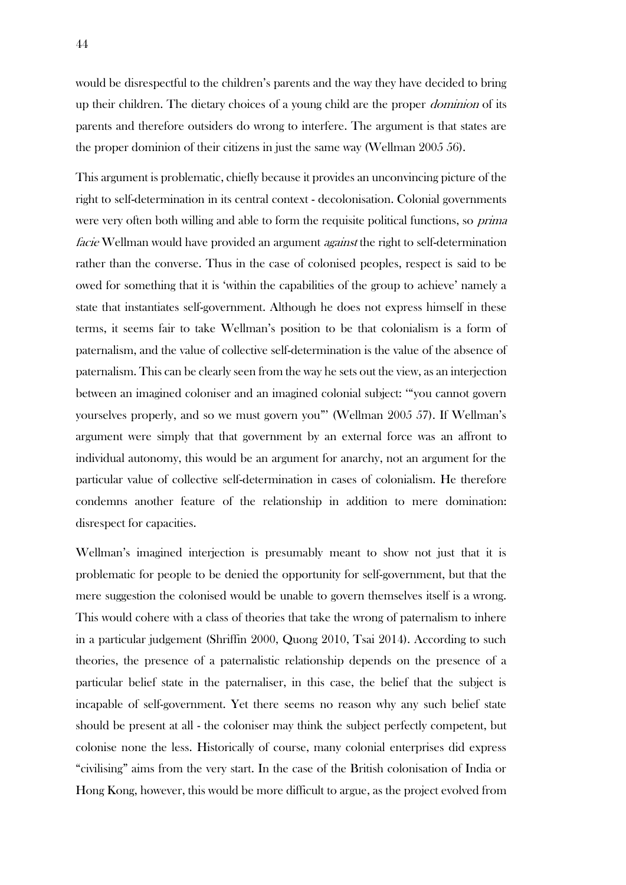would be disrespectful to the children's parents and the way they have decided to bring up their children. The dietary choices of a young child are the proper *dominion* of its parents and therefore outsiders do wrong to interfere. The argument is that states are the proper dominion of their citizens in just the same way (Wellman 2005 56).

This argument is problematic, chiefly because it provides an unconvincing picture of the right to self-determination in its central context - decolonisation. Colonial governments were very often both willing and able to form the requisite political functions, so *prima facie* Wellman would have provided an argument *against* the right to self-determination rather than the converse. Thus in the case of colonised peoples, respect is said to be owed for something that it is 'within the capabilities of the group to achieve' namely a state that instantiates self-government. Although he does not express himself in these terms, it seems fair to take Wellman's position to be that colonialism is a form of paternalism, and the value of collective self-determination is the value of the absence of paternalism. This can be clearly seen from the way he sets out the view, as an interjection between an imagined coloniser and an imagined colonial subject: '"you cannot govern yourselves properly, and so we must govern you"' (Wellman 2005 57). If Wellman's argument were simply that that government by an external force was an affront to individual autonomy, this would be an argument for anarchy, not an argument for the particular value of collective self-determination in cases of colonialism. He therefore condemns another feature of the relationship in addition to mere domination: disrespect for capacities.

Wellman's imagined interjection is presumably meant to show not just that it is problematic for people to be denied the opportunity for self-government, but that the mere suggestion the colonised would be unable to govern themselves itself is a wrong. This would cohere with a class of theories that take the wrong of paternalism to inhere in a particular judgement (Shriffin 2000, Quong 2010, Tsai 2014). According to such theories, the presence of a paternalistic relationship depends on the presence of a particular belief state in the paternaliser, in this case, the belief that the subject is incapable of self-government. Yet there seems no reason why any such belief state should be present at all - the coloniser may think the subject perfectly competent, but colonise none the less. Historically of course, many colonial enterprises did express "civilising" aims from the very start. In the case of the British colonisation of India or Hong Kong, however, this would be more difficult to argue, as the project evolved from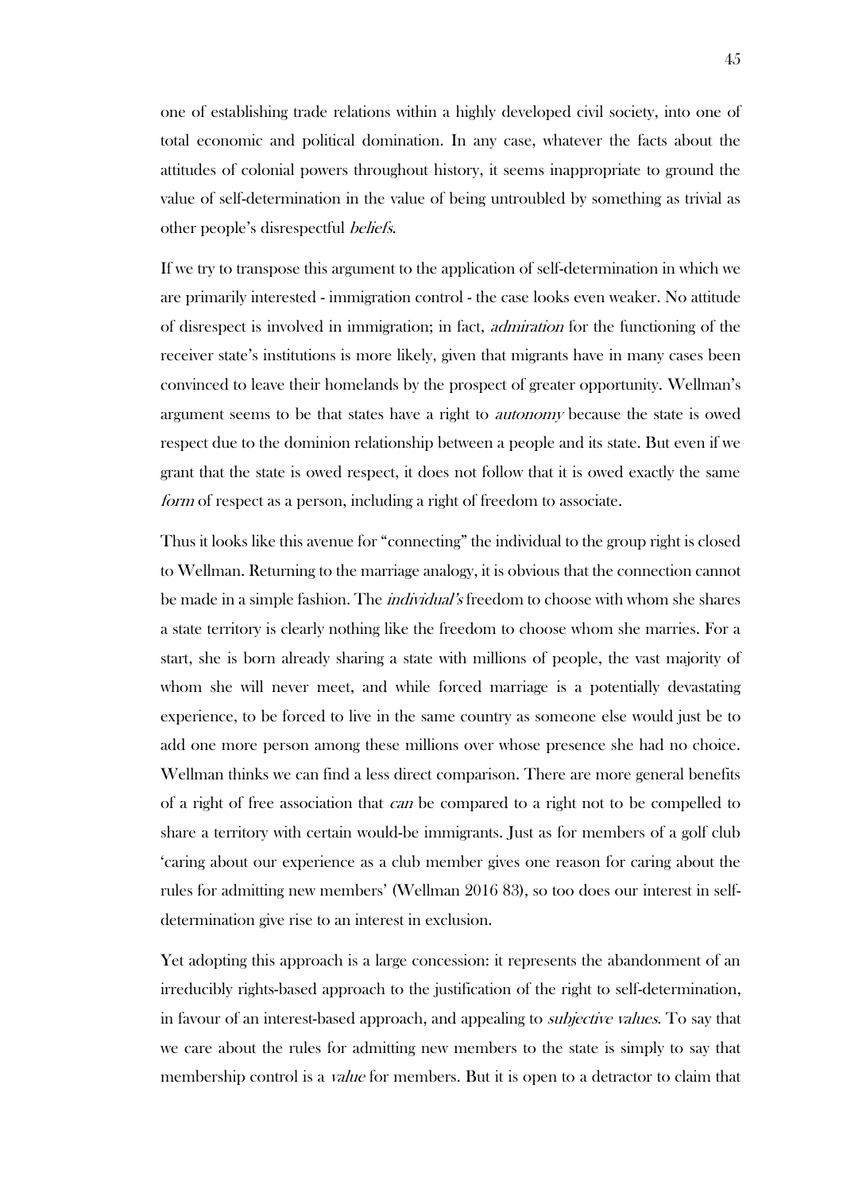one of establishing trade relations within a highly developed civil society, into one of total economic and political domination. In any case, whatever the facts about the attitudes of colonial powers throughout history, it seems inappropriate to ground the value of self-determination in the value of being untroubled by something as trivial as other people's disrespectful *beliefs*.

If we try to transpose this argument to the application of self-determination in which we are primarily interested - immigration control - the case looks even weaker. No attitude of disrespect is involved in immigration; in fact, *admiration* for the functioning of the receiver state's institutions is more likely, given that migrants have in many cases been convinced to leave their homelands by the prospect of greater opportunity. Wellman's argument seems to be that states have a right to *autonomy* because the state is owed respect due to the dominion relationship between a people and its state. But even if we grant that the state is owed respect, it does not follow that it is owed exactly the same *form* of respect as a person, including a right of freedom to associate.

Thus it looks like this avenue for "connecting" the individual to the group right is closed to Wellman. Returning to the marriage analogy, it is obvious that the connection cannot be made in a simple fashion. The *individual's* freedom to choose with whom she shares a state territory is clearly nothing like the freedom to choose whom she marries. For a start, she is born already sharing a state with millions of people, the vast majority of whom she will never meet, and while forced marriage is a potentially devastating experience, to be forced to live in the same country as someone else would just be to add one more person among these millions over whose presence she had no choice. Wellman thinks we can find a less direct comparison. There are more general benefits of a right of free association that *can* be compared to a right not to be compelled to share a territory with certain would-be immigrants. Just as for members of a golf club 'caring about our experience as a club member gives one reason for caring about the rules for admitting new members' (Wellman 2016 83), so too does our interest in self-determination give rise to an interest in exclusion.

Yet adopting this approach is a large concession: it represents the abandonment of an irreducibly rights-based approach to the justification of the right to self-determination, in favour of an interest-based approach, and appealing to *subjective values*. To say that we care about the rules for admitting new members to the state is simply to say that membership control is a *value* for members. But it is open to a detractor to claim that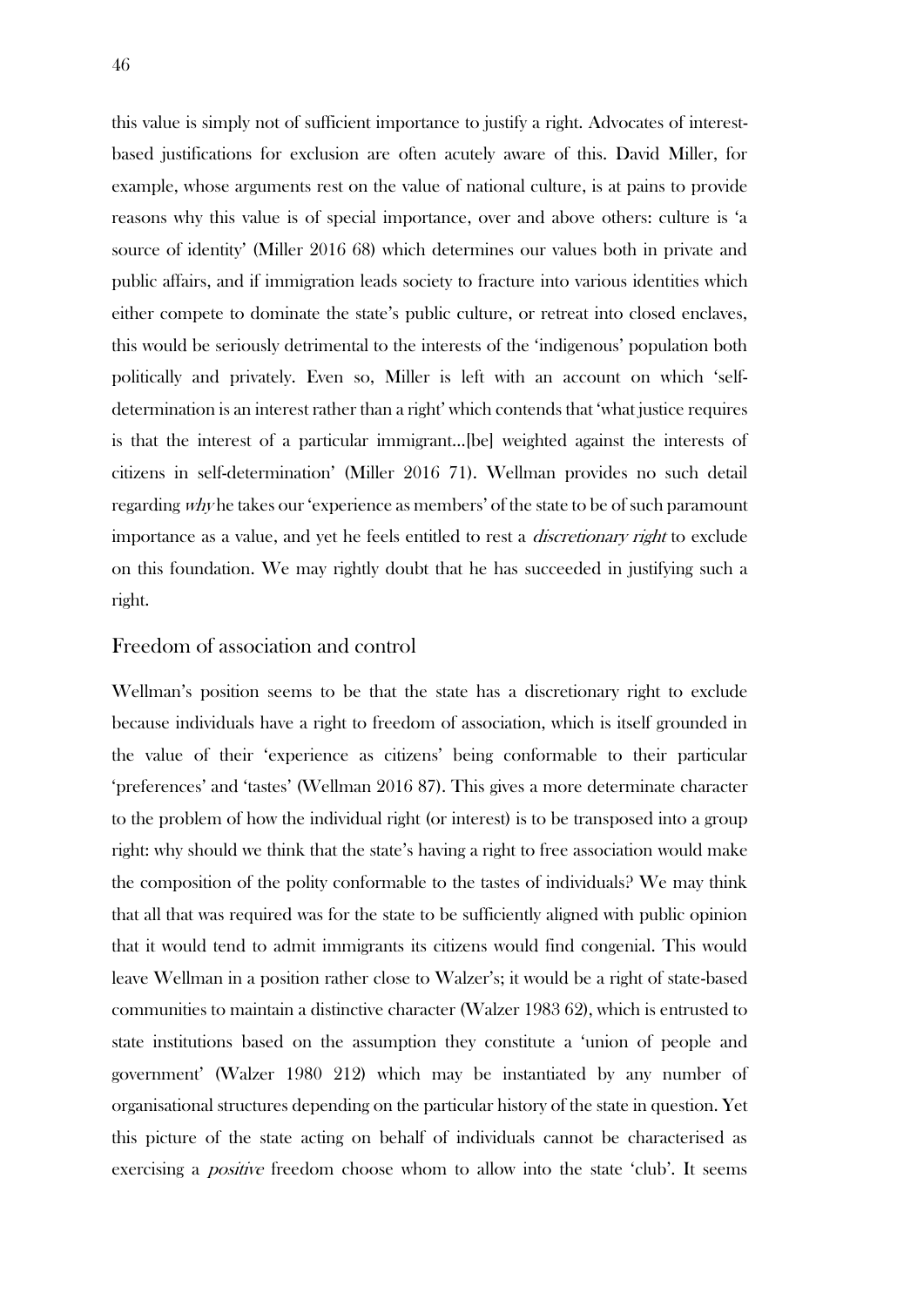this value is simply not of sufficient importance to justify a right. Advocates of interest-based justifications for exclusion are often acutely aware of this. David Miller, for example, whose arguments rest on the value of national culture, is at pains to provide reasons why this value is of special importance, over and above others: culture is 'a source of identity' (Miller 2016 68) which determines our values both in private and public affairs, and if immigration leads society to fracture into various identities which either compete to dominate the state's public culture, or retreat into closed enclaves, this would be seriously detrimental to the interests of the 'indigenous' population both politically and privately. Even so, Miller is left with an account on which 'self-determination is an interest rather than a right' which contends that 'what justice requires is that the interest of a particular immigrant…[be] weighted against the interests of citizens in self-determination' (Miller 2016 71). Wellman provides no such detail regarding *why* he takes our 'experience as members' of the state to be of such paramount importance as a value, and yet he feels entitled to rest a *discretionary right* to exclude on this foundation. We may rightly doubt that he has succeeded in justifying such a right.

## Freedom of association and control

Wellman's position seems to be that the state has a discretionary right to exclude because individuals have a right to freedom of association, which is itself grounded in the value of their 'experience as citizens' being conformable to their particular 'preferences' and 'tastes' (Wellman 2016 87). This gives a more determinate character to the problem of how the individual right (or interest) is to be transposed into a group right: why should we think that the state's having a right to free association would make the composition of the polity conformable to the tastes of individuals? We may think that all that was required was for the state to be sufficiently aligned with public opinion that it would tend to admit immigrants its citizens would find congenial. This would leave Wellman in a position rather close to Walzer's; it would be a right of state-based communities to maintain a distinctive character (Walzer 1983 62), which is entrusted to state institutions based on the assumption they constitute a 'union of people and government' (Walzer 1980 212) which may be instantiated by any number of organisational structures depending on the particular history of the state in question. Yet this picture of the state acting on behalf of individuals cannot be characterised as exercising a *positive* freedom choose whom to allow into the state 'club'. It seems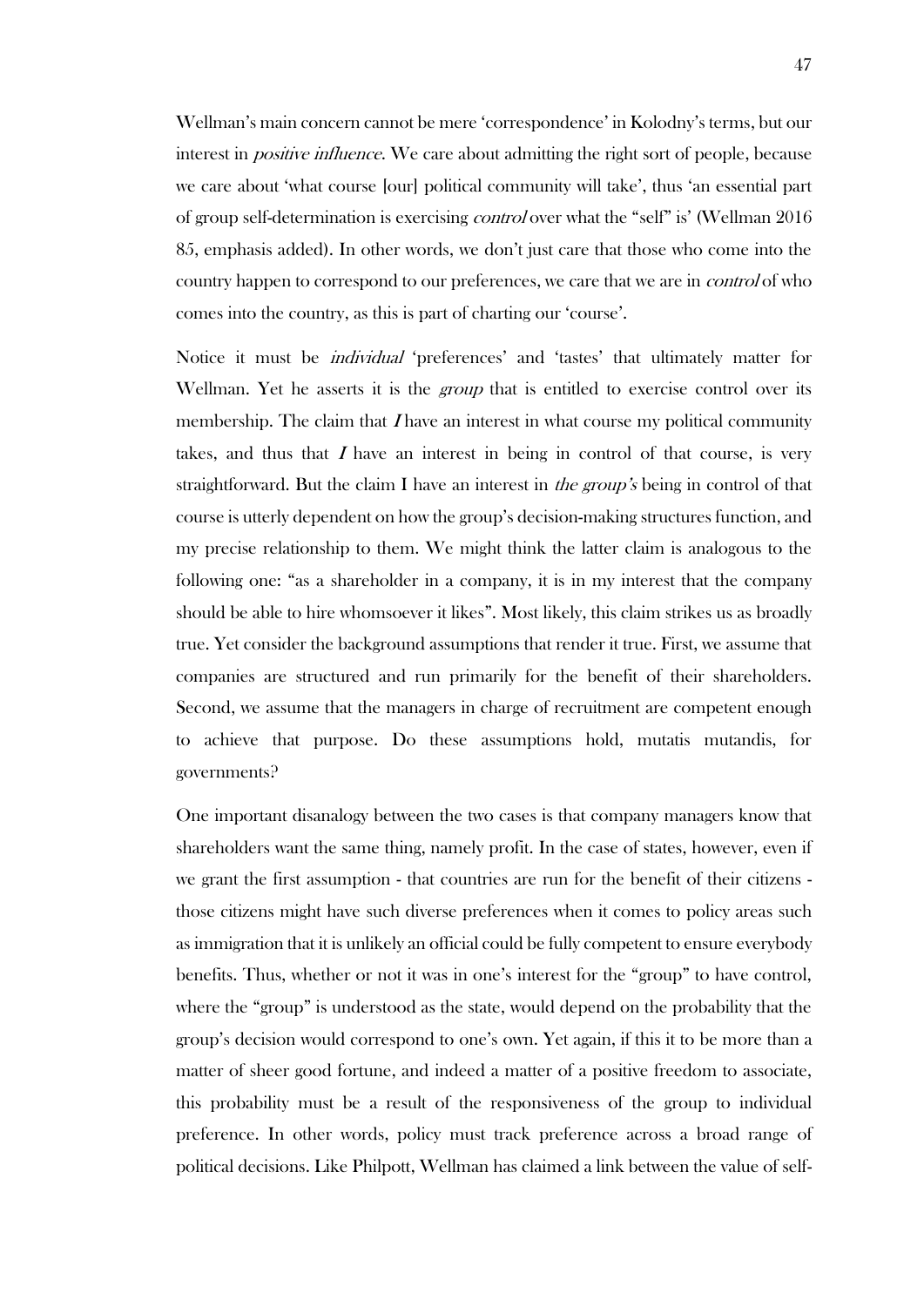Wellman's main concern cannot be mere 'correspondence' in Kolodny's terms, but our interest in *positive influence*. We care about admitting the right sort of people, because we care about 'what course [our] political community will take', thus 'an essential part of group self-determination is exercising *control* over what the "self" is' (Wellman 2016 85, emphasis added). In other words, we don't just care that those who come into the country happen to correspond to our preferences, we care that we are in *control* of who comes into the country, as this is part of charting our 'course'.

Notice it must be *individual* 'preferences' and 'tastes' that ultimately matter for Wellman. Yet he asserts it is the *group* that is entitled to exercise control over its membership. The claim that *I* have an interest in what course my political community takes, and thus that *I* have an interest in being in control of that course, is very straightforward. But the claim I have an interest in *the group's* being in control of that course is utterly dependent on how the group's decision-making structures function, and my precise relationship to them. We might think the latter claim is analogous to the following one: "as a shareholder in a company, it is in my interest that the company should be able to hire whomsoever it likes". Most likely, this claim strikes us as broadly true. Yet consider the background assumptions that render it true. First, we assume that companies are structured and run primarily for the benefit of their shareholders. Second, we assume that the managers in charge of recruitment are competent enough to achieve that purpose. Do these assumptions hold, mutatis mutandis, for governments?

One important disanalogy between the two cases is that company managers know that shareholders want the same thing, namely profit. In the case of states, however, even if we grant the first assumption - that countries are run for the benefit of their citizens - those citizens might have such diverse preferences when it comes to policy areas such as immigration that it is unlikely an official could be fully competent to ensure everybody benefits. Thus, whether or not it was in one's interest for the "group" to have control, where the "group" is understood as the state, would depend on the probability that the group's decision would correspond to one's own. Yet again, if this it to be more than a matter of sheer good fortune, and indeed a matter of a positive freedom to associate, this probability must be a result of the responsiveness of the group to individual preference. In other words, policy must track preference across a broad range of political decisions. Like Philpott, Wellman has claimed a link between the value of self-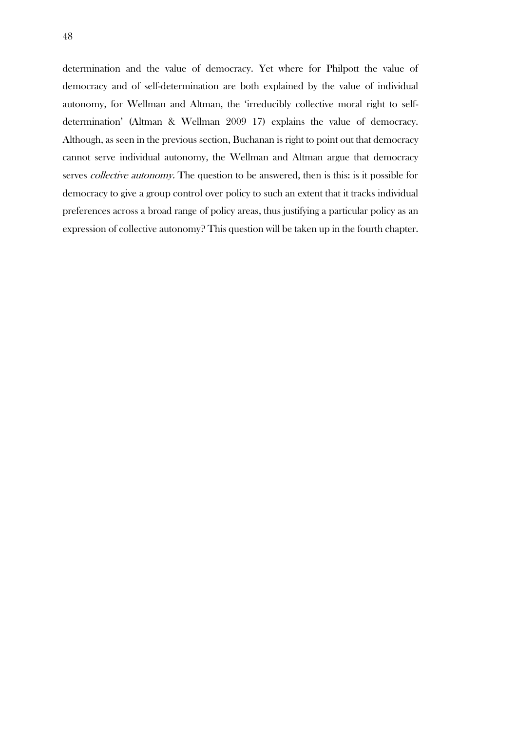determination and the value of democracy. Yet where for Philpott the value of democracy and of self-determination are both explained by the value of individual autonomy, for Wellman and Altman, the 'irreducibly collective moral right to self-determination' (Altman & Wellman 2009 17) explains the value of democracy. Although, as seen in the previous section, Buchanan is right to point out that democracy cannot serve individual autonomy, the Wellman and Altman argue that democracy serves *collective autonomy.* The question to be answered, then is this: is it possible for democracy to give a group control over policy to such an extent that it tracks individual preferences across a broad range of policy areas, thus justifying a particular policy as an expression of collective autonomy? This question will be taken up in the fourth chapter.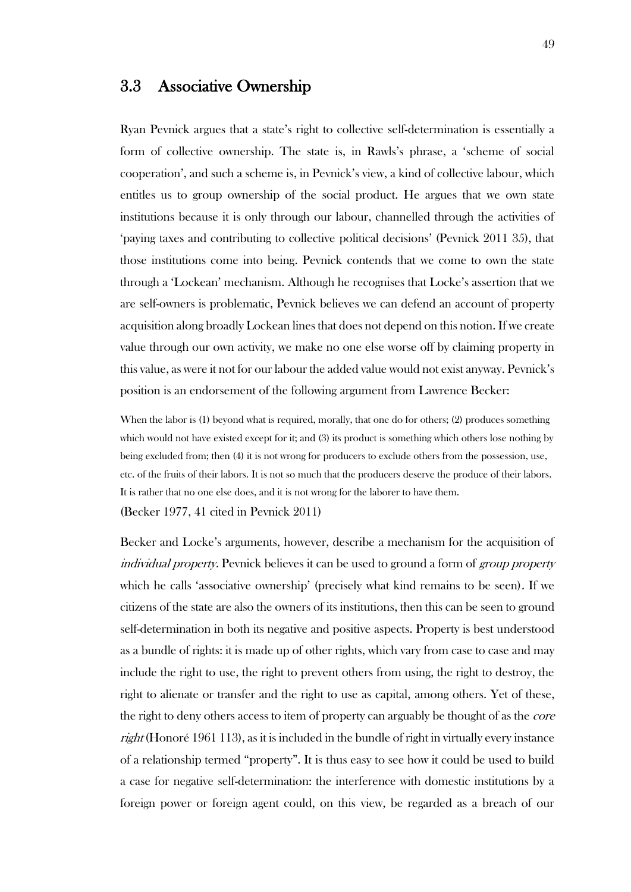## 3.3 Associative Ownership

Ryan Pevnick argues that a state's right to collective self-determination is essentially a form of collective ownership. The state is, in Rawls's phrase, a 'scheme of social cooperation', and such a scheme is, in Pevnick's view, a kind of collective labour, which entitles us to group ownership of the social product. He argues that we own state institutions because it is only through our labour, channelled through the activities of 'paying taxes and contributing to collective political decisions' (Pevnick 2011 35), that those institutions come into being. Pevnick contends that we come to own the state through a 'Lockean' mechanism. Although he recognises that Locke's assertion that we are self-owners is problematic, Pevnick believes we can defend an account of property acquisition along broadly Lockean lines that does not depend on this notion. If we create value through our own activity, we make no one else worse off by claiming property in this value, as were it not for our labour the added value would not exist anyway. Pevnick's position is an endorsement of the following argument from Lawrence Becker:

> When the labor is (1) beyond what is required, morally, that one do for others; (2) produces something which would not have existed except for it; and (3) its product is something which others lose nothing by being excluded from; then (4) it is not wrong for producers to exclude others from the possession, use, etc. of the fruits of their labors. It is not so much that the producers deserve the produce of their labors. It is rather that no one else does, and it is not wrong for the laborer to have them.
>
> (Becker 1977, 41 cited in Pevnick 2011)

Becker and Locke's arguments, however, describe a mechanism for the acquisition of *individual property*. Pevnick believes it can be used to ground a form of *group property* which he calls 'associative ownership' (precisely what kind remains to be seen). If we citizens of the state are also the owners of its institutions, then this can be seen to ground self-determination in both its negative and positive aspects. Property is best understood as a bundle of rights: it is made up of other rights, which vary from case to case and may include the right to use, the right to prevent others from using, the right to destroy, the right to alienate or transfer and the right to use as capital, among others. Yet of these, the right to deny others access to item of property can arguably be thought of as the *core right* (Honoré 1961 113), as it is included in the bundle of right in virtually every instance of a relationship termed "property". It is thus easy to see how it could be used to build a case for negative self-determination: the interference with domestic institutions by a foreign power or foreign agent could, on this view, be regarded as a breach of our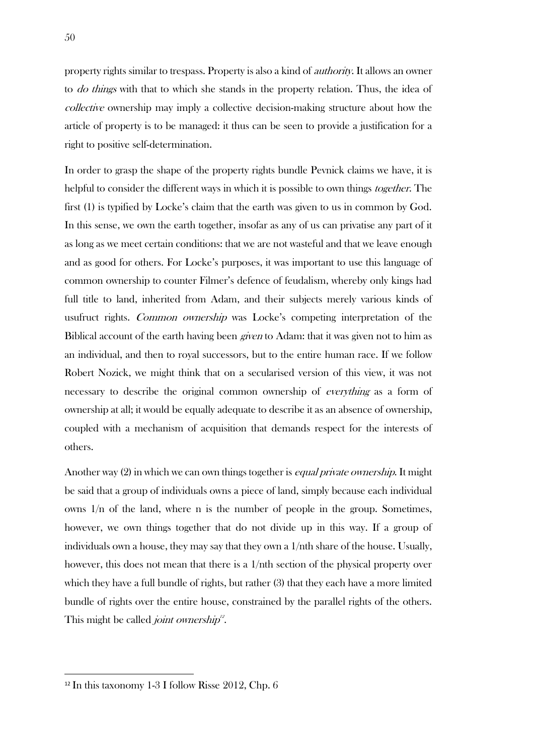property rights similar to trespass. Property is also a kind of *authority*. It allows an owner to *do things* with that to which she stands in the property relation. Thus, the idea of *collective* ownership may imply a collective decision-making structure about how the article of property is to be managed: it thus can be seen to provide a justification for a right to positive self-determination.

In order to grasp the shape of the property rights bundle Pevnick claims we have, it is helpful to consider the different ways in which it is possible to own things *together*. The first (1) is typified by Locke's claim that the earth was given to us in common by God. In this sense, we own the earth together, insofar as any of us can privatise any part of it as long as we meet certain conditions: that we are not wasteful and that we leave enough and as good for others. For Locke's purposes, it was important to use this language of common ownership to counter Filmer's defence of feudalism, whereby only kings had full title to land, inherited from Adam, and their subjects merely various kinds of usufruct rights. *Common ownership* was Locke's competing interpretation of the Biblical account of the earth having been *given* to Adam: that it was given not to him as an individual, and then to royal successors, but to the entire human race. If we follow Robert Nozick, we might think that on a secularised version of this view, it was not necessary to describe the original common ownership of *everything* as a form of ownership at all; it would be equally adequate to describe it as an absence of ownership, coupled with a mechanism of acquisition that demands respect for the interests of others.

Another way (2) in which we can own things together is *equal private ownership*. It might be said that a group of individuals owns a piece of land, simply because each individual owns 1/n of the land, where n is the number of people in the group. Sometimes, however, we own things together that do not divide up in this way. If a group of individuals own a house, they may say that they own a 1/nth share of the house. Usually, however, this does not mean that there is a 1/nth section of the physical property over which they have a full bundle of rights, but rather (3) that they each have a more limited bundle of rights over the entire house, constrained by the parallel rights of the others. This might be called *joint ownership*[12].

[12] In this taxonomy 1-3 I follow Risse 2012, Chp. 6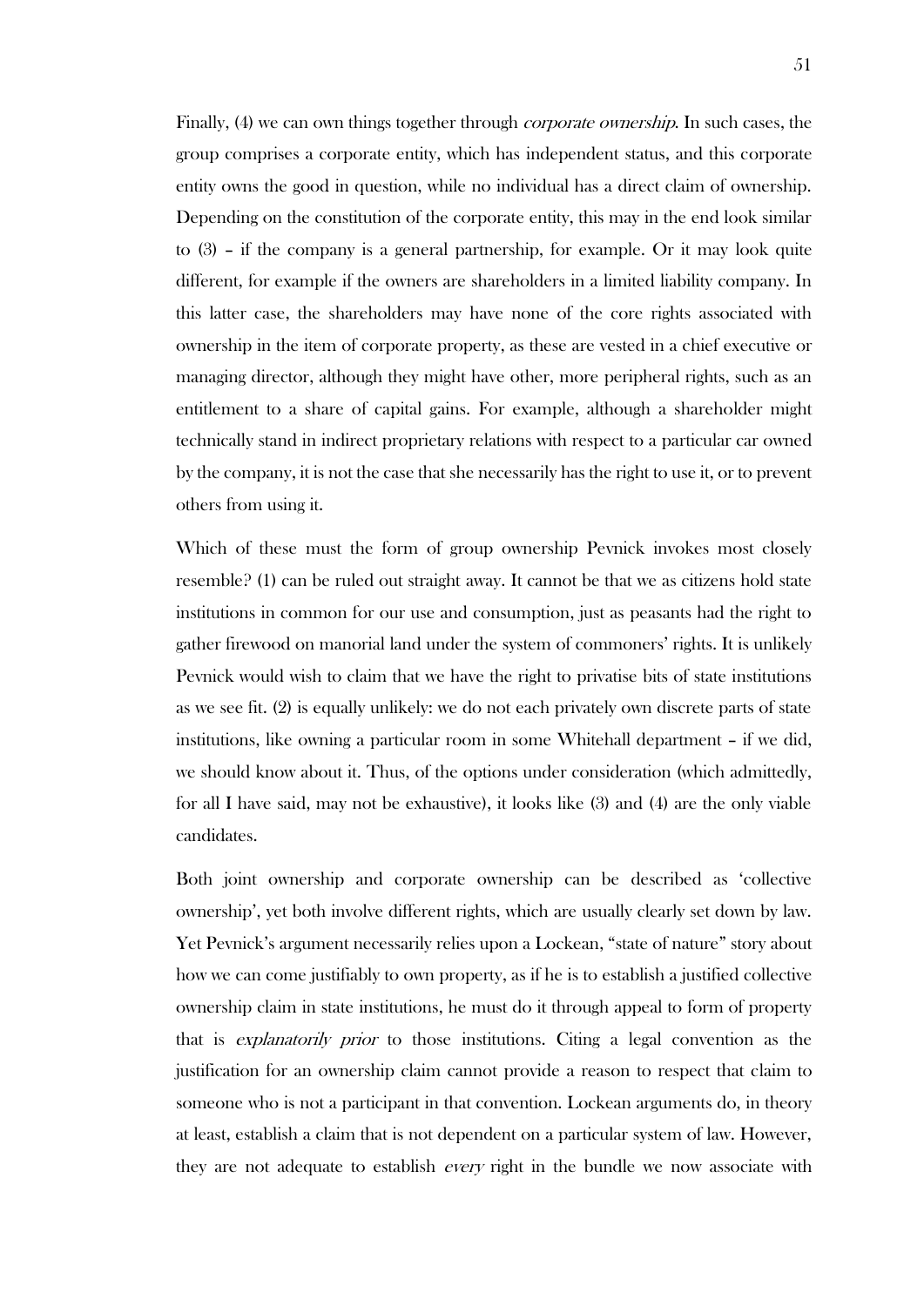Finally, (4) we can own things together through *corporate ownership*. In such cases, the group comprises a corporate entity, which has independent status, and this corporate entity owns the good in question, while no individual has a direct claim of ownership. Depending on the constitution of the corporate entity, this may in the end look similar to (3) – if the company is a general partnership, for example. Or it may look quite different, for example if the owners are shareholders in a limited liability company. In this latter case, the shareholders may have none of the core rights associated with ownership in the item of corporate property, as these are vested in a chief executive or managing director, although they might have other, more peripheral rights, such as an entitlement to a share of capital gains. For example, although a shareholder might technically stand in indirect proprietary relations with respect to a particular car owned by the company, it is not the case that she necessarily has the right to use it, or to prevent others from using it.

Which of these must the form of group ownership Pevnick invokes most closely resemble? (1) can be ruled out straight away. It cannot be that we as citizens hold state institutions in common for our use and consumption, just as peasants had the right to gather firewood on manorial land under the system of commoners' rights. It is unlikely Pevnick would wish to claim that we have the right to privatise bits of state institutions as we see fit. (2) is equally unlikely: we do not each privately own discrete parts of state institutions, like owning a particular room in some Whitehall department – if we did, we should know about it. Thus, of the options under consideration (which admittedly, for all I have said, may not be exhaustive), it looks like (3) and (4) are the only viable candidates.

Both joint ownership and corporate ownership can be described as 'collective ownership', yet both involve different rights, which are usually clearly set down by law. Yet Pevnick's argument necessarily relies upon a Lockean, "state of nature" story about how we can come justifiably to own property, as if he is to establish a justified collective ownership claim in state institutions, he must do it through appeal to form of property that is *explanatorily prior* to those institutions. Citing a legal convention as the justification for an ownership claim cannot provide a reason to respect that claim to someone who is not a participant in that convention. Lockean arguments do, in theory at least, establish a claim that is not dependent on a particular system of law. However, they are not adequate to establish *every* right in the bundle we now associate with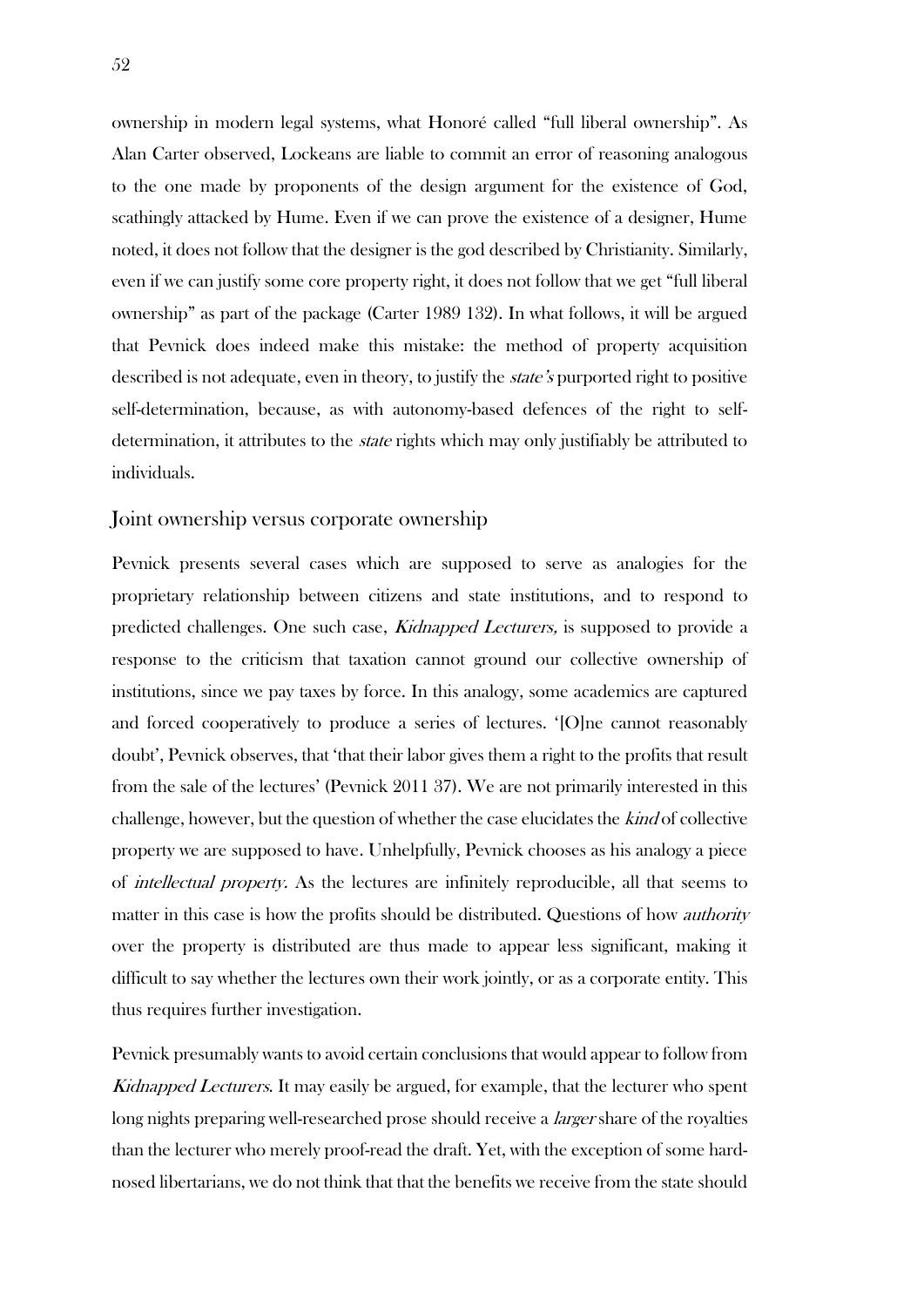ownership in modern legal systems, what Honoré called "full liberal ownership". As Alan Carter observed, Lockeans are liable to commit an error of reasoning analogous to the one made by proponents of the design argument for the existence of God, scathingly attacked by Hume. Even if we can prove the existence of a designer, Hume noted, it does not follow that the designer is the god described by Christianity. Similarly, even if we can justify some core property right, it does not follow that we get "full liberal ownership" as part of the package (Carter 1989 132). In what follows, it will be argued that Pevnick does indeed make this mistake: the method of property acquisition described is not adequate, even in theory, to justify the *state's* purported right to positive self-determination, because, as with autonomy-based defences of the right to self-determination, it attributes to the *state* rights which may only justifiably be attributed to individuals.

## Joint ownership versus corporate ownership

Pevnick presents several cases which are supposed to serve as analogies for the proprietary relationship between citizens and state institutions, and to respond to predicted challenges. One such case, *Kidnapped Lecturers,* is supposed to provide a response to the criticism that taxation cannot ground our collective ownership of institutions, since we pay taxes by force. In this analogy, some academics are captured and forced cooperatively to produce a series of lectures. '[O]ne cannot reasonably doubt', Pevnick observes, that 'that their labor gives them a right to the profits that result from the sale of the lectures' (Pevnick 2011 37). We are not primarily interested in this challenge, however, but the question of whether the case elucidates the *kind* of collective property we are supposed to have. Unhelpfully, Pevnick chooses as his analogy a piece of *intellectual property.* As the lectures are infinitely reproducible, all that seems to matter in this case is how the profits should be distributed. Questions of how *authority* over the property is distributed are thus made to appear less significant, making it difficult to say whether the lectures own their work jointly, or as a corporate entity. This thus requires further investigation.

Pevnick presumably wants to avoid certain conclusions that would appear to follow from *Kidnapped Lecturers*. It may easily be argued, for example, that the lecturer who spent long nights preparing well-researched prose should receive a *larger* share of the royalties than the lecturer who merely proof-read the draft. Yet, with the exception of some hard-nosed libertarians, we do not think that that the benefits we receive from the state should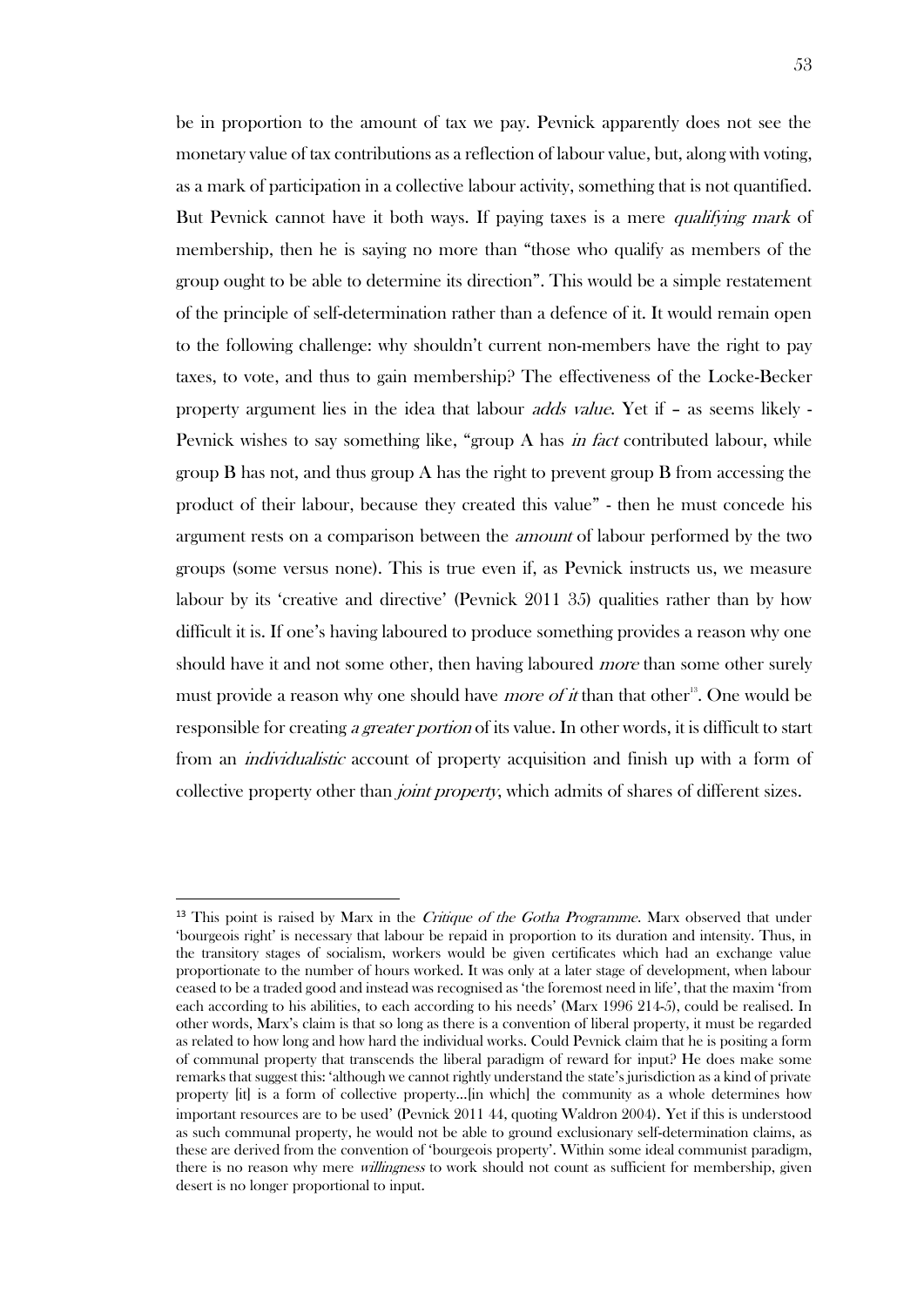be in proportion to the amount of tax we pay. Pevnick apparently does not see the monetary value of tax contributions as a reflection of labour value, but, along with voting, as a mark of participation in a collective labour activity, something that is not quantified. But Pevnick cannot have it both ways. If paying taxes is a mere *qualifying mark* of membership, then he is saying no more than "those who qualify as members of the group ought to be able to determine its direction". This would be a simple restatement of the principle of self-determination rather than a defence of it. It would remain open to the following challenge: why shouldn't current non-members have the right to pay taxes, to vote, and thus to gain membership? The effectiveness of the Locke-Becker property argument lies in the idea that labour *adds value*. Yet if – as seems likely - Pevnick wishes to say something like, "group A has *in fact* contributed labour, while group B has not, and thus group A has the right to prevent group B from accessing the product of their labour, because they created this value" - then he must concede his argument rests on a comparison between the *amount* of labour performed by the two groups (some versus none). This is true even if, as Pevnick instructs us, we measure labour by its 'creative and directive' (Pevnick 2011 35) qualities rather than by how difficult it is. If one's having laboured to produce something provides a reason why one should have it and not some other, then having laboured *more* than some other surely must provide a reason why one should have *more of it* than that other[13]. One would be responsible for creating *a greater portion* of its value. In other words, it is difficult to start from an *individualistic* account of property acquisition and finish up with a form of collective property other than *joint property*, which admits of shares of different sizes.

---

[13] This point is raised by Marx in the *Critique of the Gotha Programme*. Marx observed that under 'bourgeois right' is necessary that labour be repaid in proportion to its duration and intensity. Thus, in the transitory stages of socialism, workers would be given certificates which had an exchange value proportionate to the number of hours worked. It was only at a later stage of development, when labour ceased to be a traded good and instead was recognised as 'the foremost need in life', that the maxim 'from each according to his abilities, to each according to his needs' (Marx 1996 214-5), could be realised. In other words, Marx's claim is that so long as there is a convention of liberal property, it must be regarded as related to how long and how hard the individual works. Could Pevnick claim that he is positing a form of communal property that transcends the liberal paradigm of reward for input? He does make some remarks that suggest this: 'although we cannot rightly understand the state's jurisdiction as a kind of private property [it] is a form of collective property…[in which] the community as a whole determines how important resources are to be used' (Pevnick 2011 44, quoting Waldron 2004). Yet if this is understood as such communal property, he would not be able to ground exclusionary self-determination claims, as these are derived from the convention of 'bourgeois property'. Within some ideal communist paradigm, there is no reason why mere *willingness* to work should not count as sufficient for membership, given desert is no longer proportional to input.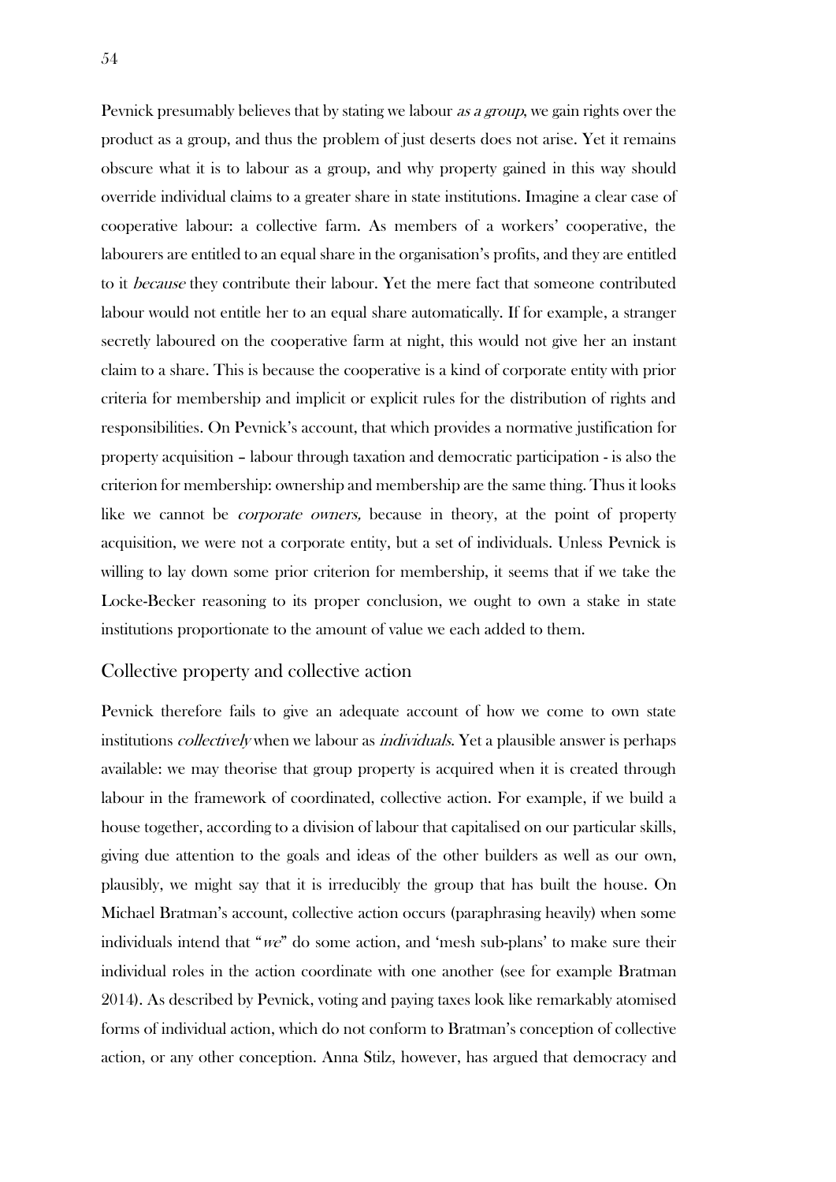Pevnick presumably believes that by stating we labour *as a group*, we gain rights over the product as a group, and thus the problem of just deserts does not arise. Yet it remains obscure what it is to labour as a group, and why property gained in this way should override individual claims to a greater share in state institutions. Imagine a clear case of cooperative labour: a collective farm. As members of a workers' cooperative, the labourers are entitled to an equal share in the organisation's profits, and they are entitled to it *because* they contribute their labour. Yet the mere fact that someone contributed labour would not entitle her to an equal share automatically. If for example, a stranger secretly laboured on the cooperative farm at night, this would not give her an instant claim to a share. This is because the cooperative is a kind of corporate entity with prior criteria for membership and implicit or explicit rules for the distribution of rights and responsibilities. On Pevnick's account, that which provides a normative justification for property acquisition – labour through taxation and democratic participation - is also the criterion for membership: ownership and membership are the same thing. Thus it looks like we cannot be *corporate owners,* because in theory, at the point of property acquisition, we were not a corporate entity, but a set of individuals. Unless Pevnick is willing to lay down some prior criterion for membership, it seems that if we take the Locke-Becker reasoning to its proper conclusion, we ought to own a stake in state institutions proportionate to the amount of value we each added to them.

## Collective property and collective action

Pevnick therefore fails to give an adequate account of how we come to own state institutions *collectively* when we labour as *individuals*. Yet a plausible answer is perhaps available: we may theorise that group property is acquired when it is created through labour in the framework of coordinated, collective action. For example, if we build a house together, according to a division of labour that capitalised on our particular skills, giving due attention to the goals and ideas of the other builders as well as our own, plausibly, we might say that it is irreducibly the group that has built the house. On Michael Bratman's account, collective action occurs (paraphrasing heavily) when some individuals intend that "*we*" do some action, and 'mesh sub-plans' to make sure their individual roles in the action coordinate with one another (see for example Bratman 2014). As described by Pevnick, voting and paying taxes look like remarkably atomised forms of individual action, which do not conform to Bratman's conception of collective action, or any other conception. Anna Stilz, however, has argued that democracy and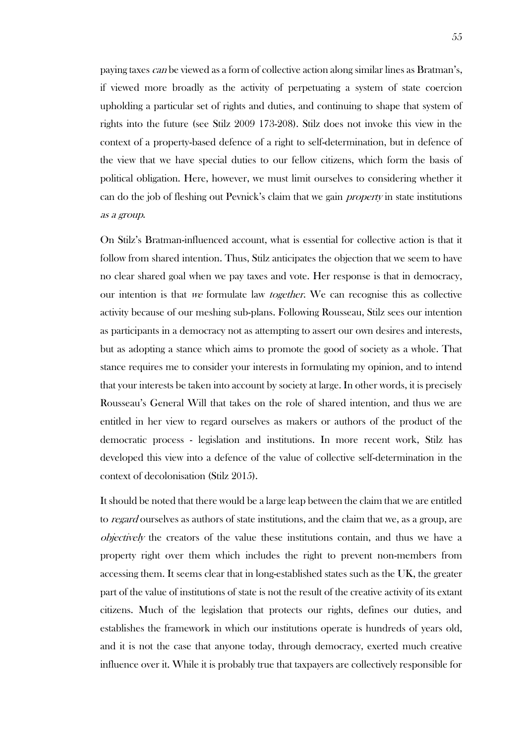paying taxes *can* be viewed as a form of collective action along similar lines as Bratman's, if viewed more broadly as the activity of perpetuating a system of state coercion upholding a particular set of rights and duties, and continuing to shape that system of rights into the future (see Stilz 2009 173-208). Stilz does not invoke this view in the context of a property-based defence of a right to self-determination, but in defence of the view that we have special duties to our fellow citizens, which form the basis of political obligation. Here, however, we must limit ourselves to considering whether it can do the job of fleshing out Pevnick's claim that we gain *property* in state institutions *as a group*.

On Stilz's Bratman-influenced account, what is essential for collective action is that it follow from shared intention. Thus, Stilz anticipates the objection that we seem to have no clear shared goal when we pay taxes and vote. Her response is that in democracy, our intention is that *we* formulate law *together*. We can recognise this as collective activity because of our meshing sub-plans. Following Rousseau, Stilz sees our intention as participants in a democracy not as attempting to assert our own desires and interests, but as adopting a stance which aims to promote the good of society as a whole. That stance requires me to consider your interests in formulating my opinion, and to intend that your interests be taken into account by society at large. In other words, it is precisely Rousseau's General Will that takes on the role of shared intention, and thus we are entitled in her view to regard ourselves as makers or authors of the product of the democratic process - legislation and institutions. In more recent work, Stilz has developed this view into a defence of the value of collective self-determination in the context of decolonisation (Stilz 2015).

It should be noted that there would be a large leap between the claim that we are entitled to *regard* ourselves as authors of state institutions, and the claim that we, as a group, are *objectively* the creators of the value these institutions contain, and thus we have a property right over them which includes the right to prevent non-members from accessing them. It seems clear that in long-established states such as the UK, the greater part of the value of institutions of state is not the result of the creative activity of its extant citizens. Much of the legislation that protects our rights, defines our duties, and establishes the framework in which our institutions operate is hundreds of years old, and it is not the case that anyone today, through democracy, exerted much creative influence over it. While it is probably true that taxpayers are collectively responsible for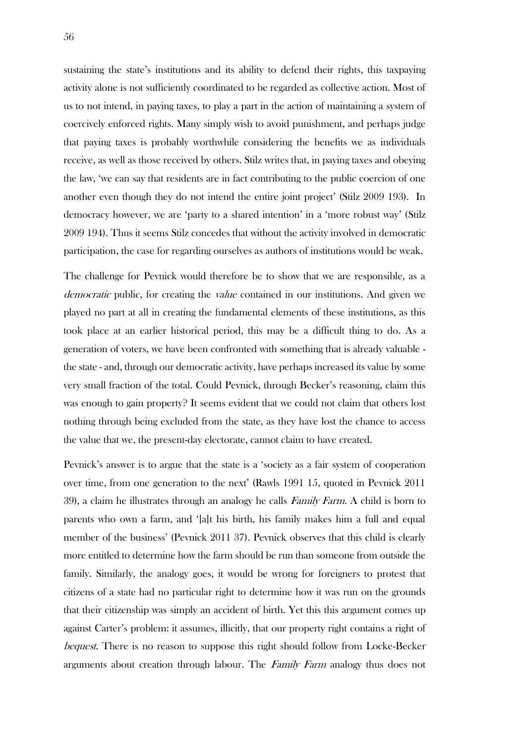sustaining the state's institutions and its ability to defend their rights, this taxpaying activity alone is not sufficiently coordinated to be regarded as collective action. Most of us to not intend, in paying taxes, to play a part in the action of maintaining a system of coercively enforced rights. Many simply wish to avoid punishment, and perhaps judge that paying taxes is probably worthwhile considering the benefits we as individuals receive, as well as those received by others. Stilz writes that, in paying taxes and obeying the law, 'we can say that residents are in fact contributing to the public coercion of one another even though they do not intend the entire joint project' (Stilz 2009 193). In democracy however, we are 'party to a shared intention' in a 'more robust way' (Stilz 2009 194). Thus it seems Stilz concedes that without the activity involved in democratic participation, the case for regarding ourselves as authors of institutions would be weak.

The challenge for Pevnick would therefore be to show that we are responsible, as a *democratic* public, for creating the *value* contained in our institutions. And given we played no part at all in creating the fundamental elements of these institutions, as this took place at an earlier historical period, this may be a difficult thing to do. As a generation of voters, we have been confronted with something that is already valuable - the state - and, through our democratic activity, have perhaps increased its value by some very small fraction of the total. Could Pevnick, through Becker's reasoning, claim this was enough to gain property? It seems evident that we could not claim that others lost nothing through being excluded from the state, as they have lost the chance to access the value that we, the present-day electorate, cannot claim to have created.

Pevnick's answer is to argue that the state is a 'society as a fair system of cooperation over time, from one generation to the next' (Rawls 1991 15, quoted in Pevnick 2011 39), a claim he illustrates through an analogy he calls *Family Farm*. A child is born to parents who own a farm, and '[a]t his birth, his family makes him a full and equal member of the business' (Pevnick 2011 37). Pevnick observes that this child is clearly more entitled to determine how the farm should be run than someone from outside the family. Similarly, the analogy goes, it would be wrong for foreigners to protest that citizens of a state had no particular right to determine how it was run on the grounds that their citizenship was simply an accident of birth. Yet this this argument comes up against Carter's problem: it assumes, illicitly, that our property right contains a right of *bequest*. There is no reason to suppose this right should follow from Locke-Becker arguments about creation through labour. The *Family Farm* analogy thus does not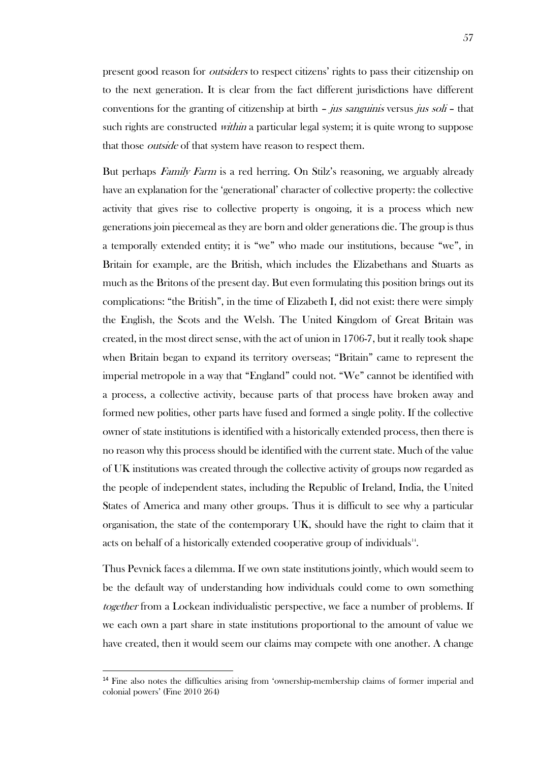present good reason for *outsiders* to respect citizens' rights to pass their citizenship on to the next generation. It is clear from the fact different jurisdictions have different conventions for the granting of citizenship at birth – *jus sanguinis* versus *jus soli* – that such rights are constructed *within* a particular legal system; it is quite wrong to suppose that those *outside* of that system have reason to respect them.

But perhaps *Family Farm* is a red herring. On Stilz's reasoning, we arguably already have an explanation for the 'generational' character of collective property: the collective activity that gives rise to collective property is ongoing, it is a process which new generations join piecemeal as they are born and older generations die. The group is thus a temporally extended entity; it is "we" who made our institutions, because "we", in Britain for example, are the British, which includes the Elizabethans and Stuarts as much as the Britons of the present day. But even formulating this position brings out its complications: "the British", in the time of Elizabeth I, did not exist: there were simply the English, the Scots and the Welsh. The United Kingdom of Great Britain was created, in the most direct sense, with the act of union in 1706-7, but it really took shape when Britain began to expand its territory overseas; "Britain" came to represent the imperial metropole in a way that "England" could not. "We" cannot be identified with a process, a collective activity, because parts of that process have broken away and formed new polities, other parts have fused and formed a single polity. If the collective owner of state institutions is identified with a historically extended process, then there is no reason why this process should be identified with the current state. Much of the value of UK institutions was created through the collective activity of groups now regarded as the people of independent states, including the Republic of Ireland, India, the United States of America and many other groups. Thus it is difficult to see why a particular organisation, the state of the contemporary UK, should have the right to claim that it acts on behalf of a historically extended cooperative group of individuals[14].

Thus Pevnick faces a dilemma. If we own state institutions jointly, which would seem to be the default way of understanding how individuals could come to own something *together* from a Lockean individualistic perspective, we face a number of problems. If we each own a part share in state institutions proportional to the amount of value we have created, then it would seem our claims may compete with one another. A change

---

[14] Fine also notes the difficulties arising from 'ownership-membership claims of former imperial and colonial powers' (Fine 2010 264)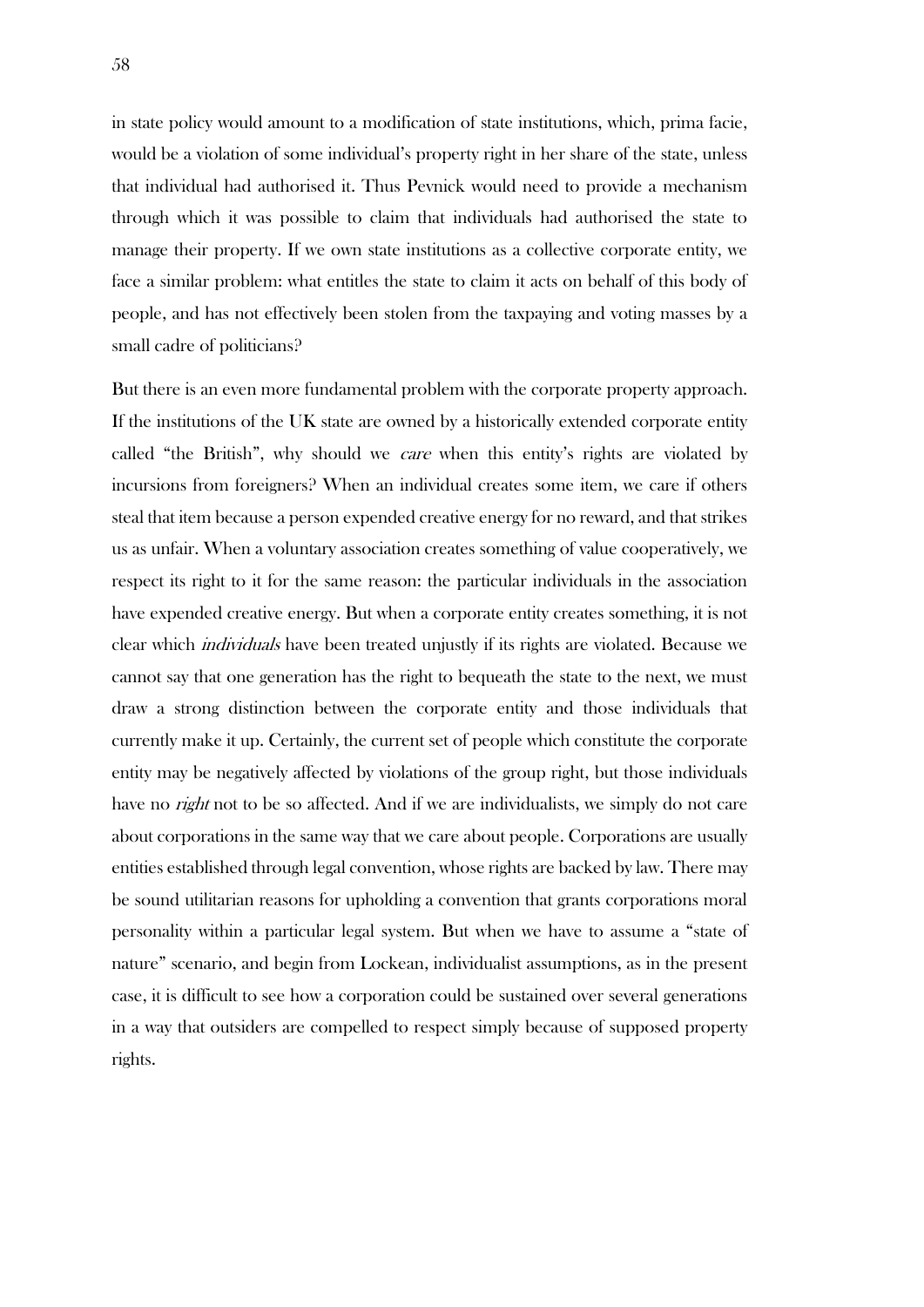in state policy would amount to a modification of state institutions, which, prima facie, would be a violation of some individual's property right in her share of the state, unless that individual had authorised it. Thus Pevnick would need to provide a mechanism through which it was possible to claim that individuals had authorised the state to manage their property. If we own state institutions as a collective corporate entity, we face a similar problem: what entitles the state to claim it acts on behalf of this body of people, and has not effectively been stolen from the taxpaying and voting masses by a small cadre of politicians?

But there is an even more fundamental problem with the corporate property approach. If the institutions of the UK state are owned by a historically extended corporate entity called "the British", why should we *care* when this entity's rights are violated by incursions from foreigners? When an individual creates some item, we care if others steal that item because a person expended creative energy for no reward, and that strikes us as unfair. When a voluntary association creates something of value cooperatively, we respect its right to it for the same reason: the particular individuals in the association have expended creative energy. But when a corporate entity creates something, it is not clear which *individuals* have been treated unjustly if its rights are violated. Because we cannot say that one generation has the right to bequeath the state to the next, we must draw a strong distinction between the corporate entity and those individuals that currently make it up. Certainly, the current set of people which constitute the corporate entity may be negatively affected by violations of the group right, but those individuals have no *right* not to be so affected. And if we are individualists, we simply do not care about corporations in the same way that we care about people. Corporations are usually entities established through legal convention, whose rights are backed by law. There may be sound utilitarian reasons for upholding a convention that grants corporations moral personality within a particular legal system. But when we have to assume a "state of nature" scenario, and begin from Lockean, individualist assumptions, as in the present case, it is difficult to see how a corporation could be sustained over several generations in a way that outsiders are compelled to respect simply because of supposed property rights.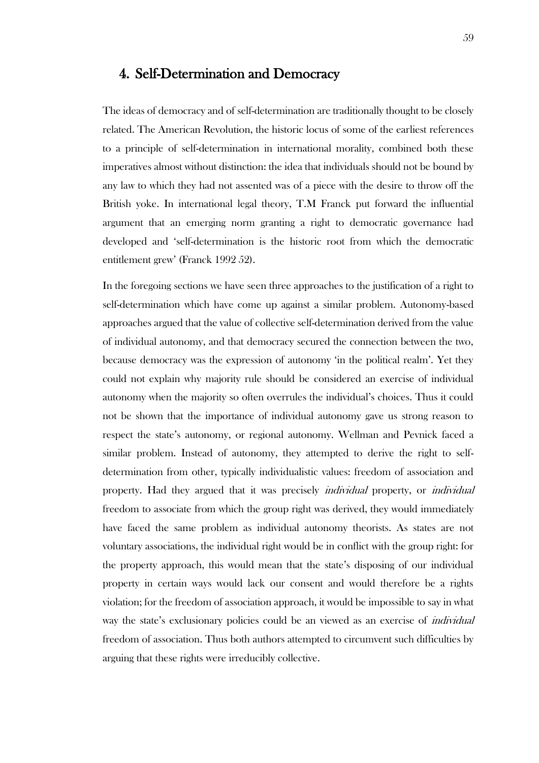## 4. Self-Determination and Democracy

The ideas of democracy and of self-determination are traditionally thought to be closely related. The American Revolution, the historic locus of some of the earliest references to a principle of self-determination in international morality, combined both these imperatives almost without distinction: the idea that individuals should not be bound by any law to which they had not assented was of a piece with the desire to throw off the British yoke. In international legal theory, T.M Franck put forward the influential argument that an emerging norm granting a right to democratic governance had developed and 'self-determination is the historic root from which the democratic entitlement grew' (Franck 1992 52).

In the foregoing sections we have seen three approaches to the justification of a right to self-determination which have come up against a similar problem. Autonomy-based approaches argued that the value of collective self-determination derived from the value of individual autonomy, and that democracy secured the connection between the two, because democracy was the expression of autonomy 'in the political realm'. Yet they could not explain why majority rule should be considered an exercise of individual autonomy when the majority so often overrules the individual's choices. Thus it could not be shown that the importance of individual autonomy gave us strong reason to respect the state's autonomy, or regional autonomy. Wellman and Pevnick faced a similar problem. Instead of autonomy, they attempted to derive the right to self-determination from other, typically individualistic values: freedom of association and property. Had they argued that it was precisely *individual* property, or *individual* freedom to associate from which the group right was derived, they would immediately have faced the same problem as individual autonomy theorists. As states are not voluntary associations, the individual right would be in conflict with the group right: for the property approach, this would mean that the state's disposing of our individual property in certain ways would lack our consent and would therefore be a rights violation; for the freedom of association approach, it would be impossible to say in what way the state's exclusionary policies could be an viewed as an exercise of *individual* freedom of association. Thus both authors attempted to circumvent such difficulties by arguing that these rights were irreducibly collective.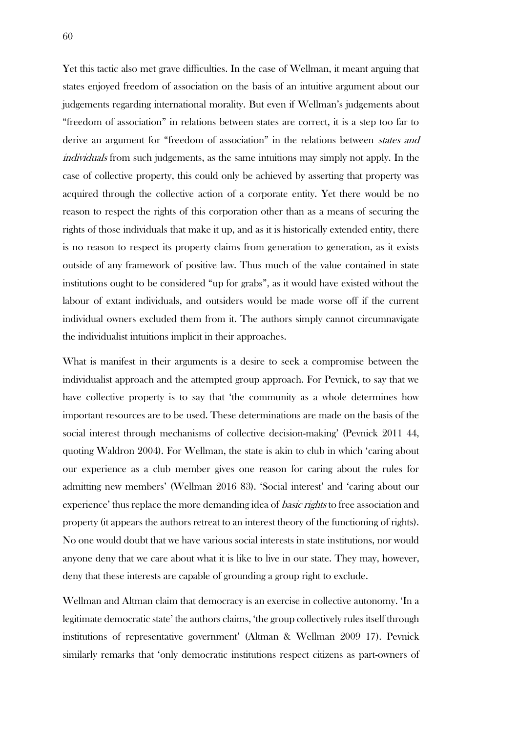Yet this tactic also met grave difficulties. In the case of Wellman, it meant arguing that states enjoyed freedom of association on the basis of an intuitive argument about our judgements regarding international morality. But even if Wellman's judgements about "freedom of association" in relations between states are correct, it is a step too far to derive an argument for "freedom of association" in the relations between *states and individuals* from such judgements, as the same intuitions may simply not apply. In the case of collective property, this could only be achieved by asserting that property was acquired through the collective action of a corporate entity. Yet there would be no reason to respect the rights of this corporation other than as a means of securing the rights of those individuals that make it up, and as it is historically extended entity, there is no reason to respect its property claims from generation to generation, as it exists outside of any framework of positive law. Thus much of the value contained in state institutions ought to be considered "up for grabs", as it would have existed without the labour of extant individuals, and outsiders would be made worse off if the current individual owners excluded them from it. The authors simply cannot circumnavigate the individualist intuitions implicit in their approaches.

What is manifest in their arguments is a desire to seek a compromise between the individualist approach and the attempted group approach. For Pevnick, to say that we have collective property is to say that 'the community as a whole determines how important resources are to be used. These determinations are made on the basis of the social interest through mechanisms of collective decision-making' (Pevnick 2011 44, quoting Waldron 2004). For Wellman, the state is akin to club in which 'caring about our experience as a club member gives one reason for caring about the rules for admitting new members' (Wellman 2016 83). 'Social interest' and 'caring about our experience' thus replace the more demanding idea of *basic rights* to free association and property (it appears the authors retreat to an interest theory of the functioning of rights). No one would doubt that we have various social interests in state institutions, nor would anyone deny that we care about what it is like to live in our state. They may, however, deny that these interests are capable of grounding a group right to exclude.

Wellman and Altman claim that democracy is an exercise in collective autonomy. 'In a legitimate democratic state' the authors claims, 'the group collectively rules itself through institutions of representative government' (Altman & Wellman 2009 17). Pevnick similarly remarks that 'only democratic institutions respect citizens as part-owners of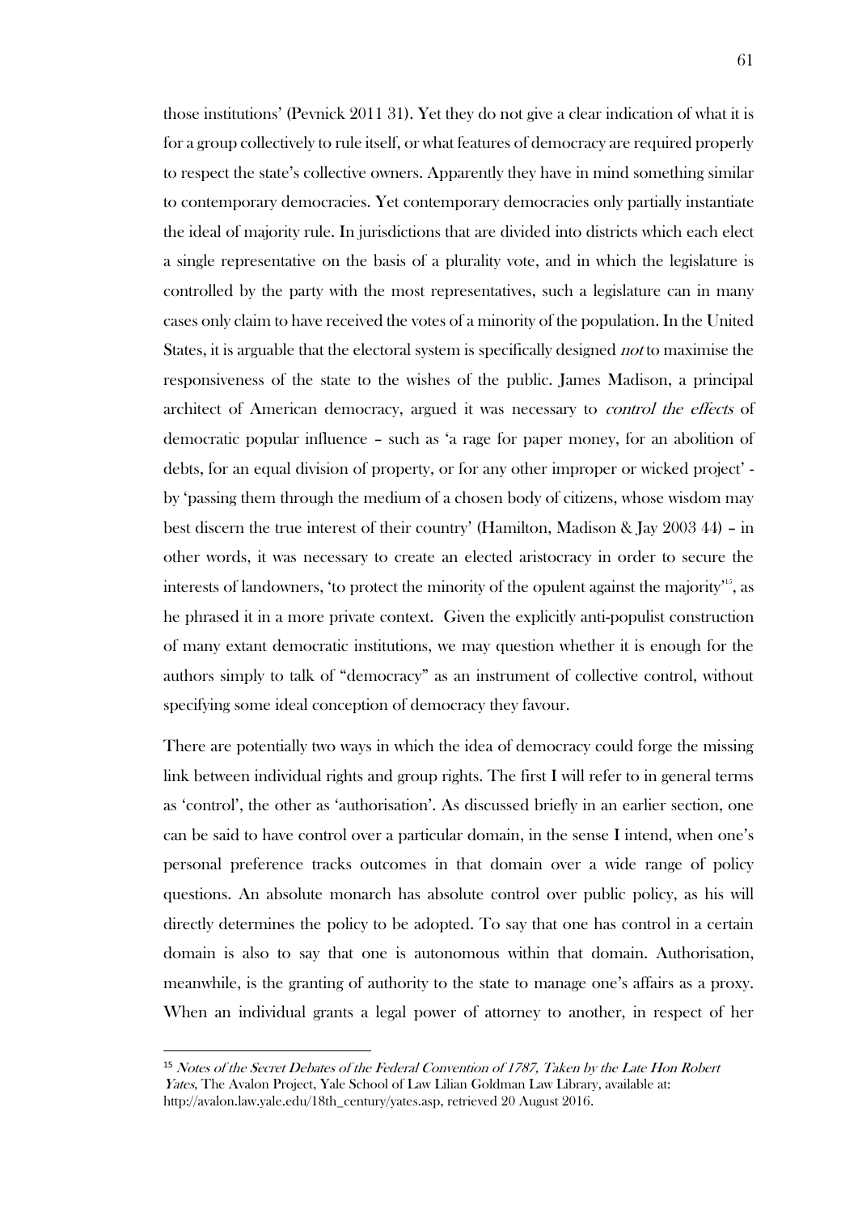those institutions' (Pevnick 2011 31). Yet they do not give a clear indication of what it is for a group collectively to rule itself, or what features of democracy are required properly to respect the state's collective owners. Apparently they have in mind something similar to contemporary democracies. Yet contemporary democracies only partially instantiate the ideal of majority rule. In jurisdictions that are divided into districts which each elect a single representative on the basis of a plurality vote, and in which the legislature is controlled by the party with the most representatives, such a legislature can in many cases only claim to have received the votes of a minority of the population. In the United States, it is arguable that the electoral system is specifically designed *not* to maximise the responsiveness of the state to the wishes of the public. James Madison, a principal architect of American democracy, argued it was necessary to *control the effects* of democratic popular influence – such as 'a rage for paper money, for an abolition of debts, for an equal division of property, or for any other improper or wicked project' - by 'passing them through the medium of a chosen body of citizens, whose wisdom may best discern the true interest of their country' (Hamilton, Madison & Jay 2003 44) – in other words, it was necessary to create an elected aristocracy in order to secure the interests of landowners, 'to protect the minority of the opulent against the majority'[15], as he phrased it in a more private context. Given the explicitly anti-populist construction of many extant democratic institutions, we may question whether it is enough for the authors simply to talk of "democracy" as an instrument of collective control, without specifying some ideal conception of democracy they favour.

There are potentially two ways in which the idea of democracy could forge the missing link between individual rights and group rights. The first I will refer to in general terms as 'control', the other as 'authorisation'. As discussed briefly in an earlier section, one can be said to have control over a particular domain, in the sense I intend, when one's personal preference tracks outcomes in that domain over a wide range of policy questions. An absolute monarch has absolute control over public policy, as his will directly determines the policy to be adopted. To say that one has control in a certain domain is also to say that one is autonomous within that domain. Authorisation, meanwhile, is the granting of authority to the state to manage one's affairs as a proxy. When an individual grants a legal power of attorney to another, in respect of her

[15] *Notes of the Secret Debates of the Federal Convention of 1787, Taken by the Late Hon Robert Yates*, The Avalon Project, Yale School of Law Lilian Goldman Law Library, available at: http://avalon.law.yale.edu/18th_century/yates.asp, retrieved 20 August 2016.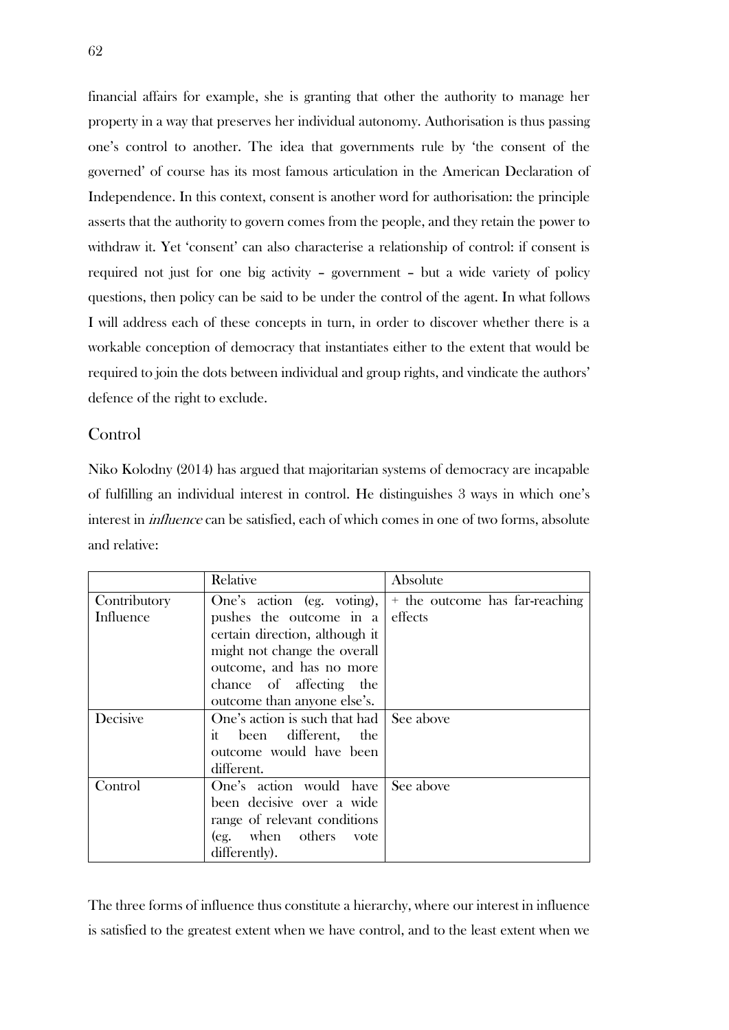financial affairs for example, she is granting that other the authority to manage her property in a way that preserves her individual autonomy. Authorisation is thus passing one's control to another. The idea that governments rule by 'the consent of the governed' of course has its most famous articulation in the American Declaration of Independence. In this context, consent is another word for authorisation: the principle asserts that the authority to govern comes from the people, and they retain the power to withdraw it. Yet 'consent' can also characterise a relationship of control: if consent is required not just for one big activity – government – but a wide variety of policy questions, then policy can be said to be under the control of the agent. In what follows I will address each of these concepts in turn, in order to discover whether there is a workable conception of democracy that instantiates either to the extent that would be required to join the dots between individual and group rights, and vindicate the authors' defence of the right to exclude.

## Control

Niko Kolodny (2014) has argued that majoritarian systems of democracy are incapable of fulfilling an individual interest in control. He distinguishes 3 ways in which one's interest in *influence* can be satisfied, each of which comes in one of two forms, absolute and relative:

| | Relative | Absolute |
|---|---|---|
| Contributory Influence | One's action (eg. voting), pushes the outcome in a certain direction, although it might not change the overall outcome, and has no more chance of affecting the outcome than anyone else's. | + the outcome has far-reaching effects |
| Decisive | One's action is such that had it been different, the outcome would have been different. | See above |
| Control | One's action would have been decisive over a wide range of relevant conditions (eg. when others vote differently). | See above |

The three forms of influence thus constitute a hierarchy, where our interest in influence is satisfied to the greatest extent when we have control, and to the least extent when we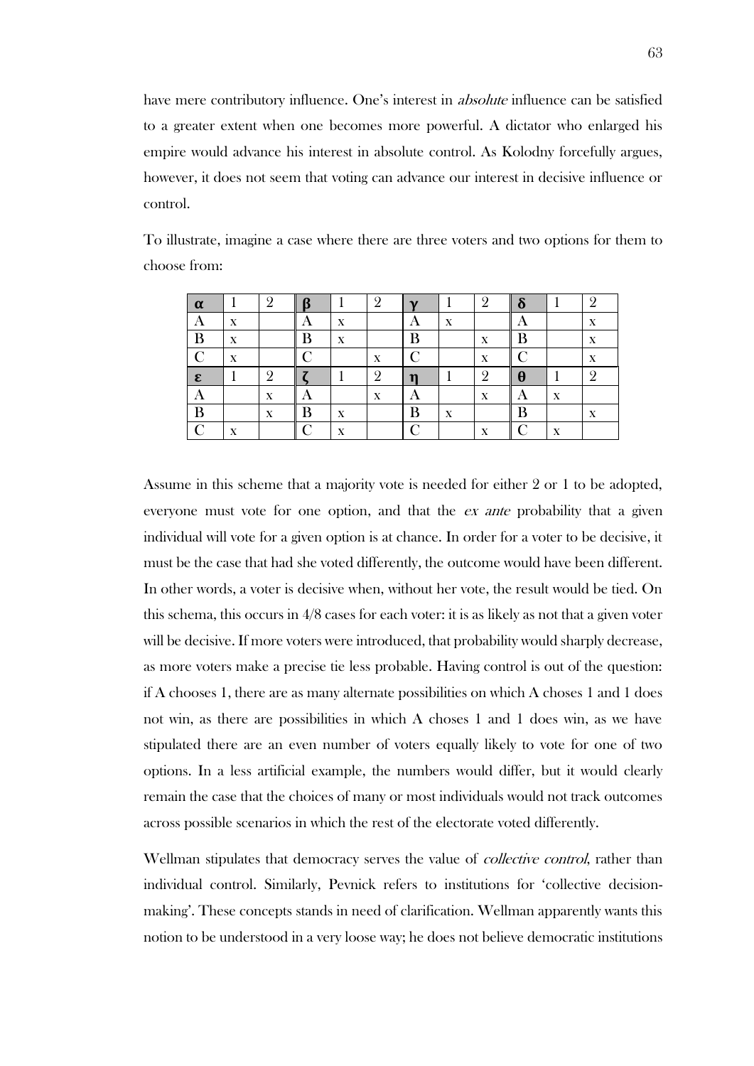have mere contributory influence. One's interest in *absolute* influence can be satisfied to a greater extent when one becomes more powerful. A dictator who enlarged his empire would advance his interest in absolute control. As Kolodny forcefully argues, however, it does not seem that voting can advance our interest in decisive influence or control.

To illustrate, imagine a case where there are three voters and two options for them to choose from:

| **α** | 1 | 2 | **β** | 1 | 2 | **γ** | 1 | 2 | **δ** | 1 | 2 |
|---|---|---|---|---|---|---|---|---|---|---|---|
| A | x | | A | x | | A | x | | A | | x |
| B | x | | B | x | | B | | x | B | | x |
| C | x | | C | | x | C | | x | C | | x |
| **ε** | 1 | 2 | **ζ** | 1 | 2 | **η** | 1 | 2 | **θ** | 1 | 2 |
| A | | x | A | | x | A | | x | A | x | |
| B | | x | B | x | | B | x | | B | | x |
| C | x | | C | x | | C | | x | C | x | |

Assume in this scheme that a majority vote is needed for either 2 or 1 to be adopted, everyone must vote for one option, and that the *ex ante* probability that a given individual will vote for a given option is at chance. In order for a voter to be decisive, it must be the case that had she voted differently, the outcome would have been different. In other words, a voter is decisive when, without her vote, the result would be tied. On this schema, this occurs in 4/8 cases for each voter: it is as likely as not that a given voter will be decisive. If more voters were introduced, that probability would sharply decrease, as more voters make a precise tie less probable. Having control is out of the question: if A chooses 1, there are as many alternate possibilities on which A choses 1 and 1 does not win, as there are possibilities in which A choses 1 and 1 does win, as we have stipulated there are an even number of voters equally likely to vote for one of two options. In a less artificial example, the numbers would differ, but it would clearly remain the case that the choices of many or most individuals would not track outcomes across possible scenarios in which the rest of the electorate voted differently.

Wellman stipulates that democracy serves the value of *collective control*, rather than individual control. Similarly, Pevnick refers to institutions for 'collective decision-making'. These concepts stands in need of clarification. Wellman apparently wants this notion to be understood in a very loose way; he does not believe democratic institutions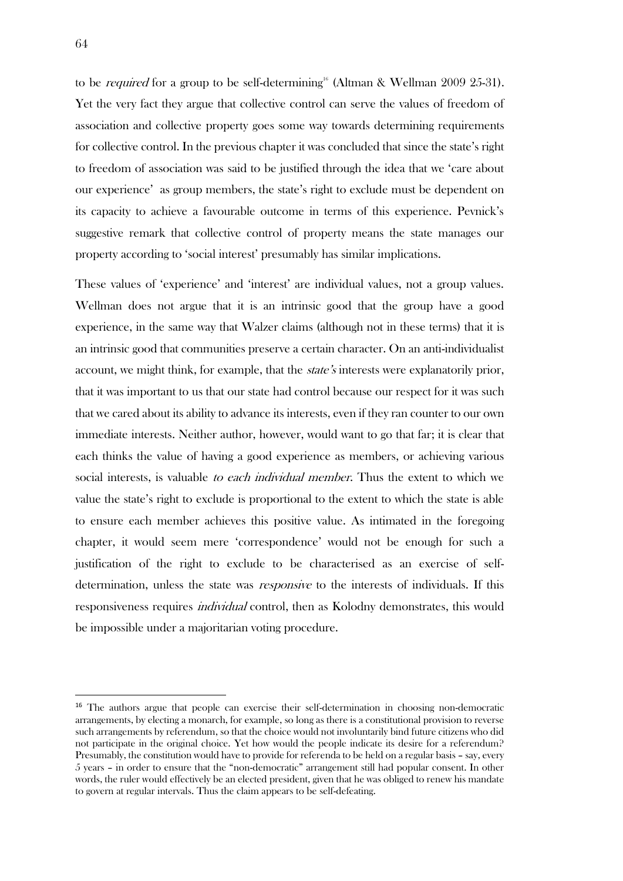to be *required* for a group to be self-determining[16] (Altman & Wellman 2009 25-31). Yet the very fact they argue that collective control can serve the values of freedom of association and collective property goes some way towards determining requirements for collective control. In the previous chapter it was concluded that since the state's right to freedom of association was said to be justified through the idea that we 'care about our experience' as group members, the state's right to exclude must be dependent on its capacity to achieve a favourable outcome in terms of this experience. Pevnick's suggestive remark that collective control of property means the state manages our property according to 'social interest' presumably has similar implications.

These values of 'experience' and 'interest' are individual values, not a group values. Wellman does not argue that it is an intrinsic good that the group have a good experience, in the same way that Walzer claims (although not in these terms) that it is an intrinsic good that communities preserve a certain character. On an anti-individualist account, we might think, for example, that the *state's* interests were explanatorily prior, that it was important to us that our state had control because our respect for it was such that we cared about its ability to advance its interests, even if they ran counter to our own immediate interests. Neither author, however, would want to go that far; it is clear that each thinks the value of having a good experience as members, or achieving various social interests, is valuable *to each individual member*. Thus the extent to which we value the state's right to exclude is proportional to the extent to which the state is able to ensure each member achieves this positive value. As intimated in the foregoing chapter, it would seem mere 'correspondence' would not be enough for such a justification of the right to exclude to be characterised as an exercise of self-determination, unless the state was *responsive* to the interests of individuals. If this responsiveness requires *individual* control, then as Kolodny demonstrates, this would be impossible under a majoritarian voting procedure.

---

[16] The authors argue that people can exercise their self-determination in choosing non-democratic arrangements, by electing a monarch, for example, so long as there is a constitutional provision to reverse such arrangements by referendum, so that the choice would not involuntarily bind future citizens who did not participate in the original choice. Yet how would the people indicate its desire for a referendum? Presumably, the constitution would have to provide for referenda to be held on a regular basis – say, every 5 years – in order to ensure that the "non-democratic" arrangement still had popular consent. In other words, the ruler would effectively be an elected president, given that he was obliged to renew his mandate to govern at regular intervals. Thus the claim appears to be self-defeating.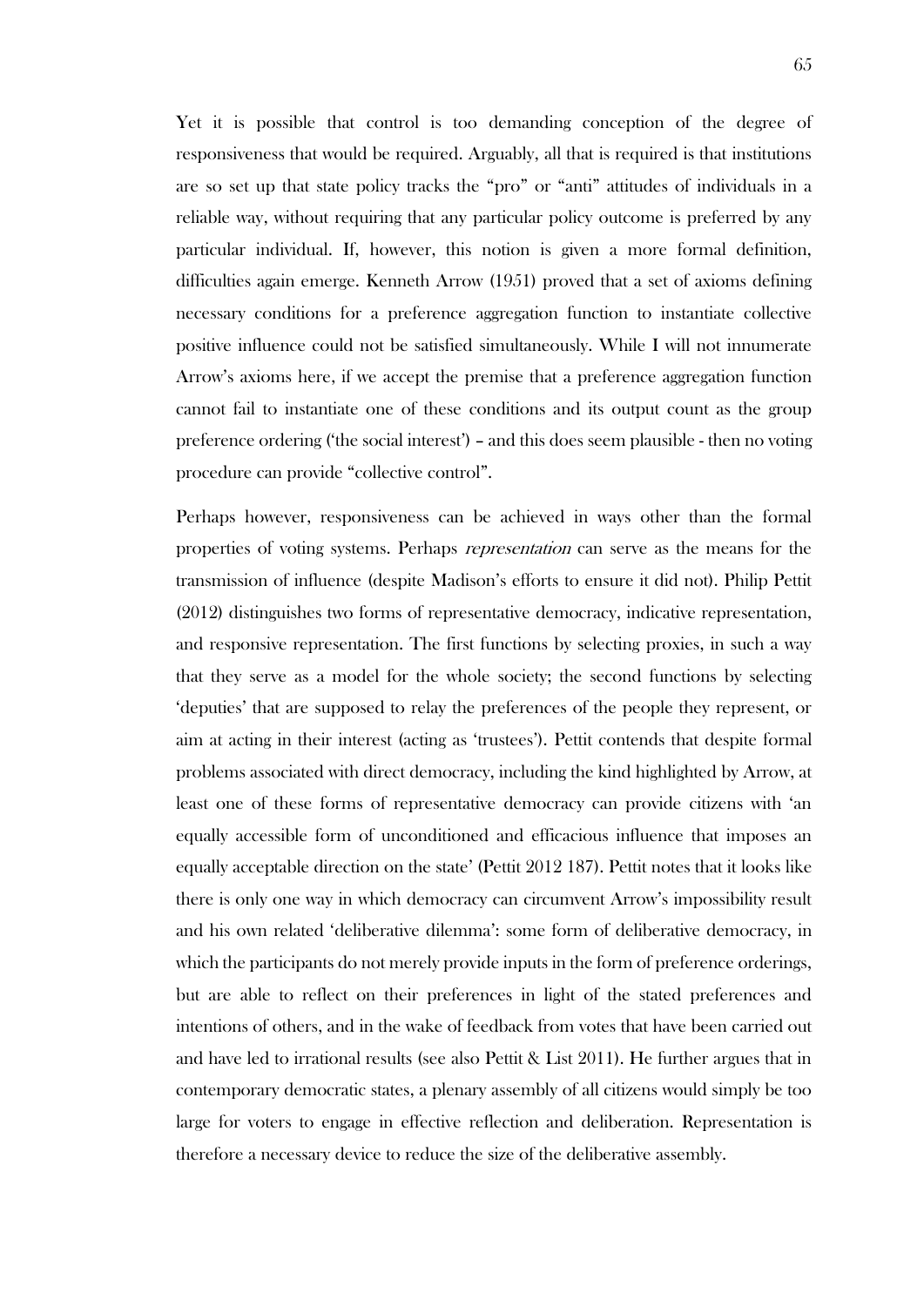Yet it is possible that control is too demanding conception of the degree of responsiveness that would be required. Arguably, all that is required is that institutions are so set up that state policy tracks the "pro" or "anti" attitudes of individuals in a reliable way, without requiring that any particular policy outcome is preferred by any particular individual. If, however, this notion is given a more formal definition, difficulties again emerge. Kenneth Arrow (1951) proved that a set of axioms defining necessary conditions for a preference aggregation function to instantiate collective positive influence could not be satisfied simultaneously. While I will not innumerate Arrow's axioms here, if we accept the premise that a preference aggregation function cannot fail to instantiate one of these conditions and its output count as the group preference ordering ('the social interest') – and this does seem plausible - then no voting procedure can provide "collective control".

Perhaps however, responsiveness can be achieved in ways other than the formal properties of voting systems. Perhaps *representation* can serve as the means for the transmission of influence (despite Madison's efforts to ensure it did not). Philip Pettit (2012) distinguishes two forms of representative democracy, indicative representation, and responsive representation. The first functions by selecting proxies, in such a way that they serve as a model for the whole society; the second functions by selecting 'deputies' that are supposed to relay the preferences of the people they represent, or aim at acting in their interest (acting as 'trustees'). Pettit contends that despite formal problems associated with direct democracy, including the kind highlighted by Arrow, at least one of these forms of representative democracy can provide citizens with 'an equally accessible form of unconditioned and efficacious influence that imposes an equally acceptable direction on the state' (Pettit 2012 187). Pettit notes that it looks like there is only one way in which democracy can circumvent Arrow's impossibility result and his own related 'deliberative dilemma': some form of deliberative democracy, in which the participants do not merely provide inputs in the form of preference orderings, but are able to reflect on their preferences in light of the stated preferences and intentions of others, and in the wake of feedback from votes that have been carried out and have led to irrational results (see also Pettit & List 2011). He further argues that in contemporary democratic states, a plenary assembly of all citizens would simply be too large for voters to engage in effective reflection and deliberation. Representation is therefore a necessary device to reduce the size of the deliberative assembly.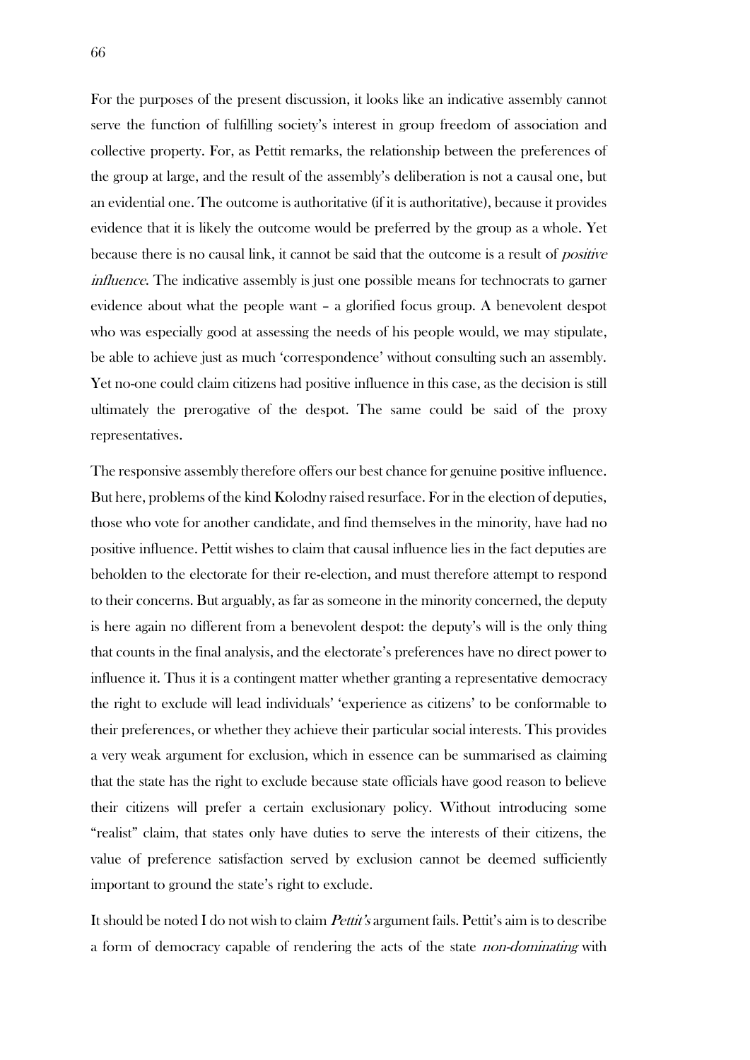For the purposes of the present discussion, it looks like an indicative assembly cannot serve the function of fulfilling society's interest in group freedom of association and collective property. For, as Pettit remarks, the relationship between the preferences of the group at large, and the result of the assembly's deliberation is not a causal one, but an evidential one. The outcome is authoritative (if it is authoritative), because it provides evidence that it is likely the outcome would be preferred by the group as a whole. Yet because there is no causal link, it cannot be said that the outcome is a result of *positive influence*. The indicative assembly is just one possible means for technocrats to garner evidence about what the people want – a glorified focus group. A benevolent despot who was especially good at assessing the needs of his people would, we may stipulate, be able to achieve just as much 'correspondence' without consulting such an assembly. Yet no-one could claim citizens had positive influence in this case, as the decision is still ultimately the prerogative of the despot. The same could be said of the proxy representatives.

The responsive assembly therefore offers our best chance for genuine positive influence. But here, problems of the kind Kolodny raised resurface. For in the election of deputies, those who vote for another candidate, and find themselves in the minority, have had no positive influence. Pettit wishes to claim that causal influence lies in the fact deputies are beholden to the electorate for their re-election, and must therefore attempt to respond to their concerns. But arguably, as far as someone in the minority concerned, the deputy is here again no different from a benevolent despot: the deputy's will is the only thing that counts in the final analysis, and the electorate's preferences have no direct power to influence it. Thus it is a contingent matter whether granting a representative democracy the right to exclude will lead individuals' 'experience as citizens' to be conformable to their preferences, or whether they achieve their particular social interests. This provides a very weak argument for exclusion, which in essence can be summarised as claiming that the state has the right to exclude because state officials have good reason to believe their citizens will prefer a certain exclusionary policy. Without introducing some "realist" claim, that states only have duties to serve the interests of their citizens, the value of preference satisfaction served by exclusion cannot be deemed sufficiently important to ground the state's right to exclude.

It should be noted I do not wish to claim *Pettit's* argument fails. Pettit's aim is to describe a form of democracy capable of rendering the acts of the state *non-dominating* with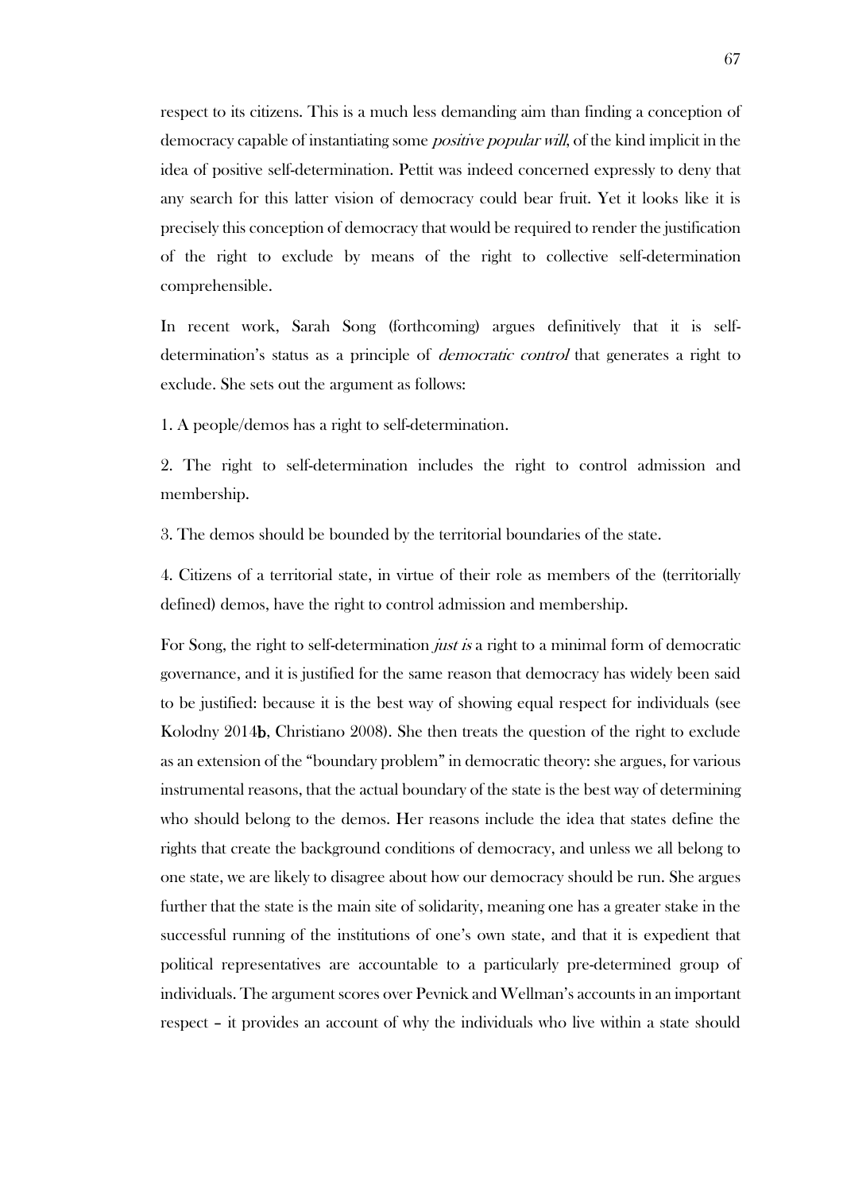respect to its citizens. This is a much less demanding aim than finding a conception of democracy capable of instantiating some *positive popular will*, of the kind implicit in the idea of positive self-determination. Pettit was indeed concerned expressly to deny that any search for this latter vision of democracy could bear fruit. Yet it looks like it is precisely this conception of democracy that would be required to render the justification of the right to exclude by means of the right to collective self-determination comprehensible.

In recent work, Sarah Song (forthcoming) argues definitively that it is self-determination's status as a principle of *democratic control* that generates a right to exclude. She sets out the argument as follows:

1. A people/demos has a right to self-determination.

2. The right to self-determination includes the right to control admission and membership.

3. The demos should be bounded by the territorial boundaries of the state.

4. Citizens of a territorial state, in virtue of their role as members of the (territorially defined) demos, have the right to control admission and membership.

For Song, the right to self-determination *just is* a right to a minimal form of democratic governance, and it is justified for the same reason that democracy has widely been said to be justified: because it is the best way of showing equal respect for individuals (see Kolodny 2014**b**, Christiano 2008). She then treats the question of the right to exclude as an extension of the "boundary problem" in democratic theory: she argues, for various instrumental reasons, that the actual boundary of the state is the best way of determining who should belong to the demos. Her reasons include the idea that states define the rights that create the background conditions of democracy, and unless we all belong to one state, we are likely to disagree about how our democracy should be run. She argues further that the state is the main site of solidarity, meaning one has a greater stake in the successful running of the institutions of one's own state, and that it is expedient that political representatives are accountable to a particularly pre-determined group of individuals. The argument scores over Pevnick and Wellman's accounts in an important respect – it provides an account of why the individuals who live within a state should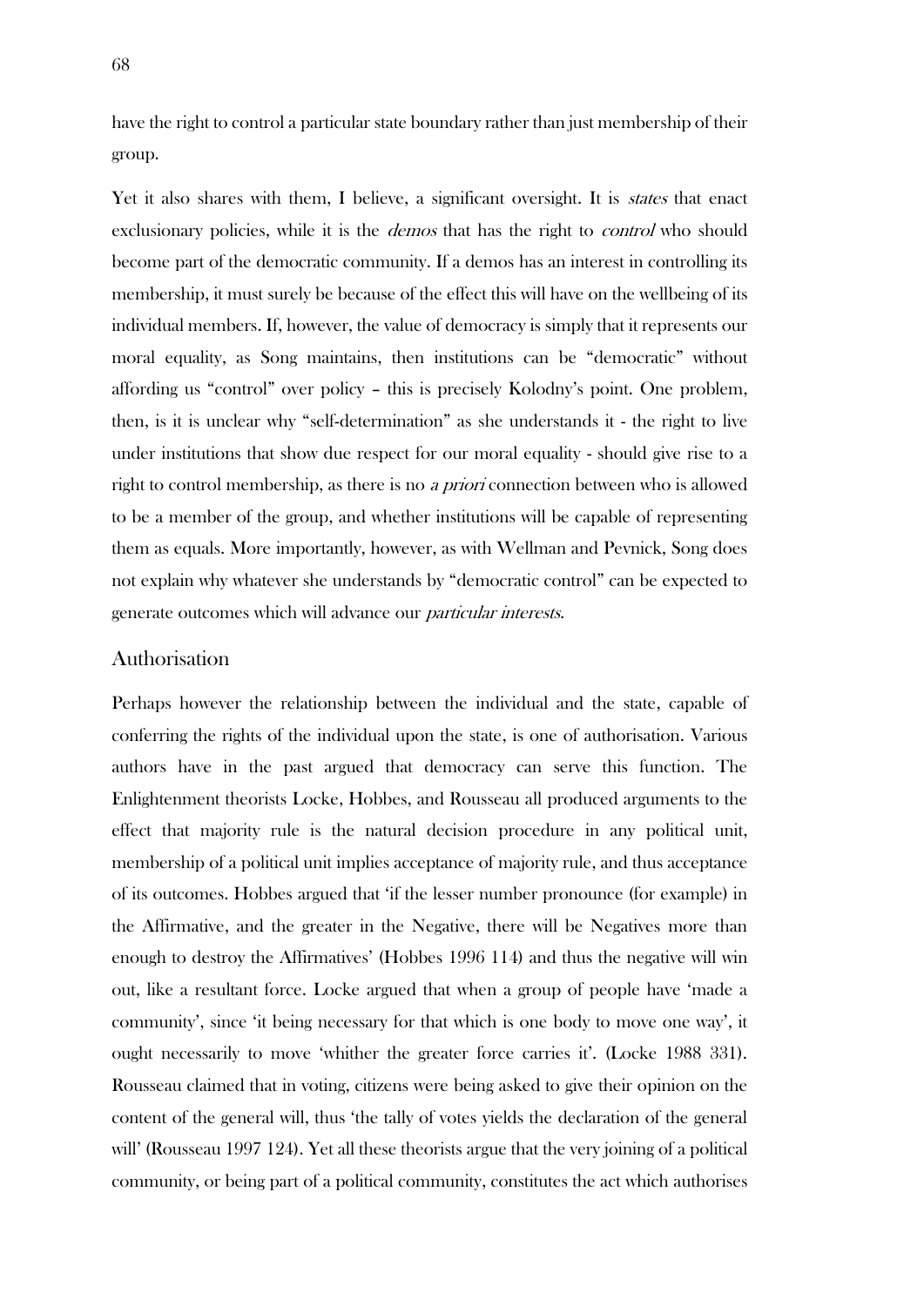have the right to control a particular state boundary rather than just membership of their group.

Yet it also shares with them, I believe, a significant oversight. It is *states* that enact exclusionary policies, while it is the *demos* that has the right to *control* who should become part of the democratic community. If a demos has an interest in controlling its membership, it must surely be because of the effect this will have on the wellbeing of its individual members. If, however, the value of democracy is simply that it represents our moral equality, as Song maintains, then institutions can be "democratic" without affording us "control" over policy – this is precisely Kolodny's point. One problem, then, is it is unclear why "self-determination" as she understands it - the right to live under institutions that show due respect for our moral equality - should give rise to a right to control membership, as there is no *a priori* connection between who is allowed to be a member of the group, and whether institutions will be capable of representing them as equals. More importantly, however, as with Wellman and Pevnick, Song does not explain why whatever she understands by "democratic control" can be expected to generate outcomes which will advance our *particular interests*.

## Authorisation

Perhaps however the relationship between the individual and the state, capable of conferring the rights of the individual upon the state, is one of authorisation. Various authors have in the past argued that democracy can serve this function. The Enlightenment theorists Locke, Hobbes, and Rousseau all produced arguments to the effect that majority rule is the natural decision procedure in any political unit, membership of a political unit implies acceptance of majority rule, and thus acceptance of its outcomes. Hobbes argued that 'if the lesser number pronounce (for example) in the Affirmative, and the greater in the Negative, there will be Negatives more than enough to destroy the Affirmatives' (Hobbes 1996 114) and thus the negative will win out, like a resultant force. Locke argued that when a group of people have 'made a community', since 'it being necessary for that which is one body to move one way', it ought necessarily to move 'whither the greater force carries it'. (Locke 1988 331). Rousseau claimed that in voting, citizens were being asked to give their opinion on the content of the general will, thus 'the tally of votes yields the declaration of the general will' (Rousseau 1997 124). Yet all these theorists argue that the very joining of a political community, or being part of a political community, constitutes the act which authorises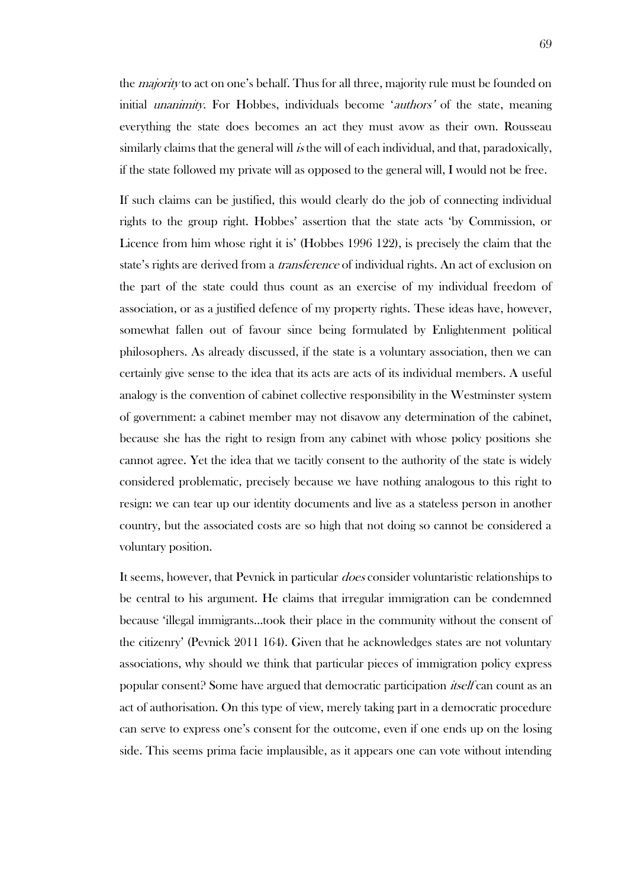the *majority* to act on one's behalf. Thus for all three, majority rule must be founded on initial *unanimity*. For Hobbes, individuals become '*authors'* of the state, meaning everything the state does becomes an act they must avow as their own. Rousseau similarly claims that the general will *is* the will of each individual, and that, paradoxically, if the state followed my private will as opposed to the general will, I would not be free.

If such claims can be justified, this would clearly do the job of connecting individual rights to the group right. Hobbes' assertion that the state acts 'by Commission, or Licence from him whose right it is' (Hobbes 1996 122), is precisely the claim that the state's rights are derived from a *transference* of individual rights. An act of exclusion on the part of the state could thus count as an exercise of my individual freedom of association, or as a justified defence of my property rights. These ideas have, however, somewhat fallen out of favour since being formulated by Enlightenment political philosophers. As already discussed, if the state is a voluntary association, then we can certainly give sense to the idea that its acts are acts of its individual members. A useful analogy is the convention of cabinet collective responsibility in the Westminster system of government: a cabinet member may not disavow any determination of the cabinet, because she has the right to resign from any cabinet with whose policy positions she cannot agree. Yet the idea that we tacitly consent to the authority of the state is widely considered problematic, precisely because we have nothing analogous to this right to resign: we can tear up our identity documents and live as a stateless person in another country, but the associated costs are so high that not doing so cannot be considered a voluntary position.

It seems, however, that Pevnick in particular *does* consider voluntaristic relationships to be central to his argument. He claims that irregular immigration can be condemned because 'illegal immigrants…took their place in the community without the consent of the citizenry' (Pevnick 2011 164). Given that he acknowledges states are not voluntary associations, why should we think that particular pieces of immigration policy express popular consent? Some have argued that democratic participation *itself* can count as an act of authorisation. On this type of view, merely taking part in a democratic procedure can serve to express one's consent for the outcome, even if one ends up on the losing side. This seems prima facie implausible, as it appears one can vote without intending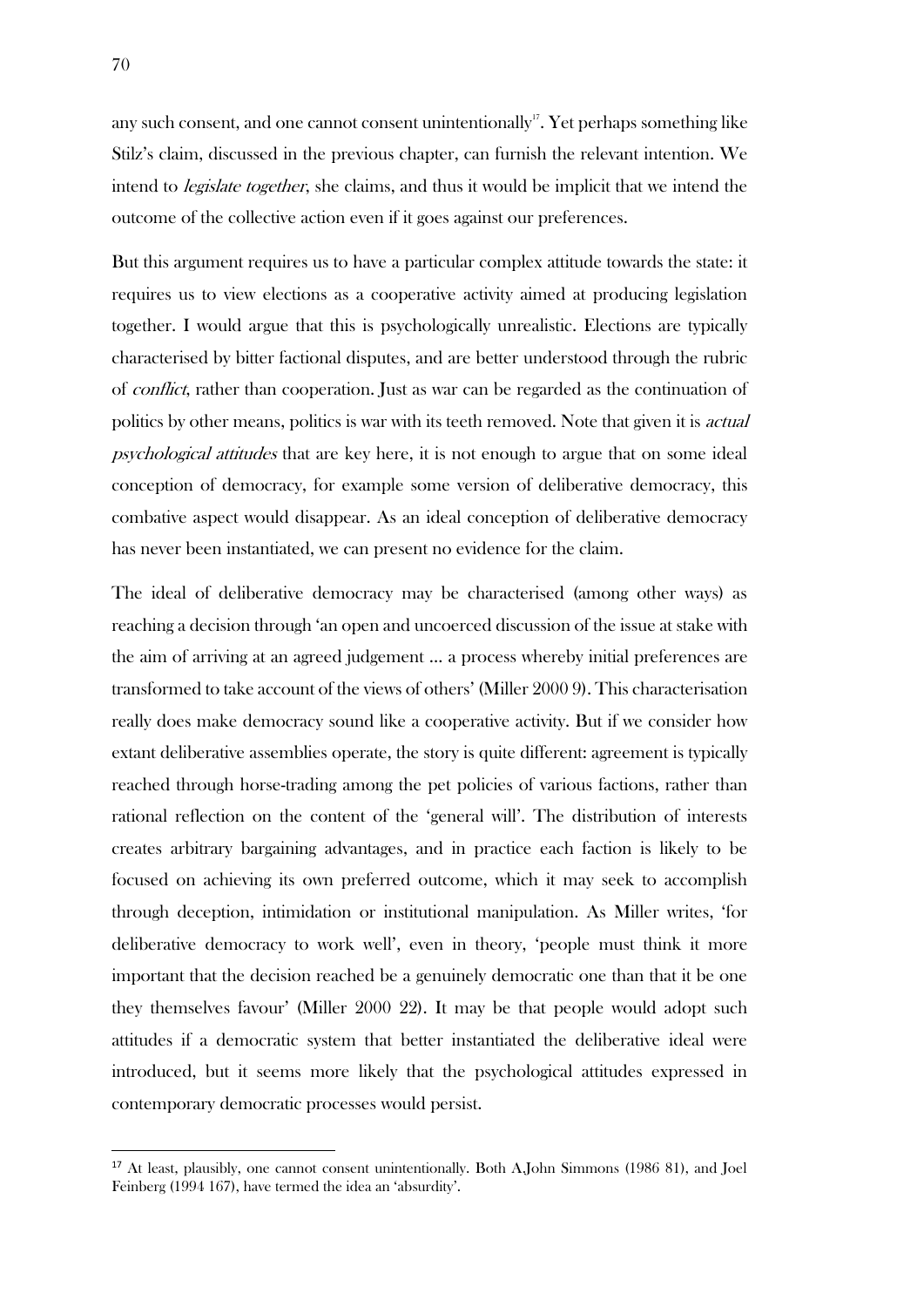any such consent, and one cannot consent unintentionally[17]. Yet perhaps something like Stilz's claim, discussed in the previous chapter, can furnish the relevant intention. We intend to *legislate together*, she claims, and thus it would be implicit that we intend the outcome of the collective action even if it goes against our preferences.

But this argument requires us to have a particular complex attitude towards the state: it requires us to view elections as a cooperative activity aimed at producing legislation together. I would argue that this is psychologically unrealistic. Elections are typically characterised by bitter factional disputes, and are better understood through the rubric of *conflict*, rather than cooperation. Just as war can be regarded as the continuation of politics by other means, politics is war with its teeth removed. Note that given it is *actual psychological attitudes* that are key here, it is not enough to argue that on some ideal conception of democracy, for example some version of deliberative democracy, this combative aspect would disappear. As an ideal conception of deliberative democracy has never been instantiated, we can present no evidence for the claim.

The ideal of deliberative democracy may be characterised (among other ways) as reaching a decision through 'an open and uncoerced discussion of the issue at stake with the aim of arriving at an agreed judgement … a process whereby initial preferences are transformed to take account of the views of others' (Miller 2000 9). This characterisation really does make democracy sound like a cooperative activity. But if we consider how extant deliberative assemblies operate, the story is quite different: agreement is typically reached through horse-trading among the pet policies of various factions, rather than rational reflection on the content of the 'general will'. The distribution of interests creates arbitrary bargaining advantages, and in practice each faction is likely to be focused on achieving its own preferred outcome, which it may seek to accomplish through deception, intimidation or institutional manipulation. As Miller writes, 'for deliberative democracy to work well', even in theory, 'people must think it more important that the decision reached be a genuinely democratic one than that it be one they themselves favour' (Miller 2000 22). It may be that people would adopt such attitudes if a democratic system that better instantiated the deliberative ideal were introduced, but it seems more likely that the psychological attitudes expressed in contemporary democratic processes would persist.

---

[17] At least, plausibly, one cannot consent unintentionally. Both A.John Simmons (1986 81), and Joel Feinberg (1994 167), have termed the idea an 'absurdity'.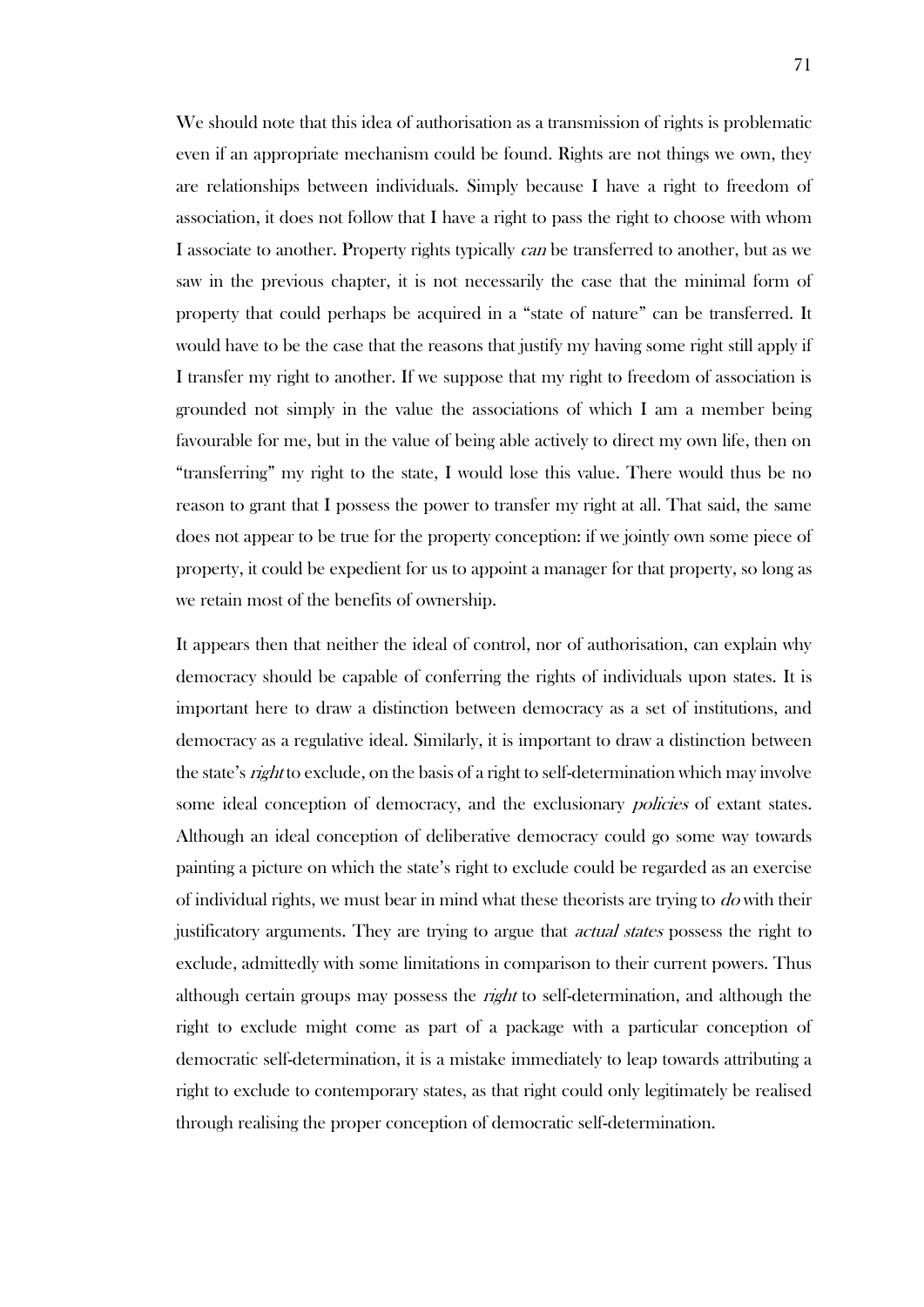We should note that this idea of authorisation as a transmission of rights is problematic even if an appropriate mechanism could be found. Rights are not things we own, they are relationships between individuals. Simply because I have a right to freedom of association, it does not follow that I have a right to pass the right to choose with whom I associate to another. Property rights typically *can* be transferred to another, but as we saw in the previous chapter, it is not necessarily the case that the minimal form of property that could perhaps be acquired in a "state of nature" can be transferred. It would have to be the case that the reasons that justify my having some right still apply if I transfer my right to another. If we suppose that my right to freedom of association is grounded not simply in the value the associations of which I am a member being favourable for me, but in the value of being able actively to direct my own life, then on "transferring" my right to the state, I would lose this value. There would thus be no reason to grant that I possess the power to transfer my right at all. That said, the same does not appear to be true for the property conception: if we jointly own some piece of property, it could be expedient for us to appoint a manager for that property, so long as we retain most of the benefits of ownership.

It appears then that neither the ideal of control, nor of authorisation, can explain why democracy should be capable of conferring the rights of individuals upon states. It is important here to draw a distinction between democracy as a set of institutions, and democracy as a regulative ideal. Similarly, it is important to draw a distinction between the state's *right* to exclude, on the basis of a right to self-determination which may involve some ideal conception of democracy, and the exclusionary *policies* of extant states. Although an ideal conception of deliberative democracy could go some way towards painting a picture on which the state's right to exclude could be regarded as an exercise of individual rights, we must bear in mind what these theorists are trying to *do* with their justificatory arguments. They are trying to argue that *actual states* possess the right to exclude, admittedly with some limitations in comparison to their current powers. Thus although certain groups may possess the *right* to self-determination, and although the right to exclude might come as part of a package with a particular conception of democratic self-determination, it is a mistake immediately to leap towards attributing a right to exclude to contemporary states, as that right could only legitimately be realised through realising the proper conception of democratic self-determination.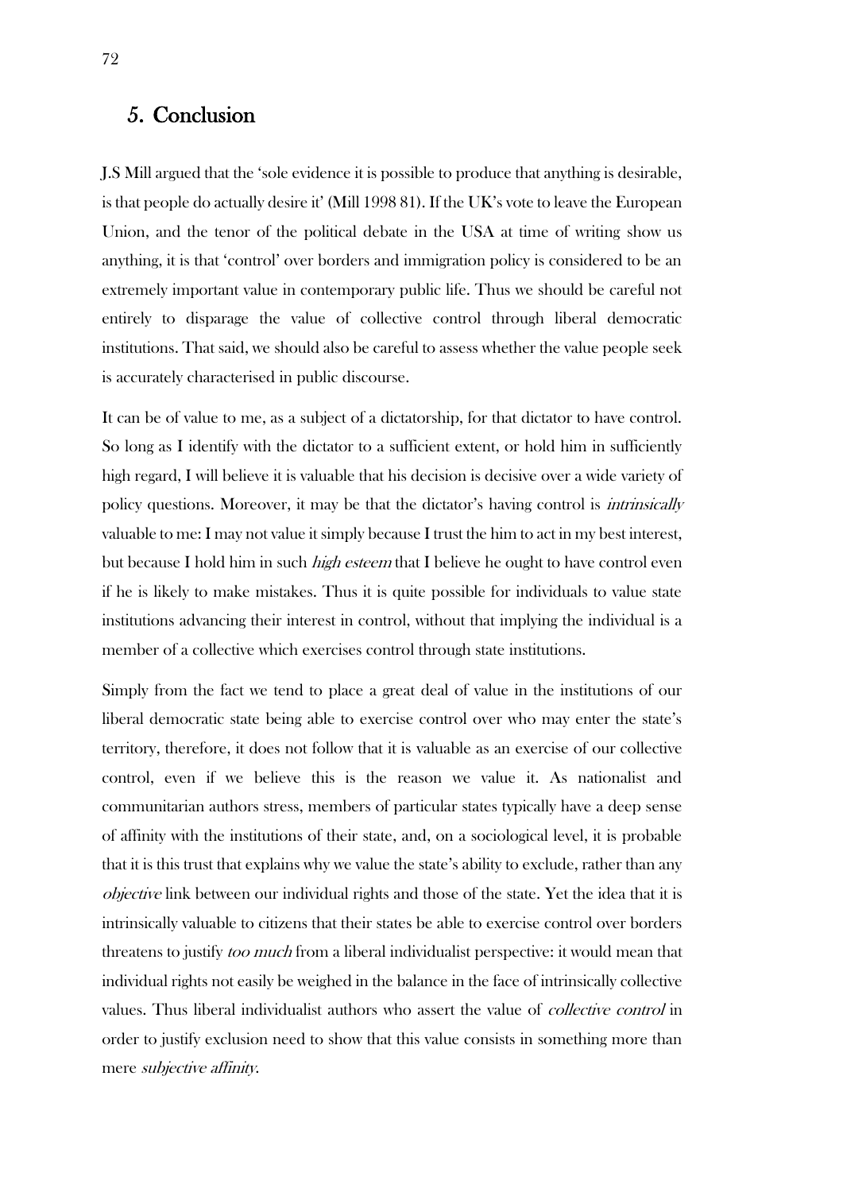## 5. Conclusion

J.S Mill argued that the 'sole evidence it is possible to produce that anything is desirable, is that people do actually desire it' (Mill 1998 81). If the UK's vote to leave the European Union, and the tenor of the political debate in the USA at time of writing show us anything, it is that 'control' over borders and immigration policy is considered to be an extremely important value in contemporary public life. Thus we should be careful not entirely to disparage the value of collective control through liberal democratic institutions. That said, we should also be careful to assess whether the value people seek is accurately characterised in public discourse.

It can be of value to me, as a subject of a dictatorship, for that dictator to have control. So long as I identify with the dictator to a sufficient extent, or hold him in sufficiently high regard, I will believe it is valuable that his decision is decisive over a wide variety of policy questions. Moreover, it may be that the dictator's having control is *intrinsically* valuable to me: I may not value it simply because I trust the him to act in my best interest, but because I hold him in such *high esteem* that I believe he ought to have control even if he is likely to make mistakes. Thus it is quite possible for individuals to value state institutions advancing their interest in control, without that implying the individual is a member of a collective which exercises control through state institutions.

Simply from the fact we tend to place a great deal of value in the institutions of our liberal democratic state being able to exercise control over who may enter the state's territory, therefore, it does not follow that it is valuable as an exercise of our collective control, even if we believe this is the reason we value it. As nationalist and communitarian authors stress, members of particular states typically have a deep sense of affinity with the institutions of their state, and, on a sociological level, it is probable that it is this trust that explains why we value the state's ability to exclude, rather than any *objective* link between our individual rights and those of the state. Yet the idea that it is intrinsically valuable to citizens that their states be able to exercise control over borders threatens to justify *too much* from a liberal individualist perspective: it would mean that individual rights not easily be weighed in the balance in the face of intrinsically collective values. Thus liberal individualist authors who assert the value of *collective control* in order to justify exclusion need to show that this value consists in something more than mere *subjective affinity*.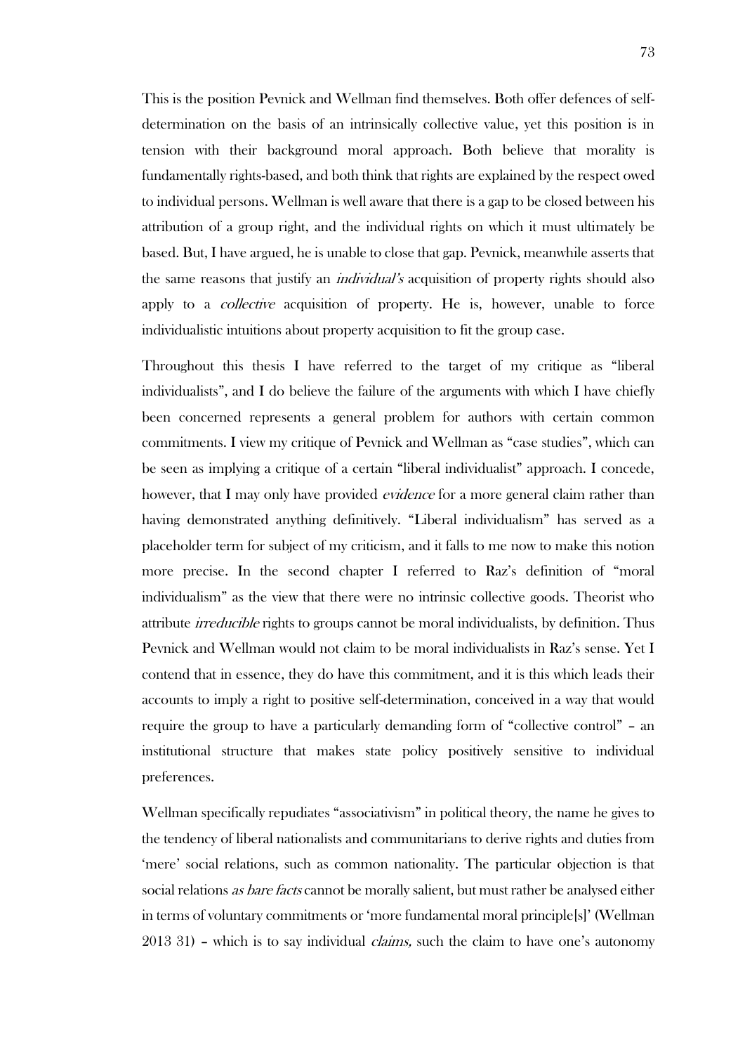This is the position Pevnick and Wellman find themselves. Both offer defences of self-determination on the basis of an intrinsically collective value, yet this position is in tension with their background moral approach. Both believe that morality is fundamentally rights-based, and both think that rights are explained by the respect owed to individual persons. Wellman is well aware that there is a gap to be closed between his attribution of a group right, and the individual rights on which it must ultimately be based. But, I have argued, he is unable to close that gap. Pevnick, meanwhile asserts that the same reasons that justify an *individual's* acquisition of property rights should also apply to a *collective* acquisition of property. He is, however, unable to force individualistic intuitions about property acquisition to fit the group case.

Throughout this thesis I have referred to the target of my critique as "liberal individualists", and I do believe the failure of the arguments with which I have chiefly been concerned represents a general problem for authors with certain common commitments. I view my critique of Pevnick and Wellman as "case studies", which can be seen as implying a critique of a certain "liberal individualist" approach. I concede, however, that I may only have provided *evidence* for a more general claim rather than having demonstrated anything definitively. "Liberal individualism" has served as a placeholder term for subject of my criticism, and it falls to me now to make this notion more precise. In the second chapter I referred to Raz's definition of "moral individualism" as the view that there were no intrinsic collective goods. Theorist who attribute *irreducible* rights to groups cannot be moral individualists, by definition. Thus Pevnick and Wellman would not claim to be moral individualists in Raz's sense. Yet I contend that in essence, they do have this commitment, and it is this which leads their accounts to imply a right to positive self-determination, conceived in a way that would require the group to have a particularly demanding form of "collective control" – an institutional structure that makes state policy positively sensitive to individual preferences.

Wellman specifically repudiates "associativism" in political theory, the name he gives to the tendency of liberal nationalists and communitarians to derive rights and duties from 'mere' social relations, such as common nationality. The particular objection is that social relations *as bare facts* cannot be morally salient, but must rather be analysed either in terms of voluntary commitments or 'more fundamental moral principle[s]' (Wellman 2013 31) – which is to say individual *claims,* such the claim to have one's autonomy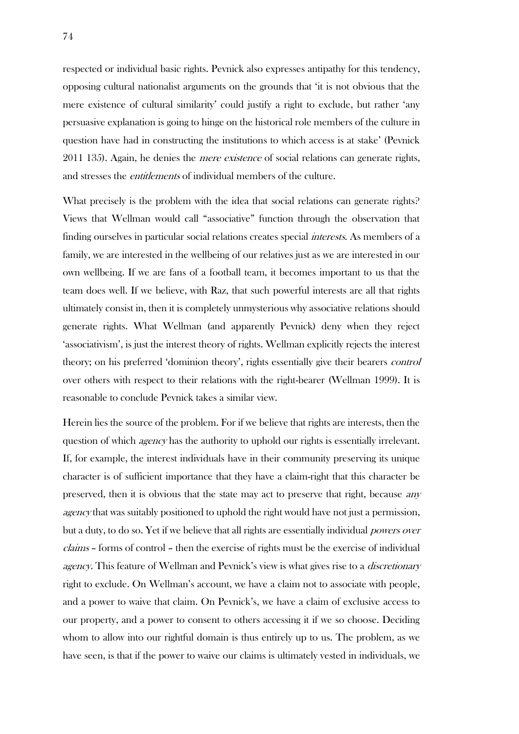respected or individual basic rights. Pevnick also expresses antipathy for this tendency, opposing cultural nationalist arguments on the grounds that 'it is not obvious that the mere existence of cultural similarity' could justify a right to exclude, but rather 'any persuasive explanation is going to hinge on the historical role members of the culture in question have had in constructing the institutions to which access is at stake' (Pevnick 2011 135). Again, he denies the *mere existence* of social relations can generate rights, and stresses the *entitlements* of individual members of the culture.

What precisely is the problem with the idea that social relations can generate rights? Views that Wellman would call "associative" function through the observation that finding ourselves in particular social relations creates special *interests*. As members of a family, we are interested in the wellbeing of our relatives just as we are interested in our own wellbeing. If we are fans of a football team, it becomes important to us that the team does well. If we believe, with Raz, that such powerful interests are all that rights ultimately consist in, then it is completely unmysterious why associative relations should generate rights. What Wellman (and apparently Pevnick) deny when they reject 'associativism', is just the interest theory of rights. Wellman explicitly rejects the interest theory; on his preferred 'dominion theory', rights essentially give their bearers *control* over others with respect to their relations with the right-bearer (Wellman 1999). It is reasonable to conclude Pevnick takes a similar view.

Herein lies the source of the problem. For if we believe that rights are interests, then the question of which *agency* has the authority to uphold our rights is essentially irrelevant. If, for example, the interest individuals have in their community preserving its unique character is of sufficient importance that they have a claim-right that this character be preserved, then it is obvious that the state may act to preserve that right, because *any agency* that was suitably positioned to uphold the right would have not just a permission, but a duty, to do so. Yet if we believe that all rights are essentially individual *powers over claims* – forms of control – then the exercise of rights must be the exercise of individual *agency*. This feature of Wellman and Pevnick's view is what gives rise to a *discretionary* right to exclude. On Wellman's account, we have a claim not to associate with people, and a power to waive that claim. On Pevnick's, we have a claim of exclusive access to our property, and a power to consent to others accessing it if we so choose. Deciding whom to allow into our rightful domain is thus entirely up to us. The problem, as we have seen, is that if the power to waive our claims is ultimately vested in individuals, we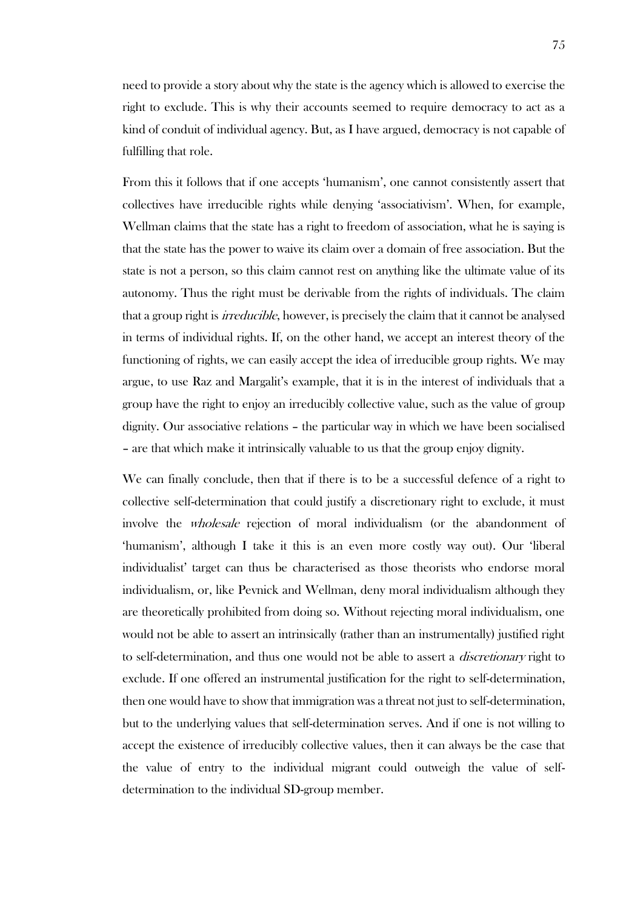need to provide a story about why the state is the agency which is allowed to exercise the right to exclude. This is why their accounts seemed to require democracy to act as a kind of conduit of individual agency. But, as I have argued, democracy is not capable of fulfilling that role.

From this it follows that if one accepts 'humanism', one cannot consistently assert that collectives have irreducible rights while denying 'associativism'. When, for example, Wellman claims that the state has a right to freedom of association, what he is saying is that the state has the power to waive its claim over a domain of free association. But the state is not a person, so this claim cannot rest on anything like the ultimate value of its autonomy. Thus the right must be derivable from the rights of individuals. The claim that a group right is *irreducible*, however, is precisely the claim that it cannot be analysed in terms of individual rights. If, on the other hand, we accept an interest theory of the functioning of rights, we can easily accept the idea of irreducible group rights. We may argue, to use Raz and Margalit's example, that it is in the interest of individuals that a group have the right to enjoy an irreducibly collective value, such as the value of group dignity. Our associative relations – the particular way in which we have been socialised – are that which make it intrinsically valuable to us that the group enjoy dignity.

We can finally conclude, then that if there is to be a successful defence of a right to collective self-determination that could justify a discretionary right to exclude, it must involve the *wholesale* rejection of moral individualism (or the abandonment of 'humanism', although I take it this is an even more costly way out). Our 'liberal individualist' target can thus be characterised as those theorists who endorse moral individualism, or, like Pevnick and Wellman, deny moral individualism although they are theoretically prohibited from doing so. Without rejecting moral individualism, one would not be able to assert an intrinsically (rather than an instrumentally) justified right to self-determination, and thus one would not be able to assert a *discretionary* right to exclude. If one offered an instrumental justification for the right to self-determination, then one would have to show that immigration was a threat not just to self-determination, but to the underlying values that self-determination serves. And if one is not willing to accept the existence of irreducibly collective values, then it can always be the case that the value of entry to the individual migrant could outweigh the value of self-determination to the individual SD-group member.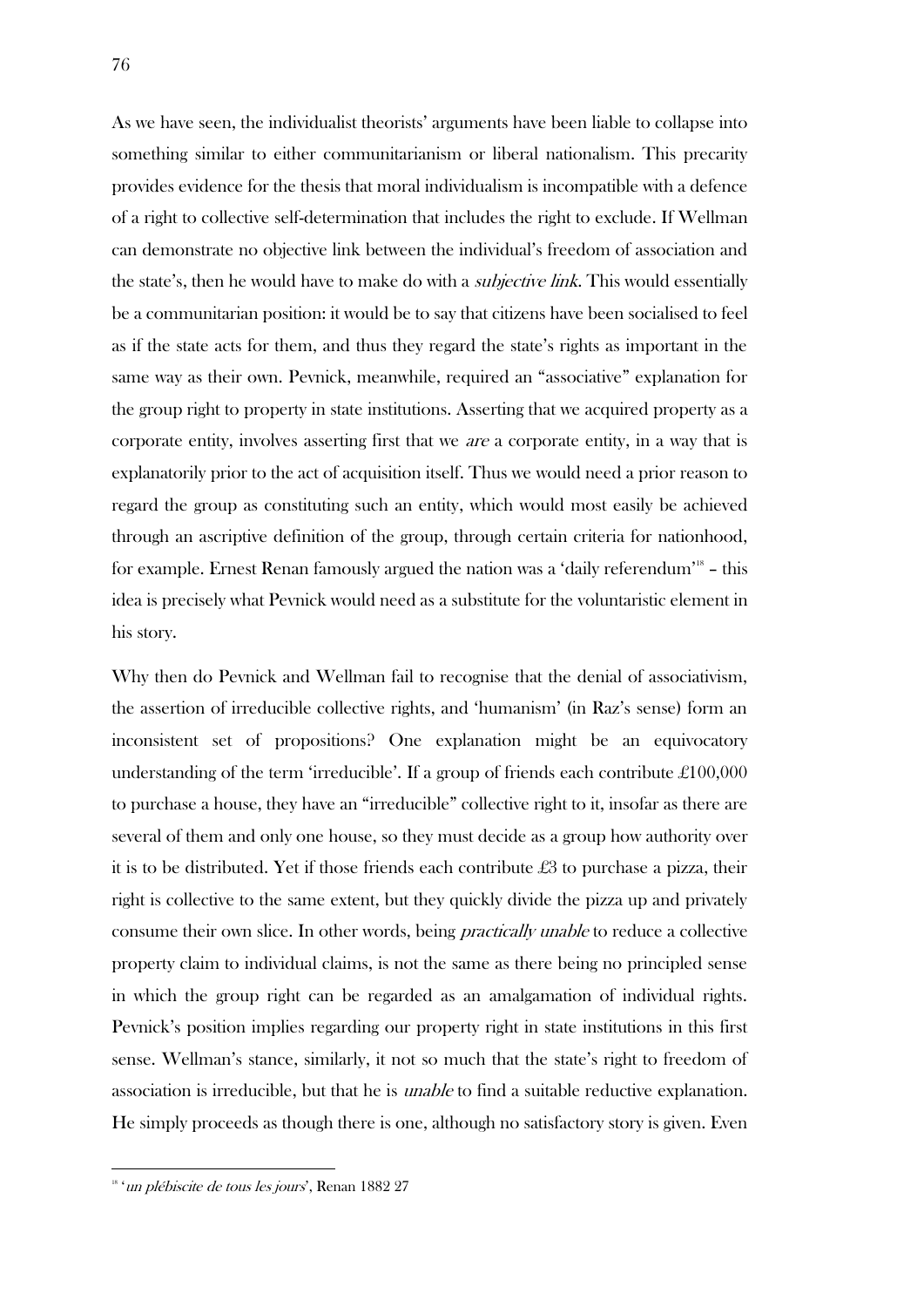As we have seen, the individualist theorists' arguments have been liable to collapse into something similar to either communitarianism or liberal nationalism. This precarity provides evidence for the thesis that moral individualism is incompatible with a defence of a right to collective self-determination that includes the right to exclude. If Wellman can demonstrate no objective link between the individual's freedom of association and the state's, then he would have to make do with a *subjective link*. This would essentially be a communitarian position: it would be to say that citizens have been socialised to feel as if the state acts for them, and thus they regard the state's rights as important in the same way as their own. Pevnick, meanwhile, required an "associative" explanation for the group right to property in state institutions. Asserting that we acquired property as a corporate entity, involves asserting first that we *are* a corporate entity, in a way that is explanatorily prior to the act of acquisition itself. Thus we would need a prior reason to regard the group as constituting such an entity, which would most easily be achieved through an ascriptive definition of the group, through certain criteria for nationhood, for example. Ernest Renan famously argued the nation was a 'daily referendum'[18] – this idea is precisely what Pevnick would need as a substitute for the voluntaristic element in his story.

Why then do Pevnick and Wellman fail to recognise that the denial of associativism, the assertion of irreducible collective rights, and 'humanism' (in Raz's sense) form an inconsistent set of propositions? One explanation might be an equivocatory understanding of the term 'irreducible'. If a group of friends each contribute £100,000 to purchase a house, they have an "irreducible" collective right to it, insofar as there are several of them and only one house, so they must decide as a group how authority over it is to be distributed. Yet if those friends each contribute £3 to purchase a pizza, their right is collective to the same extent, but they quickly divide the pizza up and privately consume their own slice. In other words, being *practically unable* to reduce a collective property claim to individual claims, is not the same as there being no principled sense in which the group right can be regarded as an amalgamation of individual rights. Pevnick's position implies regarding our property right in state institutions in this first sense. Wellman's stance, similarly, it not so much that the state's right to freedom of association is irreducible, but that he is *unable* to find a suitable reductive explanation. He simply proceeds as though there is one, although no satisfactory story is given. Even

[18] '*un plébiscite de tous les jours*', Renan 1882 27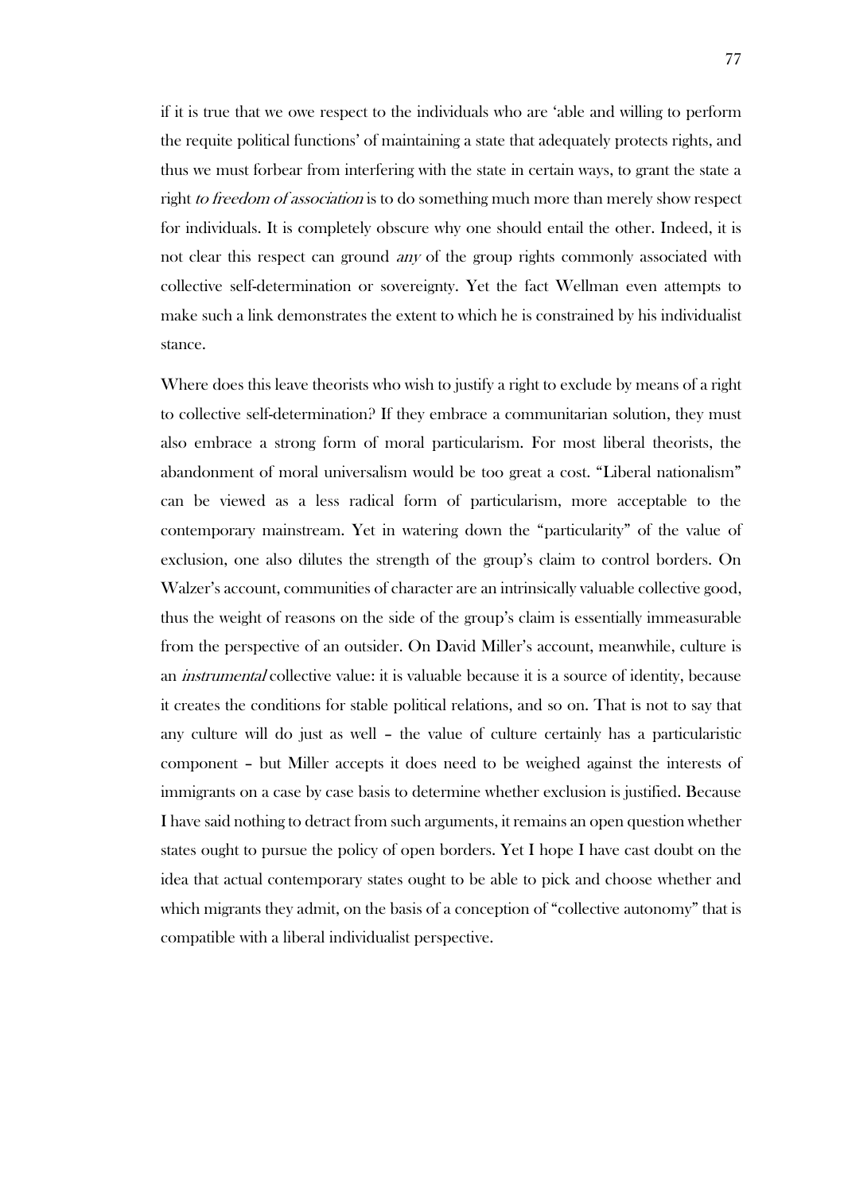if it is true that we owe respect to the individuals who are 'able and willing to perform the requite political functions' of maintaining a state that adequately protects rights, and thus we must forbear from interfering with the state in certain ways, to grant the state a right *to freedom of association* is to do something much more than merely show respect for individuals. It is completely obscure why one should entail the other. Indeed, it is not clear this respect can ground *any* of the group rights commonly associated with collective self-determination or sovereignty. Yet the fact Wellman even attempts to make such a link demonstrates the extent to which he is constrained by his individualist stance.

Where does this leave theorists who wish to justify a right to exclude by means of a right to collective self-determination? If they embrace a communitarian solution, they must also embrace a strong form of moral particularism. For most liberal theorists, the abandonment of moral universalism would be too great a cost. "Liberal nationalism" can be viewed as a less radical form of particularism, more acceptable to the contemporary mainstream. Yet in watering down the "particularity" of the value of exclusion, one also dilutes the strength of the group's claim to control borders. On Walzer's account, communities of character are an intrinsically valuable collective good, thus the weight of reasons on the side of the group's claim is essentially immeasurable from the perspective of an outsider. On David Miller's account, meanwhile, culture is an *instrumental* collective value: it is valuable because it is a source of identity, because it creates the conditions for stable political relations, and so on. That is not to say that any culture will do just as well – the value of culture certainly has a particularistic component – but Miller accepts it does need to be weighed against the interests of immigrants on a case by case basis to determine whether exclusion is justified. Because I have said nothing to detract from such arguments, it remains an open question whether states ought to pursue the policy of open borders. Yet I hope I have cast doubt on the idea that actual contemporary states ought to be able to pick and choose whether and which migrants they admit, on the basis of a conception of "collective autonomy" that is compatible with a liberal individualist perspective.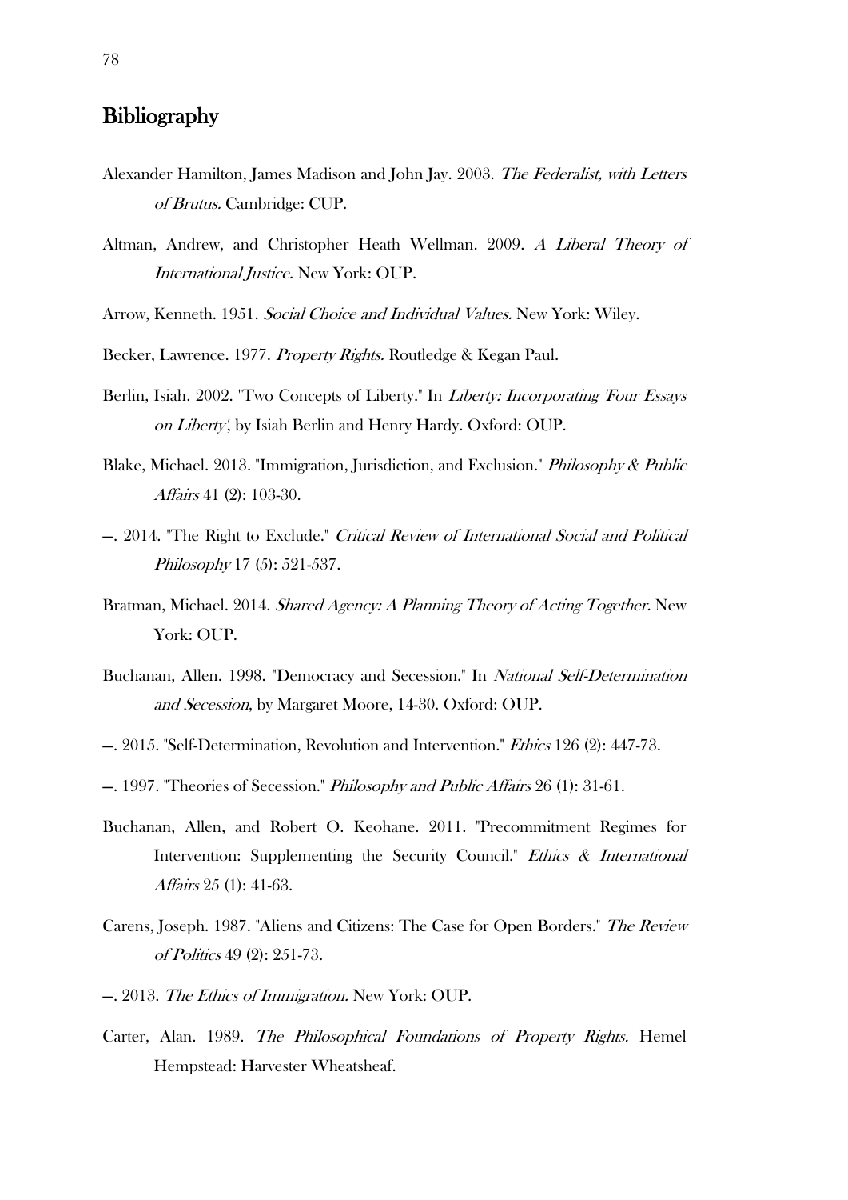## Bibliography

Alexander Hamilton, James Madison and John Jay. 2003. *The Federalist, with Letters of Brutus.* Cambridge: CUP.

Altman, Andrew, and Christopher Heath Wellman. 2009. *A Liberal Theory of International Justice.* New York: OUP.

Arrow, Kenneth. 1951. *Social Choice and Individual Values.* New York: Wiley.

Becker, Lawrence. 1977. *Property Rights.* Routledge & Kegan Paul.

Berlin, Isiah. 2002. "Two Concepts of Liberty." In *Liberty: Incorporating 'Four Essays on Liberty'*, by Isiah Berlin and Henry Hardy. Oxford: OUP.

Blake, Michael. 2013. "Immigration, Jurisdiction, and Exclusion." *Philosophy & Public Affairs* 41 (2): 103-30.

—. 2014. "The Right to Exclude." *Critical Review of International Social and Political Philosophy* 17 (5): 521-537.

Bratman, Michael. 2014. *Shared Agency: A Planning Theory of Acting Together.* New York: OUP.

Buchanan, Allen. 1998. "Democracy and Secession." In *National Self-Determination and Secession*, by Margaret Moore, 14-30. Oxford: OUP.

—. 2015. "Self-Determination, Revolution and Intervention." *Ethics* 126 (2): 447-73.

—. 1997. "Theories of Secession." *Philosophy and Public Affairs* 26 (1): 31-61.

Buchanan, Allen, and Robert O. Keohane. 2011. "Precommitment Regimes for Intervention: Supplementing the Security Council." *Ethics & International Affairs* 25 (1): 41-63.

Carens, Joseph. 1987. "Aliens and Citizens: The Case for Open Borders." *The Review of Politics* 49 (2): 251-73.

—. 2013. *The Ethics of Immigration.* New York: OUP.

Carter, Alan. 1989. *The Philosophical Foundations of Property Rights.* Hemel Hempstead: Harvester Wheatsheaf.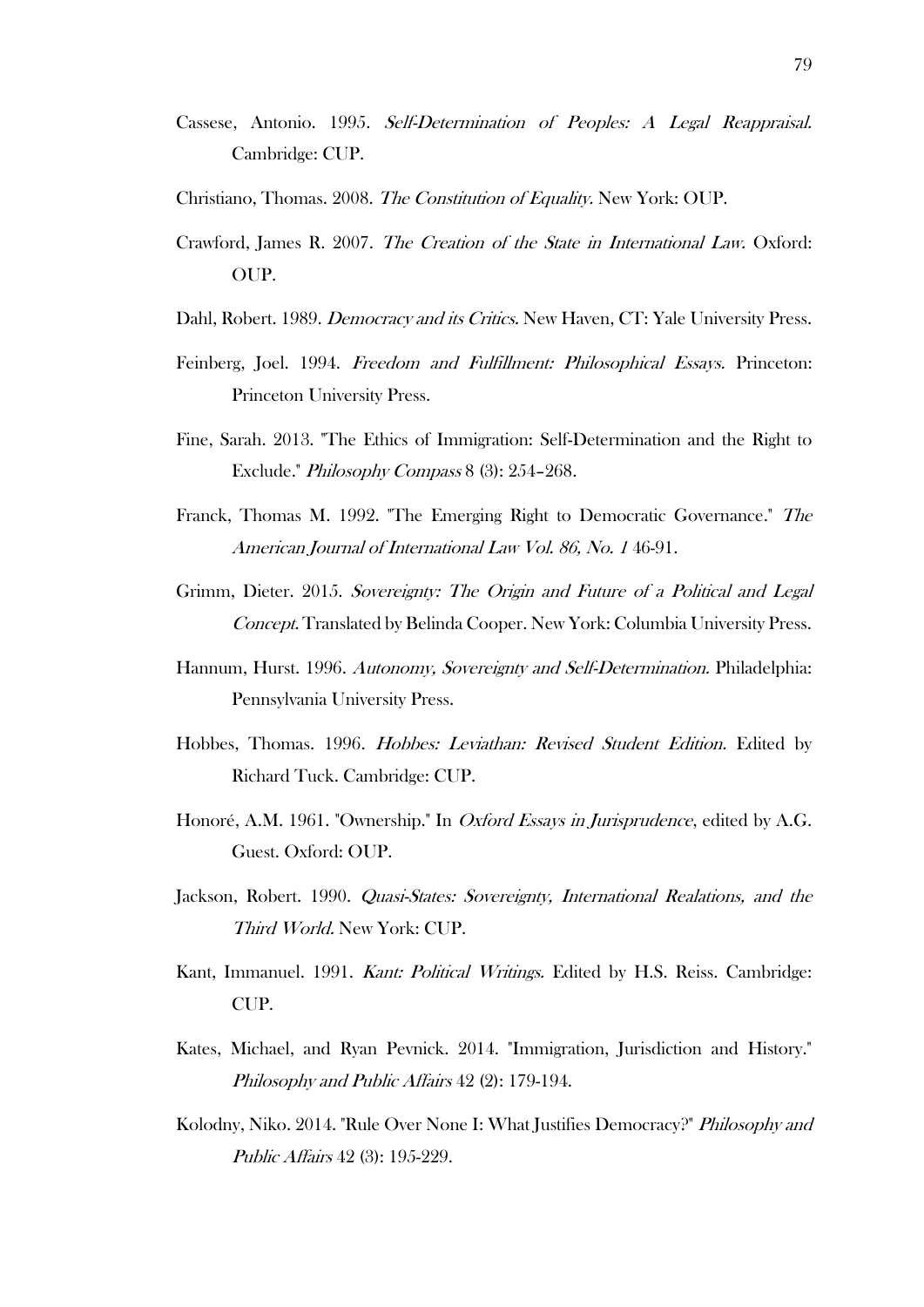Cassese, Antonio. 1995. *Self-Determination of Peoples: A Legal Reappraisal.* Cambridge: CUP.

Christiano, Thomas. 2008. *The Constitution of Equality.* New York: OUP.

Crawford, James R. 2007. *The Creation of the State in International Law.* Oxford: OUP.

Dahl, Robert. 1989. *Democracy and its Critics.* New Haven, CT: Yale University Press.

Feinberg, Joel. 1994. *Freedom and Fulfillment: Philosophical Essays.* Princeton: Princeton University Press.

Fine, Sarah. 2013. "The Ethics of Immigration: Self-Determination and the Right to Exclude." *Philosophy Compass* 8 (3): 254–268.

Franck, Thomas M. 1992. "The Emerging Right to Democratic Governance." *The American Journal of International Law Vol. 86, No. 1* 46-91.

Grimm, Dieter. 2015. *Sovereignty: The Origin and Future of a Political and Legal Concept.* Translated by Belinda Cooper. New York: Columbia University Press.

Hannum, Hurst. 1996. *Autonomy, Sovereignty and Self-Determination.* Philadelphia: Pennsylvania University Press.

Hobbes, Thomas. 1996. *Hobbes: Leviathan: Revised Student Edition.* Edited by Richard Tuck. Cambridge: CUP.

Honoré, A.M. 1961. "Ownership." In *Oxford Essays in Jurisprudence*, edited by A.G. Guest. Oxford: OUP.

Jackson, Robert. 1990. *Quasi-States: Sovereignty, International Realations, and the Third World.* New York: CUP.

Kant, Immanuel. 1991. *Kant: Political Writings.* Edited by H.S. Reiss. Cambridge: CUP.

Kates, Michael, and Ryan Pevnick. 2014. "Immigration, Jurisdiction and History." *Philosophy and Public Affairs* 42 (2): 179-194.

Kolodny, Niko. 2014. "Rule Over None I: What Justifies Democracy?" *Philosophy and Public Affairs* 42 (3): 195-229.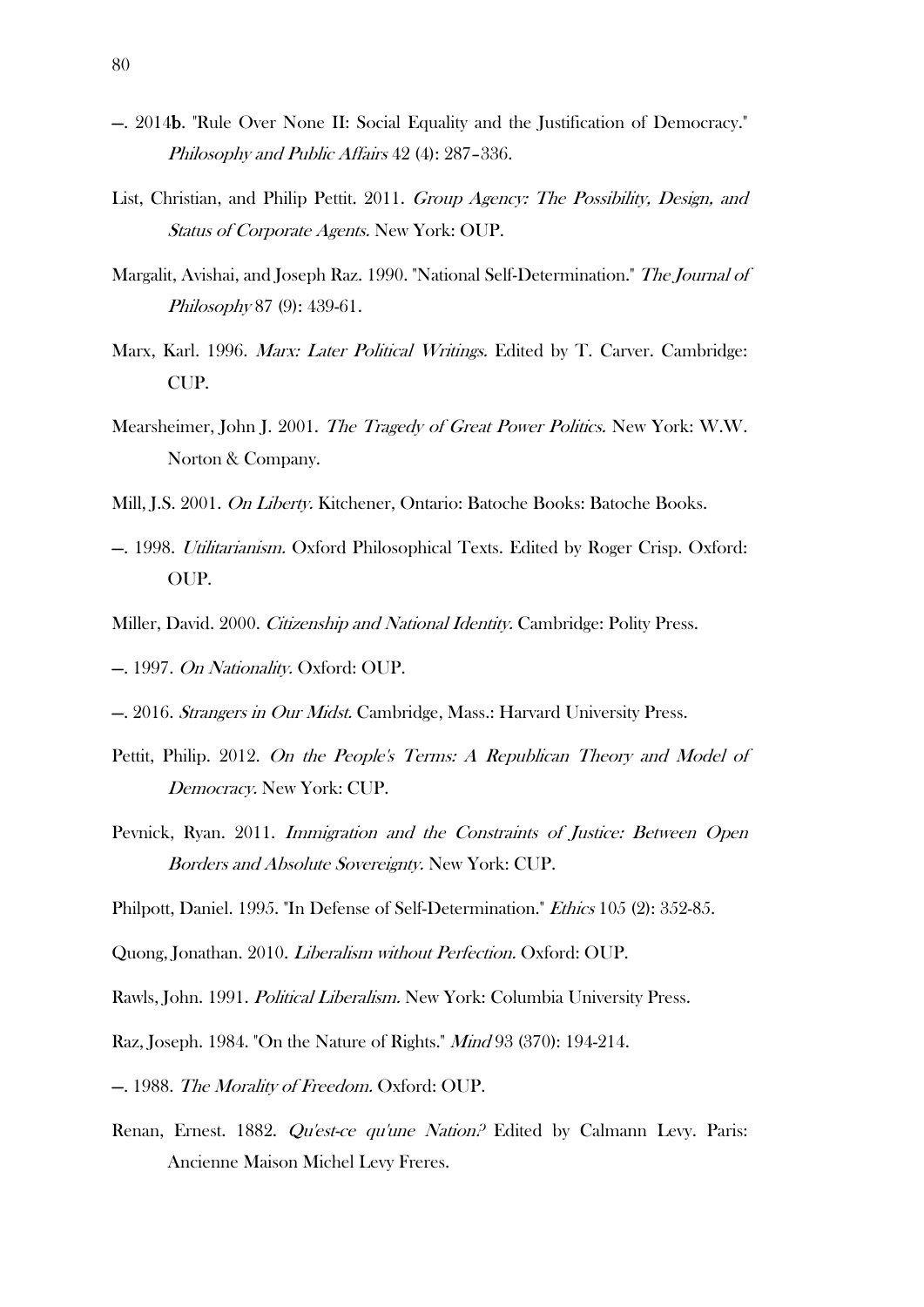—. 2014**b**. "Rule Over None II: Social Equality and the Justification of Democracy." *Philosophy and Public Affairs* 42 (4): 287–336.

List, Christian, and Philip Pettit. 2011. *Group Agency: The Possibility, Design, and Status of Corporate Agents.* New York: OUP.

Margalit, Avishai, and Joseph Raz. 1990. "National Self-Determination." *The Journal of Philosophy* 87 (9): 439-61.

Marx, Karl. 1996. *Marx: Later Political Writings.* Edited by T. Carver. Cambridge: CUP.

Mearsheimer, John J. 2001. *The Tragedy of Great Power Politics.* New York: W.W. Norton & Company.

Mill, J.S. 2001. *On Liberty.* Kitchener, Ontario: Batoche Books: Batoche Books.

—. 1998. *Utilitarianism.* Oxford Philosophical Texts. Edited by Roger Crisp. Oxford: OUP.

Miller, David. 2000. *Citizenship and National Identity.* Cambridge: Polity Press.

—. 1997. *On Nationality.* Oxford: OUP.

—. 2016. *Strangers in Our Midst.* Cambridge, Mass.: Harvard University Press.

Pettit, Philip. 2012. *On the People's Terms: A Republican Theory and Model of Democracy.* New York: CUP.

Pevnick, Ryan. 2011. *Immigration and the Constraints of Justice: Between Open Borders and Absolute Sovereignty.* New York: CUP.

Philpott, Daniel. 1995. "In Defense of Self-Determination." *Ethics* 105 (2): 352-85.

Quong, Jonathan. 2010. *Liberalism without Perfection.* Oxford: OUP.

Rawls, John. 1991. *Political Liberalism.* New York: Columbia University Press.

Raz, Joseph. 1984. "On the Nature of Rights." *Mind* 93 (370): 194-214.

—. 1988. *The Morality of Freedom.* Oxford: OUP.

Renan, Ernest. 1882. *Qu'est-ce qu'une Nation?* Edited by Calmann Levy. Paris: Ancienne Maison Michel Levy Freres.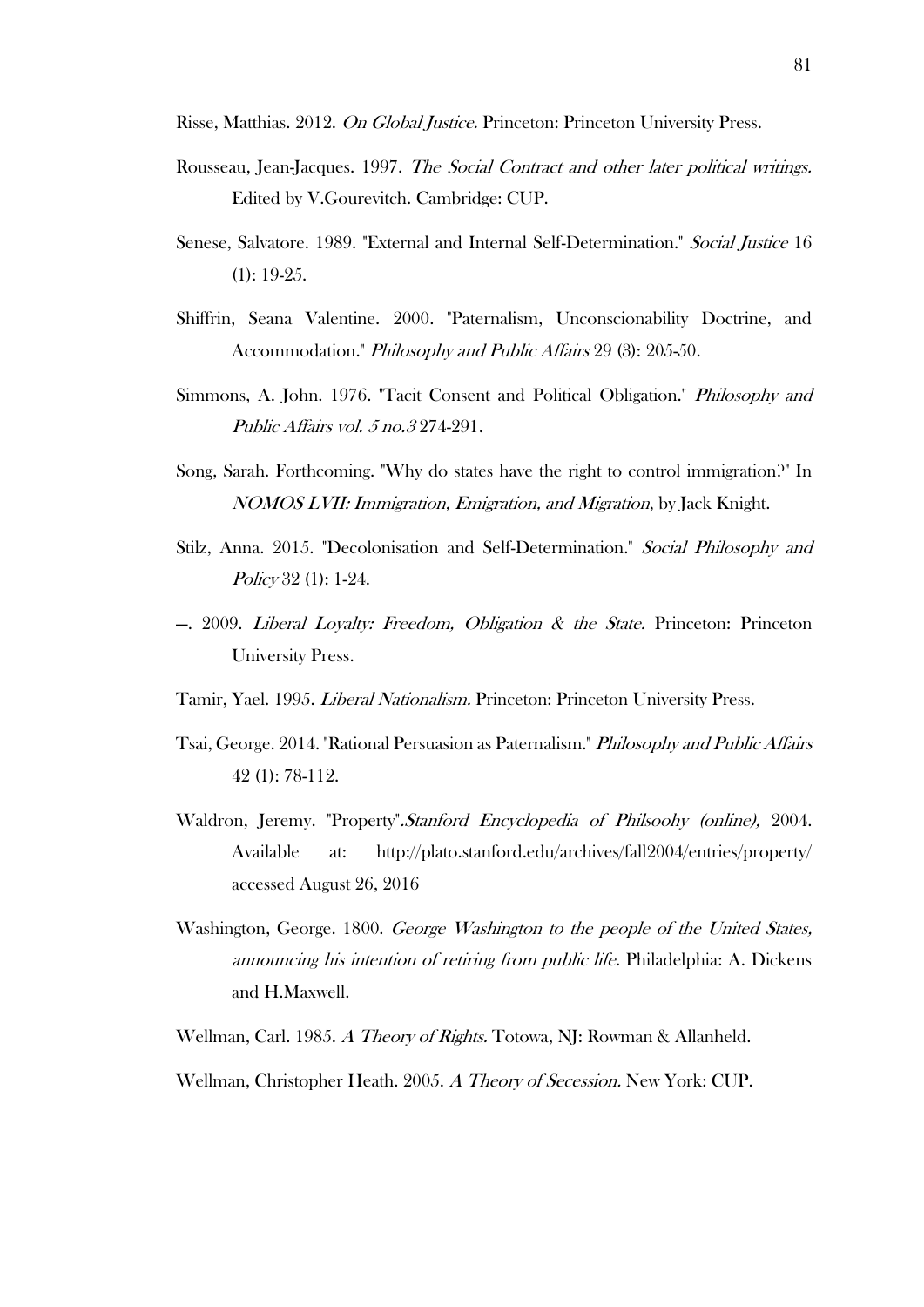Risse, Matthias. 2012. *On Global Justice.* Princeton: Princeton University Press.

Rousseau, Jean-Jacques. 1997. *The Social Contract and other later political writings.* Edited by V.Gourevitch. Cambridge: CUP.

Senese, Salvatore. 1989. "External and Internal Self-Determination." *Social Justice* 16 (1): 19-25.

Shiffrin, Seana Valentine. 2000. "Paternalism, Unconscionability Doctrine, and Accommodation." *Philosophy and Public Affairs* 29 (3): 205-50.

Simmons, A. John. 1976. "Tacit Consent and Political Obligation." *Philosophy and Public Affairs vol. 5 no.3* 274-291.

Song, Sarah. Forthcoming. "Why do states have the right to control immigration?" In *NOMOS LVII: Immigration, Emigration, and Migration*, by Jack Knight.

Stilz, Anna. 2015. "Decolonisation and Self-Determination." *Social Philosophy and Policy* 32 (1): 1-24.

—. 2009. *Liberal Loyalty: Freedom, Obligation & the State.* Princeton: Princeton University Press.

Tamir, Yael. 1995. *Liberal Nationalism.* Princeton: Princeton University Press.

Tsai, George. 2014. "Rational Persuasion as Paternalism." *Philosophy and Public Affairs* 42 (1): 78-112.

Waldron, Jeremy. "Property".*Stanford Encyclopedia of Philsoohy (online),* 2004. Available at: http://plato.stanford.edu/archives/fall2004/entries/property/ accessed August 26, 2016

Washington, George. 1800. *George Washington to the people of the United States, announcing his intention of retiring from public life.* Philadelphia: A. Dickens and H.Maxwell.

Wellman, Carl. 1985. *A Theory of Rights.* Totowa, NJ: Rowman & Allanheld.

Wellman, Christopher Heath. 2005. *A Theory of Secession.* New York: CUP.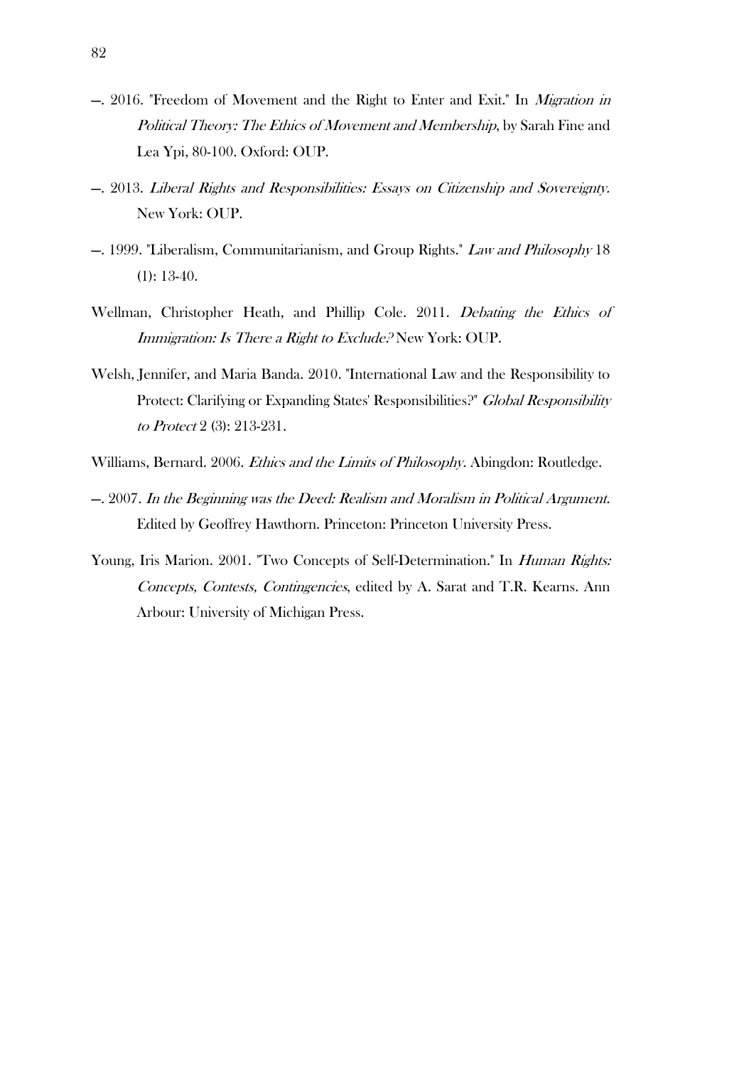—. 2016. "Freedom of Movement and the Right to Enter and Exit." In *Migration in Political Theory: The Ethics of Movement and Membership*, by Sarah Fine and Lea Ypi, 80-100. Oxford: OUP.

—. 2013. *Liberal Rights and Responsibilities: Essays on Citizenship and Sovereignty.* New York: OUP.

—. 1999. "Liberalism, Communitarianism, and Group Rights." *Law and Philosophy* 18 (1): 13-40.

Wellman, Christopher Heath, and Phillip Cole. 2011. *Debating the Ethics of Immigration: Is There a Right to Exclude?* New York: OUP.

Welsh, Jennifer, and Maria Banda. 2010. "International Law and the Responsibility to Protect: Clarifying or Expanding States' Responsibilities?" *Global Responsibility to Protect* 2 (3): 213-231.

Williams, Bernard. 2006. *Ethics and the Limits of Philosophy.* Abingdon: Routledge.

—. 2007. *In the Beginning was the Deed: Realism and Moralism in Political Argument.* Edited by Geoffrey Hawthorn. Princeton: Princeton University Press.

Young, Iris Marion. 2001. "Two Concepts of Self-Determination." In *Human Rights: Concepts, Contests, Contingencies*, edited by A. Sarat and T.R. Kearns. Ann Arbour: University of Michigan Press.